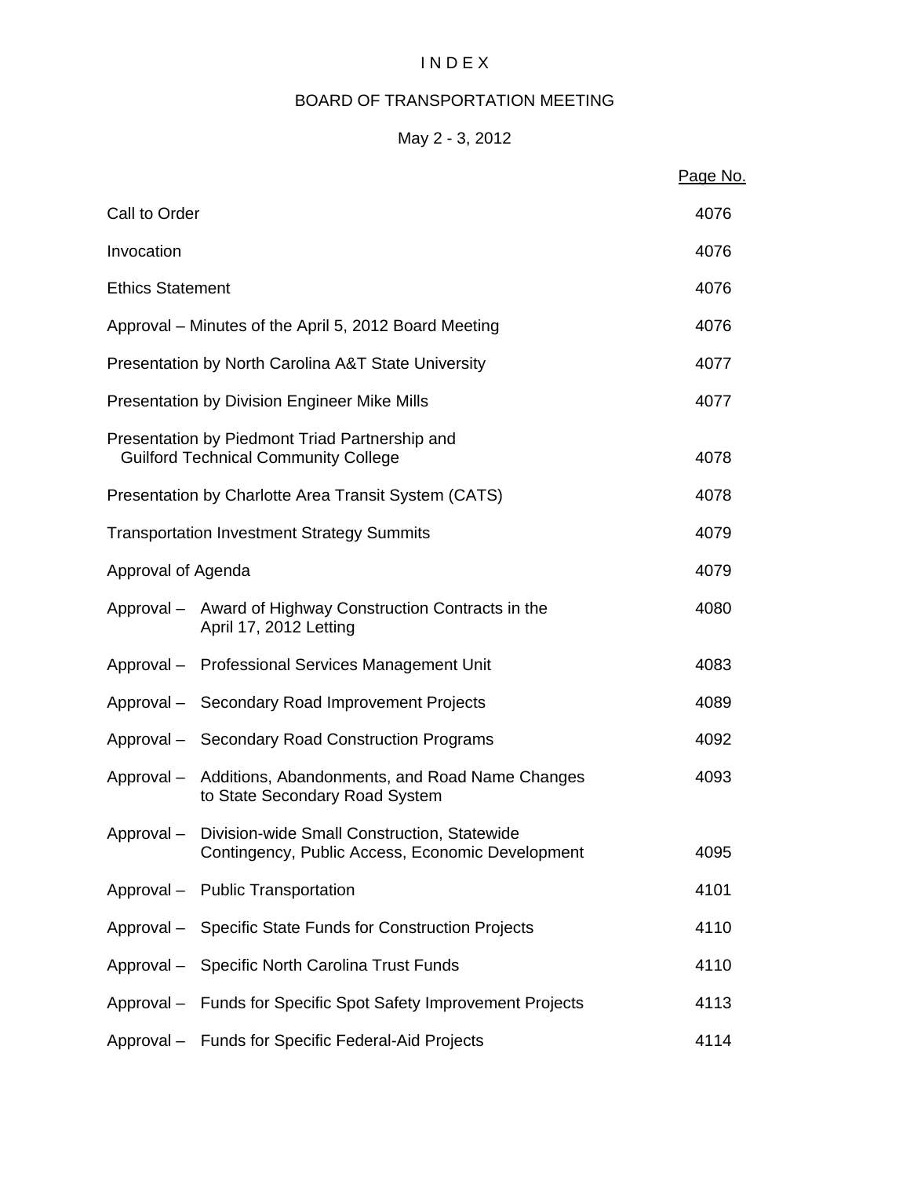# I N D E X

## BOARD OF TRANSPORTATION MEETING

## May 2 - 3, 2012

| | Page No. |
|---|---|
| Call to Order | 4076 |
| Invocation | 4076 |
| Ethics Statement | 4076 |
| Approval – Minutes of the April 5, 2012 Board Meeting | 4076 |
| Presentation by North Carolina A&T State University | 4077 |
| Presentation by Division Engineer Mike Mills | 4077 |
| Presentation by Piedmont Triad Partnership and Guilford Technical Community College | 4078 |
| Presentation by Charlotte Area Transit System (CATS) | 4078 |
| Transportation Investment Strategy Summits | 4079 |
| Approval of Agenda | 4079 |
| Approval – Award of Highway Construction Contracts in the April 17, 2012 Letting | 4080 |
| Approval – Professional Services Management Unit | 4083 |
| Approval – Secondary Road Improvement Projects | 4089 |
| Approval – Secondary Road Construction Programs | 4092 |
| Approval – Additions, Abandonments, and Road Name Changes to State Secondary Road System | 4093 |
| Approval – Division-wide Small Construction, Statewide Contingency, Public Access, Economic Development | 4095 |
| Approval – Public Transportation | 4101 |
| Approval – Specific State Funds for Construction Projects | 4110 |
| Approval – Specific North Carolina Trust Funds | 4110 |
| Approval – Funds for Specific Spot Safety Improvement Projects | 4113 |
| Approval – Funds for Specific Federal-Aid Projects | 4114 |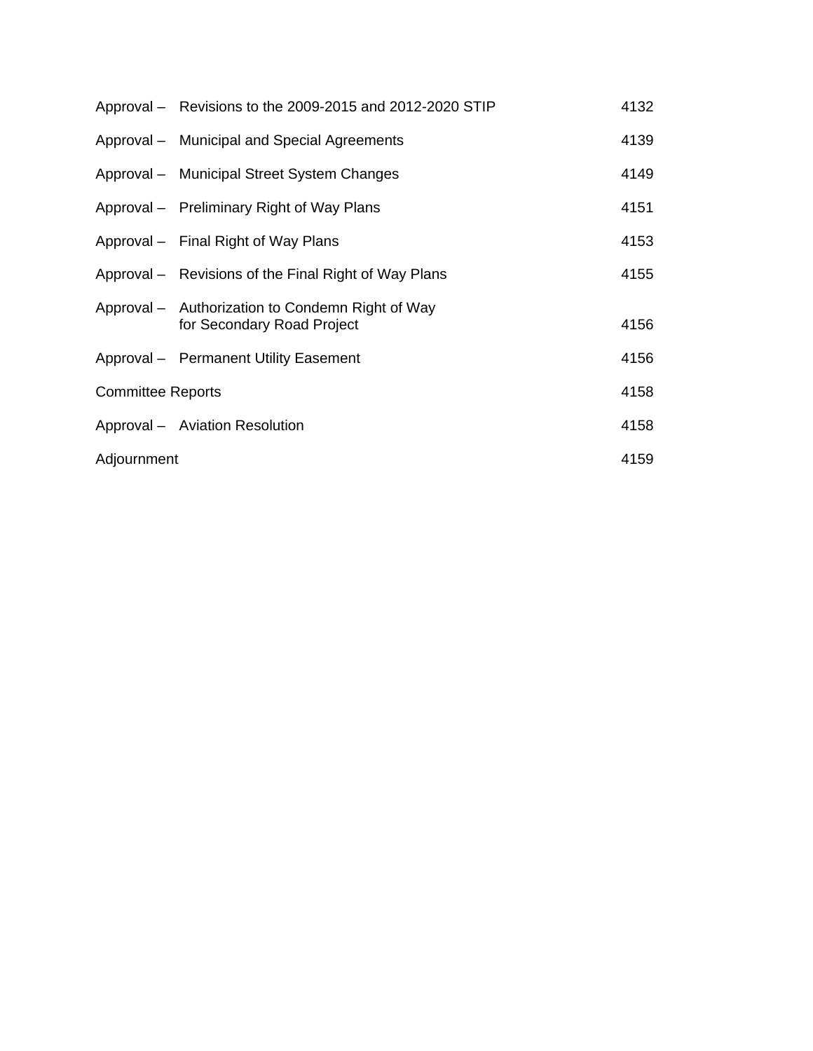| | | |
|---|---|---|
| Approval – | Revisions to the 2009-2015 and 2012-2020 STIP | 4132 |
| Approval – | Municipal and Special Agreements | 4139 |
| Approval – | Municipal Street System Changes | 4149 |
| Approval – | Preliminary Right of Way Plans | 4151 |
| Approval – | Final Right of Way Plans | 4153 |
| Approval – | Revisions of the Final Right of Way Plans | 4155 |
| Approval – | Authorization to Condemn Right of Way for Secondary Road Project | 4156 |
| Approval – | Permanent Utility Easement | 4156 |
| Committee Reports | | 4158 |
| Approval – | Aviation Resolution | 4158 |
| Adjournment | | 4159 |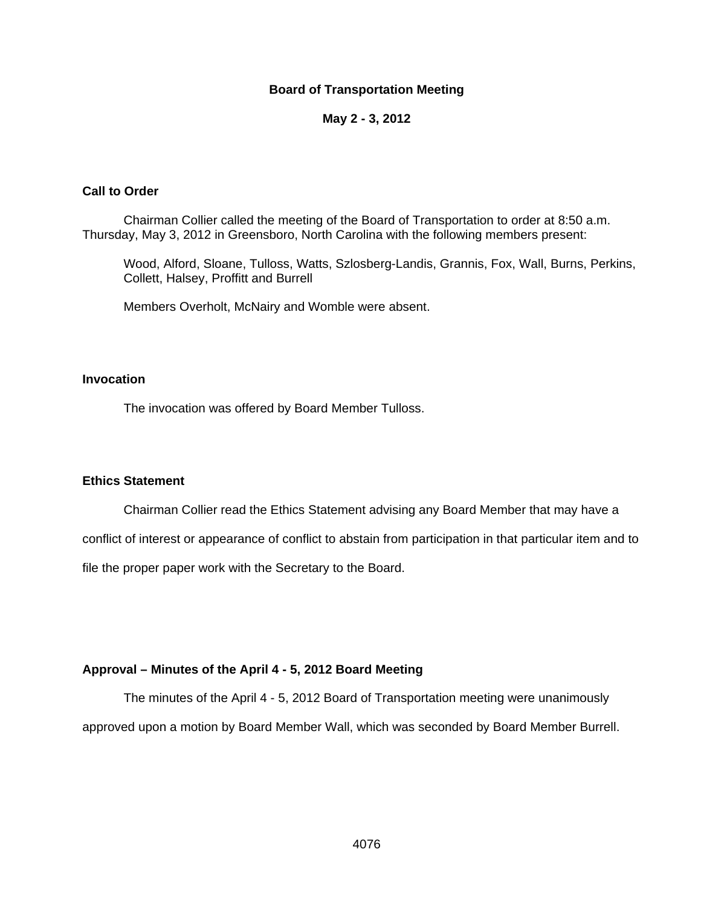# Board of Transportation Meeting

**May 2 - 3, 2012**

## Call to Order

Chairman Collier called the meeting of the Board of Transportation to order at 8:50 a.m. Thursday, May 3, 2012 in Greensboro, North Carolina with the following members present:

Wood, Alford, Sloane, Tulloss, Watts, Szlosberg-Landis, Grannis, Fox, Wall, Burns, Perkins, Collett, Halsey, Proffitt and Burrell

Members Overholt, McNairy and Womble were absent.

## Invocation

The invocation was offered by Board Member Tulloss.

## Ethics Statement

Chairman Collier read the Ethics Statement advising any Board Member that may have a conflict of interest or appearance of conflict to abstain from participation in that particular item and to file the proper paper work with the Secretary to the Board.

## Approval – Minutes of the April 4 - 5, 2012 Board Meeting

The minutes of the April 4 - 5, 2012 Board of Transportation meeting were unanimously approved upon a motion by Board Member Wall, which was seconded by Board Member Burrell.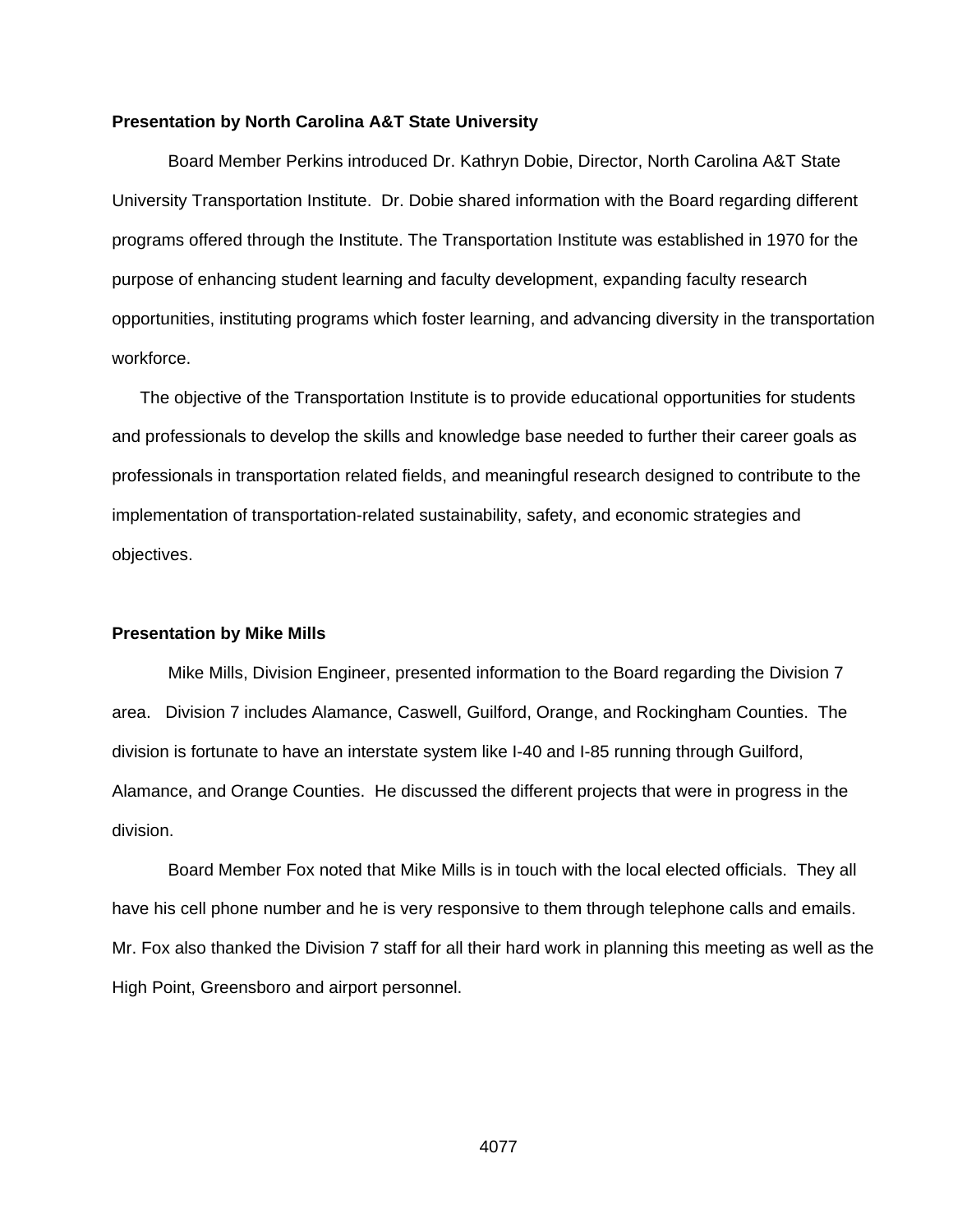**Presentation by North Carolina A&T State University**

Board Member Perkins introduced Dr. Kathryn Dobie, Director, North Carolina A&T State University Transportation Institute. Dr. Dobie shared information with the Board regarding different programs offered through the Institute. The Transportation Institute was established in 1970 for the purpose of enhancing student learning and faculty development, expanding faculty research opportunities, instituting programs which foster learning, and advancing diversity in the transportation workforce.

The objective of the Transportation Institute is to provide educational opportunities for students and professionals to develop the skills and knowledge base needed to further their career goals as professionals in transportation related fields, and meaningful research designed to contribute to the implementation of transportation-related sustainability, safety, and economic strategies and objectives.

**Presentation by Mike Mills**

Mike Mills, Division Engineer, presented information to the Board regarding the Division 7 area. Division 7 includes Alamance, Caswell, Guilford, Orange, and Rockingham Counties. The division is fortunate to have an interstate system like I-40 and I-85 running through Guilford, Alamance, and Orange Counties. He discussed the different projects that were in progress in the division.

Board Member Fox noted that Mike Mills is in touch with the local elected officials. They all have his cell phone number and he is very responsive to them through telephone calls and emails. Mr. Fox also thanked the Division 7 staff for all their hard work in planning this meeting as well as the High Point, Greensboro and airport personnel.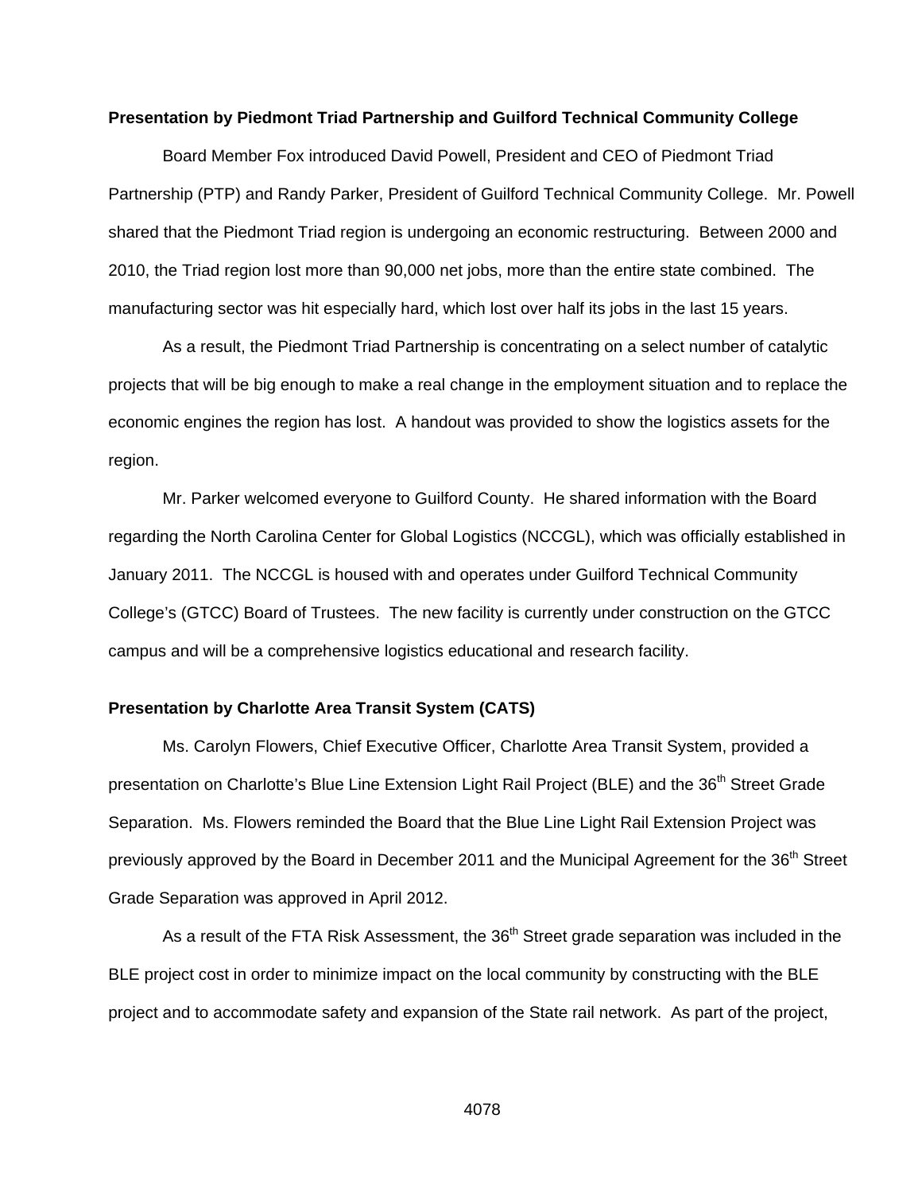**Presentation by Piedmont Triad Partnership and Guilford Technical Community College**

Board Member Fox introduced David Powell, President and CEO of Piedmont Triad Partnership (PTP) and Randy Parker, President of Guilford Technical Community College. Mr. Powell shared that the Piedmont Triad region is undergoing an economic restructuring. Between 2000 and 2010, the Triad region lost more than 90,000 net jobs, more than the entire state combined. The manufacturing sector was hit especially hard, which lost over half its jobs in the last 15 years.

As a result, the Piedmont Triad Partnership is concentrating on a select number of catalytic projects that will be big enough to make a real change in the employment situation and to replace the economic engines the region has lost. A handout was provided to show the logistics assets for the region.

Mr. Parker welcomed everyone to Guilford County. He shared information with the Board regarding the North Carolina Center for Global Logistics (NCCGL), which was officially established in January 2011. The NCCGL is housed with and operates under Guilford Technical Community College's (GTCC) Board of Trustees. The new facility is currently under construction on the GTCC campus and will be a comprehensive logistics educational and research facility.

**Presentation by Charlotte Area Transit System (CATS)**

Ms. Carolyn Flowers, Chief Executive Officer, Charlotte Area Transit System, provided a presentation on Charlotte's Blue Line Extension Light Rail Project (BLE) and the 36th Street Grade Separation. Ms. Flowers reminded the Board that the Blue Line Light Rail Extension Project was previously approved by the Board in December 2011 and the Municipal Agreement for the 36th Street Grade Separation was approved in April 2012.

As a result of the FTA Risk Assessment, the 36th Street grade separation was included in the BLE project cost in order to minimize impact on the local community by constructing with the BLE project and to accommodate safety and expansion of the State rail network. As part of the project,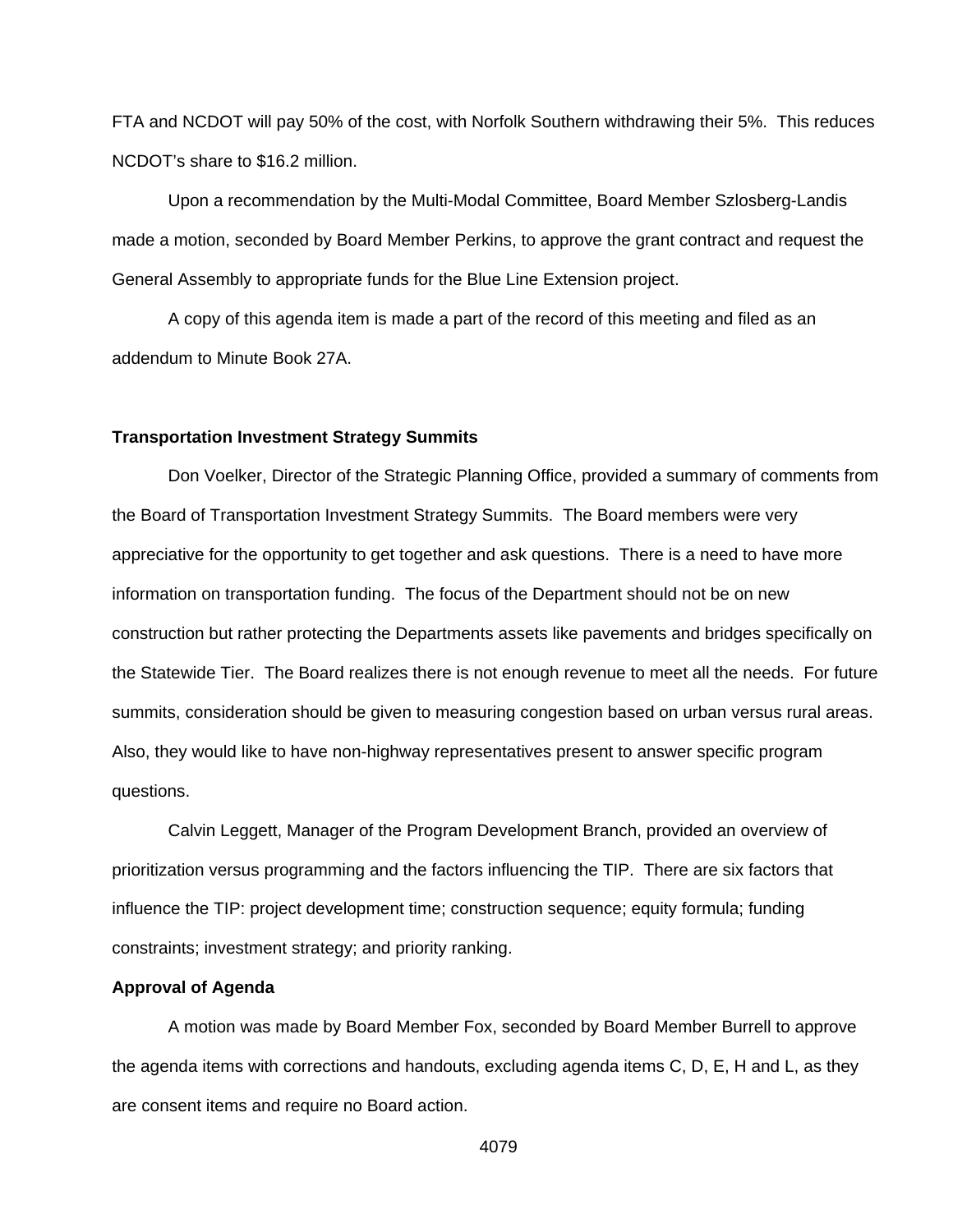FTA and NCDOT will pay 50% of the cost, with Norfolk Southern withdrawing their 5%. This reduces NCDOT's share to $16.2 million.

Upon a recommendation by the Multi-Modal Committee, Board Member Szlosberg-Landis made a motion, seconded by Board Member Perkins, to approve the grant contract and request the General Assembly to appropriate funds for the Blue Line Extension project.

A copy of this agenda item is made a part of the record of this meeting and filed as an addendum to Minute Book 27A.

**Transportation Investment Strategy Summits**

Don Voelker, Director of the Strategic Planning Office, provided a summary of comments from the Board of Transportation Investment Strategy Summits. The Board members were very appreciative for the opportunity to get together and ask questions. There is a need to have more information on transportation funding. The focus of the Department should not be on new construction but rather protecting the Departments assets like pavements and bridges specifically on the Statewide Tier. The Board realizes there is not enough revenue to meet all the needs. For future summits, consideration should be given to measuring congestion based on urban versus rural areas. Also, they would like to have non-highway representatives present to answer specific program questions.

Calvin Leggett, Manager of the Program Development Branch, provided an overview of prioritization versus programming and the factors influencing the TIP. There are six factors that influence the TIP: project development time; construction sequence; equity formula; funding constraints; investment strategy; and priority ranking.

**Approval of Agenda**

A motion was made by Board Member Fox, seconded by Board Member Burrell to approve the agenda items with corrections and handouts, excluding agenda items C, D, E, H and L, as they are consent items and require no Board action.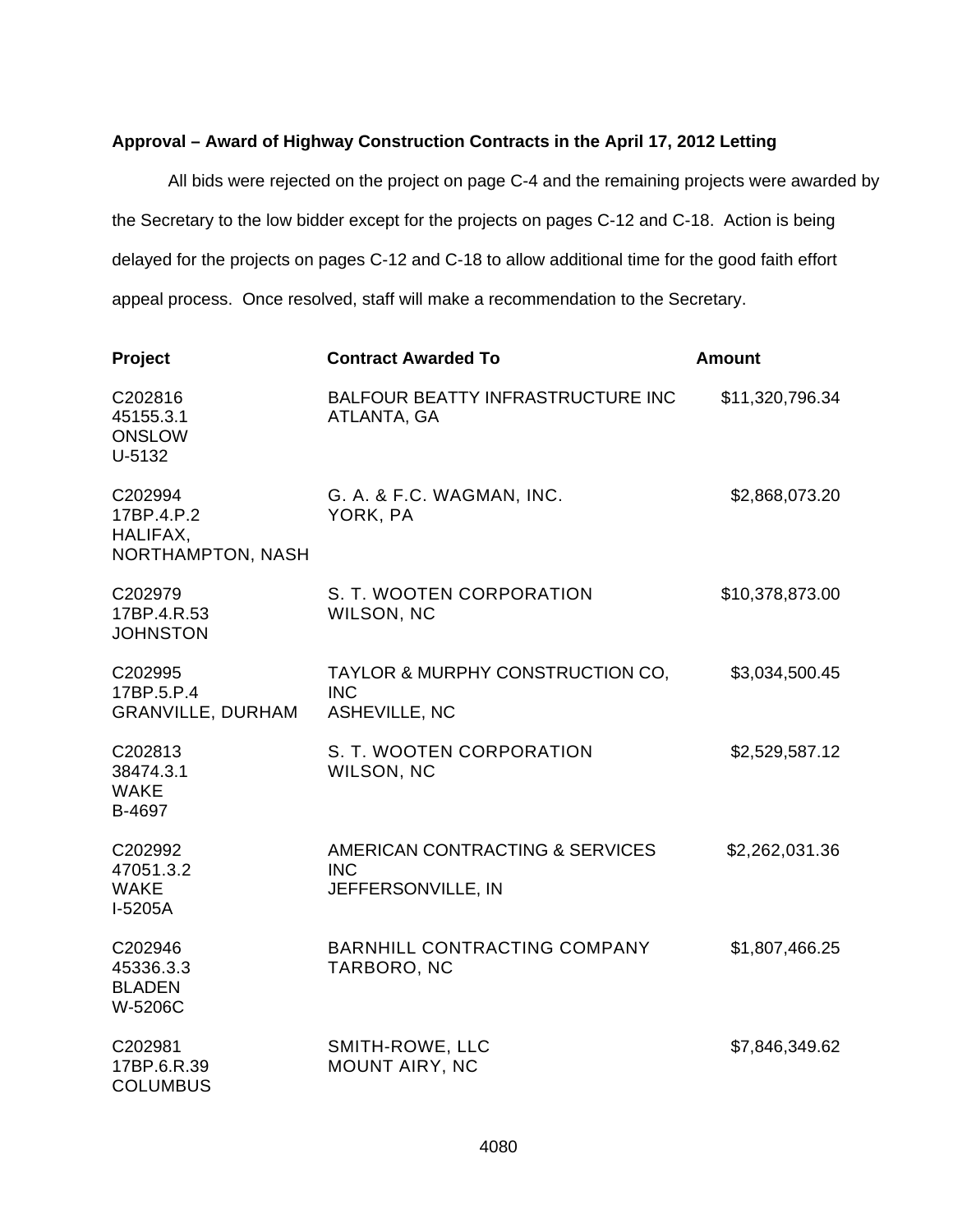**Approval – Award of Highway Construction Contracts in the April 17, 2012 Letting**

All bids were rejected on the project on page C-4 and the remaining projects were awarded by the Secretary to the low bidder except for the projects on pages C-12 and C-18. Action is being delayed for the projects on pages C-12 and C-18 to allow additional time for the good faith effort appeal process. Once resolved, staff will make a recommendation to the Secretary.

| Project | Contract Awarded To | Amount |
|---|---|---|
| C202816<br>45155.3.1<br>ONSLOW<br>U-5132 | BALFOUR BEATTY INFRASTRUCTURE INC<br>ATLANTA, GA | $11,320,796.34 |
| C202994<br>17BP.4.P.2<br>HALIFAX,<br>NORTHAMPTON, NASH | G. A. & F.C. WAGMAN, INC.<br>YORK, PA | $2,868,073.20 |
| C202979<br>17BP.4.R.53<br>JOHNSTON | S. T. WOOTEN CORPORATION<br>WILSON, NC | $10,378,873.00 |
| C202995<br>17BP.5.P.4<br>GRANVILLE, DURHAM | TAYLOR & MURPHY CONSTRUCTION CO, INC<br>ASHEVILLE, NC | $3,034,500.45 |
| C202813<br>38474.3.1<br>WAKE<br>B-4697 | S. T. WOOTEN CORPORATION<br>WILSON, NC | $2,529,587.12 |
| C202992<br>47051.3.2<br>WAKE<br>I-5205A | AMERICAN CONTRACTING & SERVICES INC<br>JEFFERSONVILLE, IN | $2,262,031.36 |
| C202946<br>45336.3.3<br>BLADEN<br>W-5206C | BARNHILL CONTRACTING COMPANY<br>TARBORO, NC | $1,807,466.25 |
| C202981<br>17BP.6.R.39<br>COLUMBUS | SMITH-ROWE, LLC<br>MOUNT AIRY, NC | $7,846,349.62 |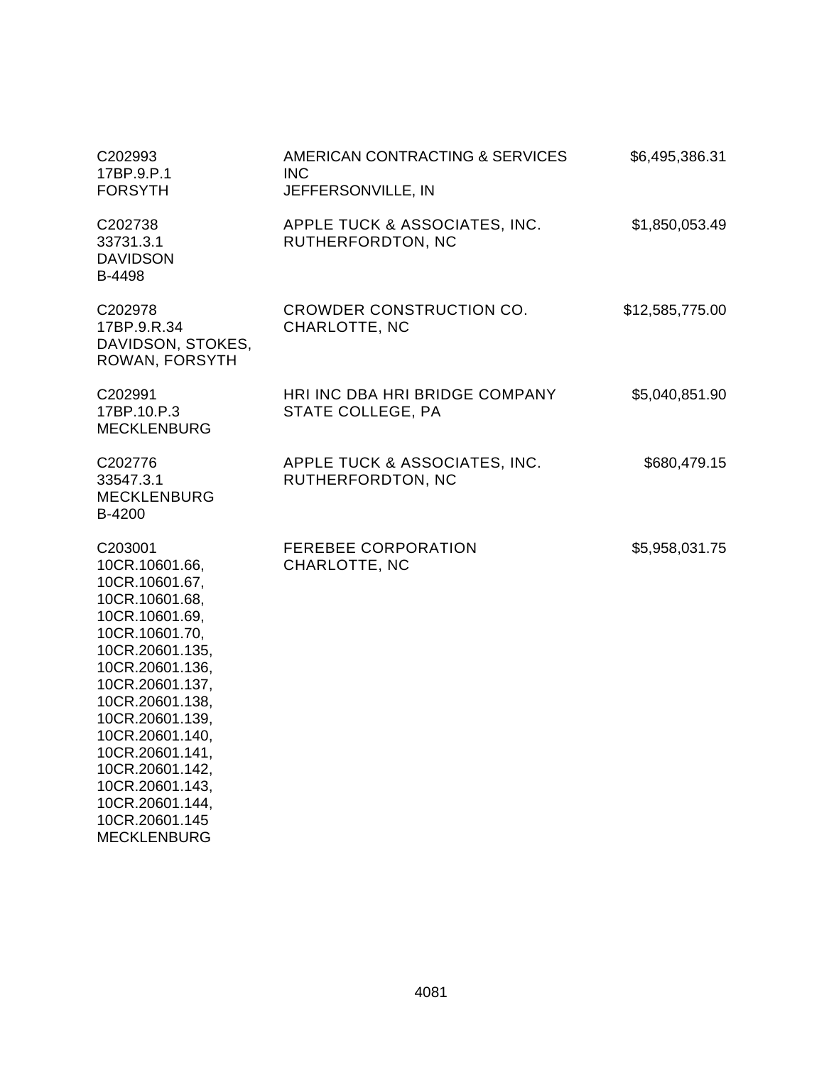| | | |
|---|---|---|
| C202993<br>17BP.9.P.1<br>FORSYTH | AMERICAN CONTRACTING & SERVICES INC<br>JEFFERSONVILLE, IN | $6,495,386.31 |
| C202738<br>33731.3.1<br>DAVIDSON<br>B-4498 | APPLE TUCK & ASSOCIATES, INC.<br>RUTHERFORDTON, NC | $1,850,053.49 |
| C202978<br>17BP.9.R.34<br>DAVIDSON, STOKES, ROWAN, FORSYTH | CROWDER CONSTRUCTION CO.<br>CHARLOTTE, NC | $12,585,775.00 |
| C202991<br>17BP.10.P.3<br>MECKLENBURG | HRI INC DBA HRI BRIDGE COMPANY<br>STATE COLLEGE, PA | $5,040,851.90 |
| C202776<br>33547.3.1<br>MECKLENBURG<br>B-4200 | APPLE TUCK & ASSOCIATES, INC.<br>RUTHERFORDTON, NC | $680,479.15 |
| C203001<br>10CR.10601.66,<br>10CR.10601.67,<br>10CR.10601.68,<br>10CR.10601.69,<br>10CR.10601.70,<br>10CR.20601.135,<br>10CR.20601.136,<br>10CR.20601.137,<br>10CR.20601.138,<br>10CR.20601.139,<br>10CR.20601.140,<br>10CR.20601.141,<br>10CR.20601.142,<br>10CR.20601.143,<br>10CR.20601.144,<br>10CR.20601.145<br>MECKLENBURG | FEREBEE CORPORATION<br>CHARLOTTE, NC | $5,958,031.75 |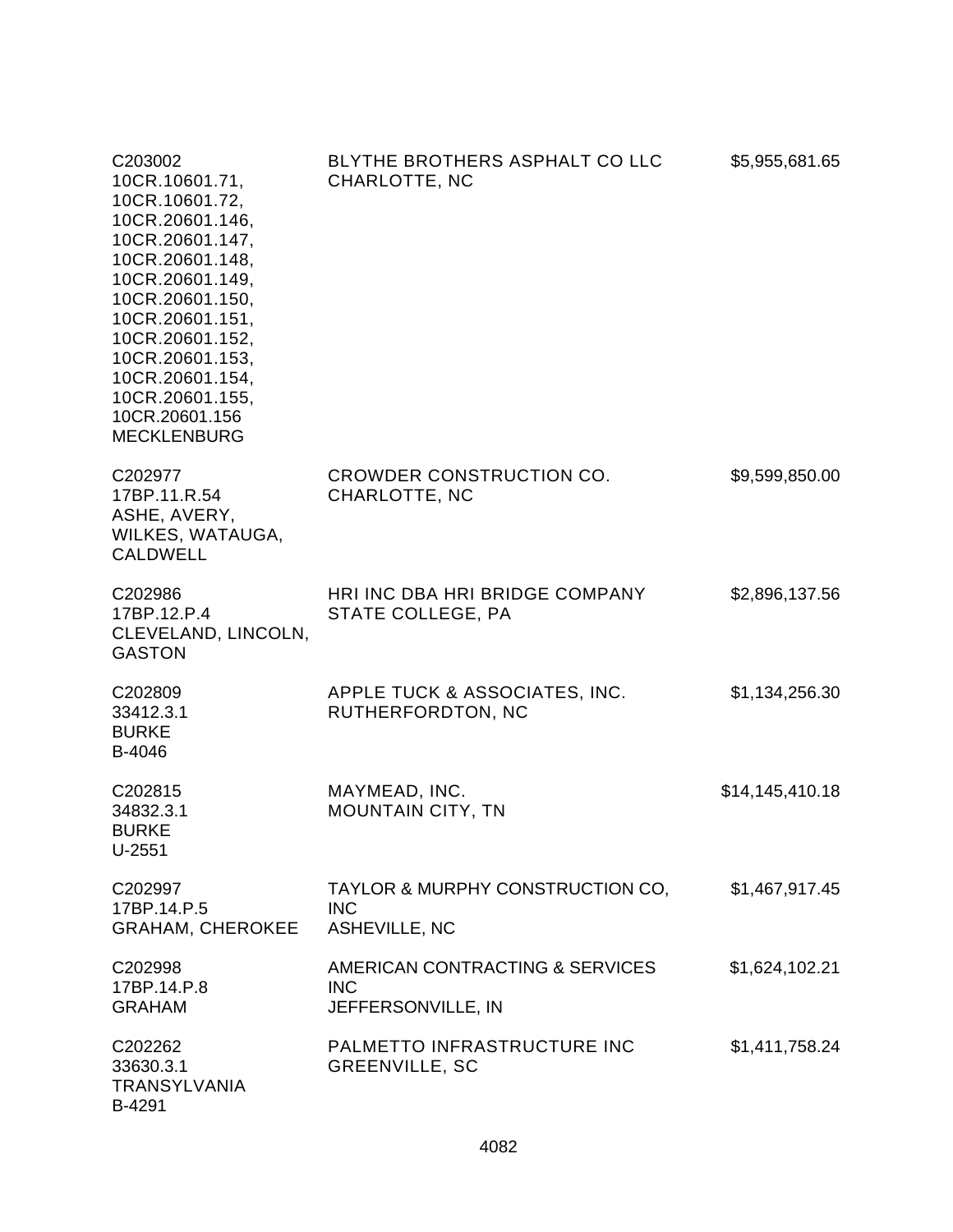| | | |
|---|---|---|
| C203002<br>10CR.10601.71,<br>10CR.10601.72,<br>10CR.20601.146,<br>10CR.20601.147,<br>10CR.20601.148,<br>10CR.20601.149,<br>10CR.20601.150,<br>10CR.20601.151,<br>10CR.20601.152,<br>10CR.20601.153,<br>10CR.20601.154,<br>10CR.20601.155,<br>10CR.20601.156<br>MECKLENBURG | BLYTHE BROTHERS ASPHALT CO LLC<br>CHARLOTTE, NC | $5,955,681.65 |
| C202977<br>17BP.11.R.54<br>ASHE, AVERY,<br>WILKES, WATAUGA,<br>CALDWELL | CROWDER CONSTRUCTION CO.<br>CHARLOTTE, NC | $9,599,850.00 |
| C202986<br>17BP.12.P.4<br>CLEVELAND, LINCOLN,<br>GASTON | HRI INC DBA HRI BRIDGE COMPANY<br>STATE COLLEGE, PA | $2,896,137.56 |
| C202809<br>33412.3.1<br>BURKE<br>B-4046 | APPLE TUCK & ASSOCIATES, INC.<br>RUTHERFORDTON, NC | $1,134,256.30 |
| C202815<br>34832.3.1<br>BURKE<br>U-2551 | MAYMEAD, INC.<br>MOUNTAIN CITY, TN | $14,145,410.18 |
| C202997<br>17BP.14.P.5<br>GRAHAM, CHEROKEE | TAYLOR & MURPHY CONSTRUCTION CO, INC<br>ASHEVILLE, NC | $1,467,917.45 |
| C202998<br>17BP.14.P.8<br>GRAHAM | AMERICAN CONTRACTING & SERVICES INC<br>JEFFERSONVILLE, IN | $1,624,102.21 |
| C202262<br>33630.3.1<br>TRANSYLVANIA<br>B-4291 | PALMETTO INFRASTRUCTURE INC<br>GREENVILLE, SC | $1,411,758.24 |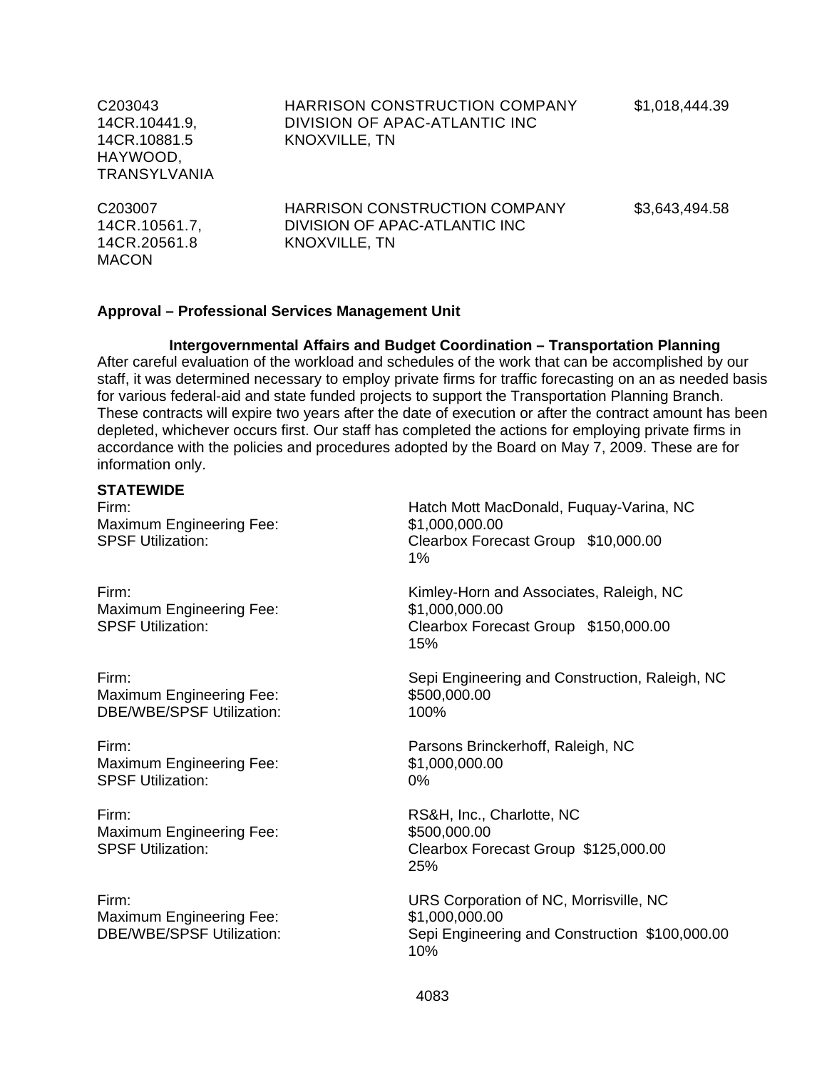| | | |
|---|---|---|
| C203043<br>14CR.10441.9,<br>14CR.10881.5<br>HAYWOOD,<br>TRANSYLVANIA | HARRISON CONSTRUCTION COMPANY<br>DIVISION OF APAC-ATLANTIC INC<br>KNOXVILLE, TN | $1,018,444.39 |
| C203007<br>14CR.10561.7,<br>14CR.20561.8<br>MACON | HARRISON CONSTRUCTION COMPANY<br>DIVISION OF APAC-ATLANTIC INC<br>KNOXVILLE, TN | $3,643,494.58 |

**Approval – Professional Services Management Unit**

**Intergovernmental Affairs and Budget Coordination – Transportation Planning**

After careful evaluation of the workload and schedules of the work that can be accomplished by our staff, it was determined necessary to employ private firms for traffic forecasting on an as needed basis for various federal-aid and state funded projects to support the Transportation Planning Branch. These contracts will expire two years after the date of execution or after the contract amount has been depleted, whichever occurs first. Our staff has completed the actions for employing private firms in accordance with the policies and procedures adopted by the Board on May 7, 2009. These are for information only.

**STATEWIDE**

Firm: Hatch Mott MacDonald, Fuquay-Varina, NC
Maximum Engineering Fee: $1,000,000.00
SPSF Utilization: Clearbox Forecast Group $10,000.00
1%

Firm: Kimley-Horn and Associates, Raleigh, NC
Maximum Engineering Fee: $1,000,000.00
SPSF Utilization: Clearbox Forecast Group $150,000.00
15%

Firm: Sepi Engineering and Construction, Raleigh, NC
Maximum Engineering Fee: $500,000.00
DBE/WBE/SPSF Utilization: 100%

Firm: Parsons Brinckerhoff, Raleigh, NC
Maximum Engineering Fee: $1,000,000.00
SPSF Utilization: 0%

Firm: RS&H, Inc., Charlotte, NC
Maximum Engineering Fee: $500,000.00
SPSF Utilization: Clearbox Forecast Group $125,000.00
25%

Firm: URS Corporation of NC, Morrisville, NC
Maximum Engineering Fee: $1,000,000.00
DBE/WBE/SPSF Utilization: Sepi Engineering and Construction $100,000.00
10%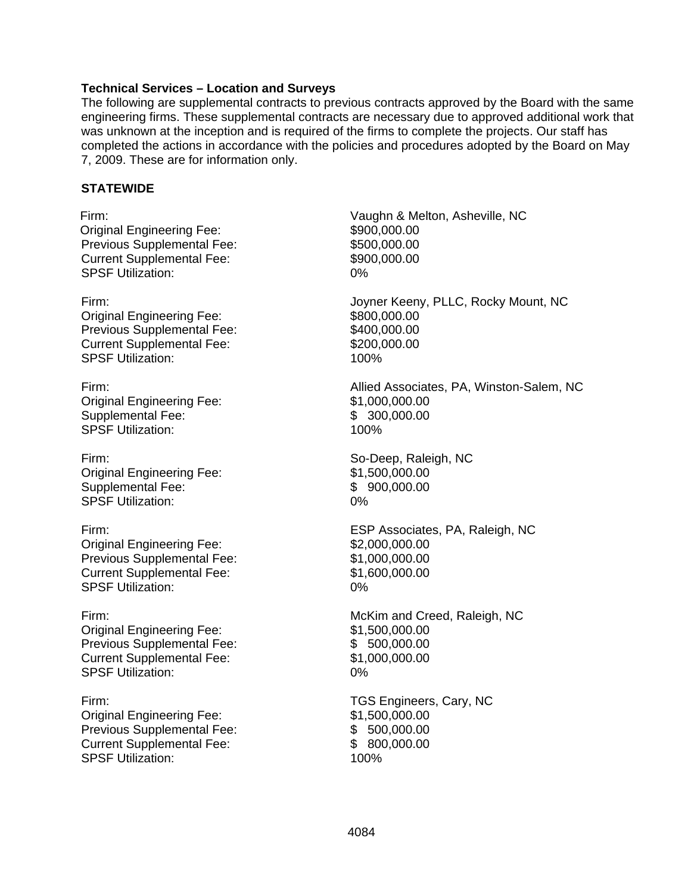**Technical Services – Location and Surveys**

The following are supplemental contracts to previous contracts approved by the Board with the same engineering firms. These supplemental contracts are necessary due to approved additional work that was unknown at the inception and is required of the firms to complete the projects. Our staff has completed the actions in accordance with the policies and procedures adopted by the Board on May 7, 2009. These are for information only.

**STATEWIDE**

Firm: Vaughn & Melton, Asheville, NC
Original Engineering Fee: $900,000.00
Previous Supplemental Fee: $500,000.00
Current Supplemental Fee: $900,000.00
SPSF Utilization: 0%

Firm: Joyner Keeny, PLLC, Rocky Mount, NC
Original Engineering Fee: $800,000.00
Previous Supplemental Fee: $400,000.00
Current Supplemental Fee: $200,000.00
SPSF Utilization: 100%

Firm: Allied Associates, PA, Winston-Salem, NC
Original Engineering Fee: $1,000,000.00
Supplemental Fee: $ 300,000.00
SPSF Utilization: 100%

Firm: So-Deep, Raleigh, NC
Original Engineering Fee: $1,500,000.00
Supplemental Fee: $ 900,000.00
SPSF Utilization: 0%

Firm: ESP Associates, PA, Raleigh, NC
Original Engineering Fee: $2,000,000.00
Previous Supplemental Fee: $1,000,000.00
Current Supplemental Fee: $1,600,000.00
SPSF Utilization: 0%

Firm: McKim and Creed, Raleigh, NC
Original Engineering Fee: $1,500,000.00
Previous Supplemental Fee: $ 500,000.00
Current Supplemental Fee: $1,000,000.00
SPSF Utilization: 0%

Firm: TGS Engineers, Cary, NC
Original Engineering Fee: $1,500,000.00
Previous Supplemental Fee: $ 500,000.00
Current Supplemental Fee: $ 800,000.00
SPSF Utilization: 100%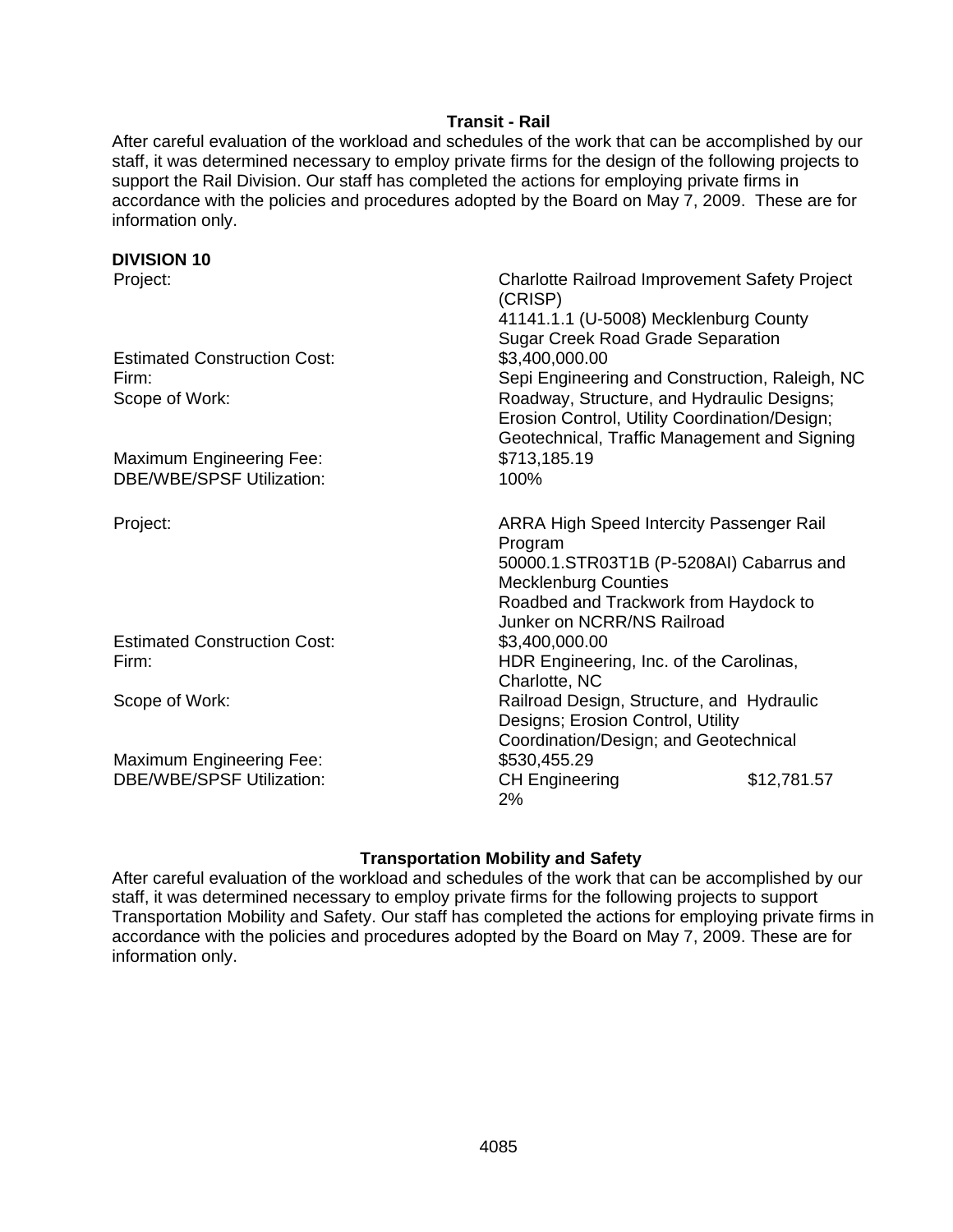**Transit - Rail**

After careful evaluation of the workload and schedules of the work that can be accomplished by our staff, it was determined necessary to employ private firms for the design of the following projects to support the Rail Division. Our staff has completed the actions for employing private firms in accordance with the policies and procedures adopted by the Board on May 7, 2009. These are for information only.

**DIVISION 10**

| | |
|---|---|
| Project: | Charlotte Railroad Improvement Safety Project (CRISP)<br>41141.1.1 (U-5008) Mecklenburg County<br>Sugar Creek Road Grade Separation |
| Estimated Construction Cost: | $3,400,000.00 |
| Firm: | Sepi Engineering and Construction, Raleigh, NC |
| Scope of Work: | Roadway, Structure, and Hydraulic Designs; Erosion Control, Utility Coordination/Design; Geotechnical, Traffic Management and Signing |
| Maximum Engineering Fee: | $713,185.19 |
| DBE/WBE/SPSF Utilization: | 100% |

| | | |
|---|---|---|
| Project: | ARRA High Speed Intercity Passenger Rail Program<br>50000.1.STR03T1B (P-5208AI) Cabarrus and Mecklenburg Counties<br>Roadbed and Trackwork from Haydock to Junker on NCRR/NS Railroad | |
| Estimated Construction Cost: | $3,400,000.00 | |
| Firm: | HDR Engineering, Inc. of the Carolinas, Charlotte, NC | |
| Scope of Work: | Railroad Design, Structure, and Hydraulic Designs; Erosion Control, Utility Coordination/Design; and Geotechnical | |
| Maximum Engineering Fee: | $530,455.29 | |
| DBE/WBE/SPSF Utilization: | CH Engineering<br>2% | $12,781.57 |

**Transportation Mobility and Safety**

After careful evaluation of the workload and schedules of the work that can be accomplished by our staff, it was determined necessary to employ private firms for the following projects to support Transportation Mobility and Safety. Our staff has completed the actions for employing private firms in accordance with the policies and procedures adopted by the Board on May 7, 2009. These are for information only.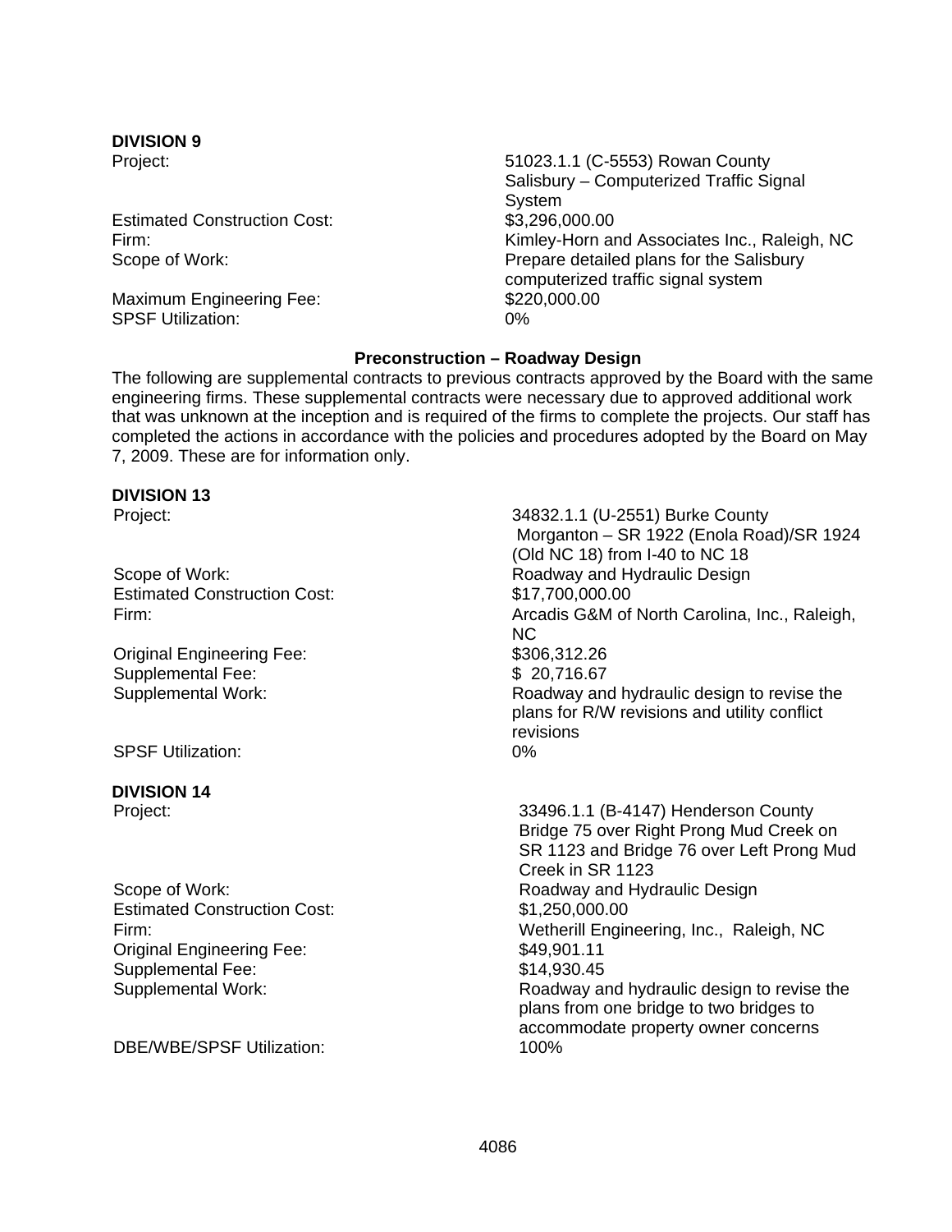**DIVISION 9**

| | |
|---|---|
| Project: | 51023.1.1 (C-5553) Rowan County Salisbury – Computerized Traffic Signal System |
| Estimated Construction Cost: | $3,296,000.00 |
| Firm: | Kimley-Horn and Associates Inc., Raleigh, NC |
| Scope of Work: | Prepare detailed plans for the Salisbury computerized traffic signal system |
| Maximum Engineering Fee: | $220,000.00 |
| SPSF Utilization: | 0% |

**Preconstruction – Roadway Design**

The following are supplemental contracts to previous contracts approved by the Board with the same engineering firms. These supplemental contracts were necessary due to approved additional work that was unknown at the inception and is required of the firms to complete the projects. Our staff has completed the actions in accordance with the policies and procedures adopted by the Board on May 7, 2009. These are for information only.

**DIVISION 13**

| | |
|---|---|
| Project: | 34832.1.1 (U-2551) Burke County Morganton – SR 1922 (Enola Road)/SR 1924 (Old NC 18) from I-40 to NC 18 |
| Scope of Work: | Roadway and Hydraulic Design |
| Estimated Construction Cost: | $17,700,000.00 |
| Firm: | Arcadis G&M of North Carolina, Inc., Raleigh, NC |
| Original Engineering Fee: | $306,312.26 |
| Supplemental Fee: | $ 20,716.67 |
| Supplemental Work: | Roadway and hydraulic design to revise the plans for R/W revisions and utility conflict revisions |
| SPSF Utilization: | 0% |

**DIVISION 14**

| | |
|---|---|
| Project: | 33496.1.1 (B-4147) Henderson County Bridge 75 over Right Prong Mud Creek on SR 1123 and Bridge 76 over Left Prong Mud Creek in SR 1123 |
| Scope of Work: | Roadway and Hydraulic Design |
| Estimated Construction Cost: | $1,250,000.00 |
| Firm: | Wetherill Engineering, Inc., Raleigh, NC |
| Original Engineering Fee: | $49,901.11 |
| Supplemental Fee: | $14,930.45 |
| Supplemental Work: | Roadway and hydraulic design to revise the plans from one bridge to two bridges to accommodate property owner concerns |
| DBE/WBE/SPSF Utilization: | 100% |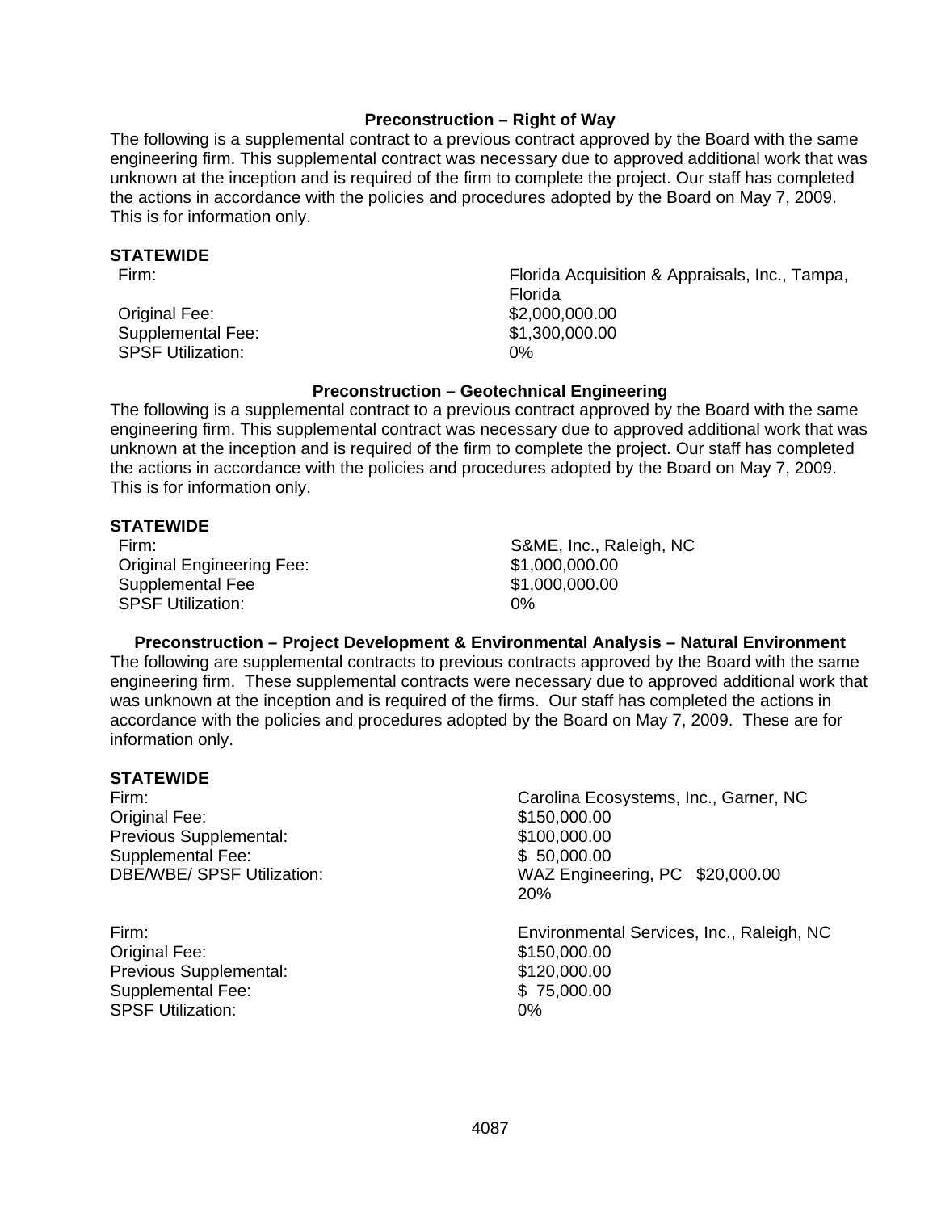### Preconstruction – Right of Way

The following is a supplemental contract to a previous contract approved by the Board with the same engineering firm. This supplemental contract was necessary due to approved additional work that was unknown at the inception and is required of the firm to complete the project. Our staff has completed the actions in accordance with the policies and procedures adopted by the Board on May 7, 2009. This is for information only.

**STATEWIDE**

| | |
|---|---|
| Firm: | Florida Acquisition & Appraisals, Inc., Tampa, Florida |
| Original Fee: | $2,000,000.00 |
| Supplemental Fee: | $1,300,000.00 |
| SPSF Utilization: | 0% |

### Preconstruction – Geotechnical Engineering

The following is a supplemental contract to a previous contract approved by the Board with the same engineering firm. This supplemental contract was necessary due to approved additional work that was unknown at the inception and is required of the firm to complete the project. Our staff has completed the actions in accordance with the policies and procedures adopted by the Board on May 7, 2009. This is for information only.

**STATEWIDE**

| | |
|---|---|
| Firm: | S&ME, Inc., Raleigh, NC |
| Original Engineering Fee: | $1,000,000.00 |
| Supplemental Fee | $1,000,000.00 |
| SPSF Utilization: | 0% |

### Preconstruction – Project Development & Environmental Analysis – Natural Environment

The following are supplemental contracts to previous contracts approved by the Board with the same engineering firm. These supplemental contracts were necessary due to approved additional work that was unknown at the inception and is required of the firms. Our staff has completed the actions in accordance with the policies and procedures adopted by the Board on May 7, 2009. These are for information only.

**STATEWIDE**

| | |
|---|---|
| Firm: | Carolina Ecosystems, Inc., Garner, NC |
| Original Fee: | $150,000.00 |
| Previous Supplemental: | $100,000.00 |
| Supplemental Fee: | $ 50,000.00 |
| DBE/WBE/ SPSF Utilization: | WAZ Engineering, PC $20,000.00 20% |

| | |
|---|---|
| Firm: | Environmental Services, Inc., Raleigh, NC |
| Original Fee: | $150,000.00 |
| Previous Supplemental: | $120,000.00 |
| Supplemental Fee: | $ 75,000.00 |
| SPSF Utilization: | 0% |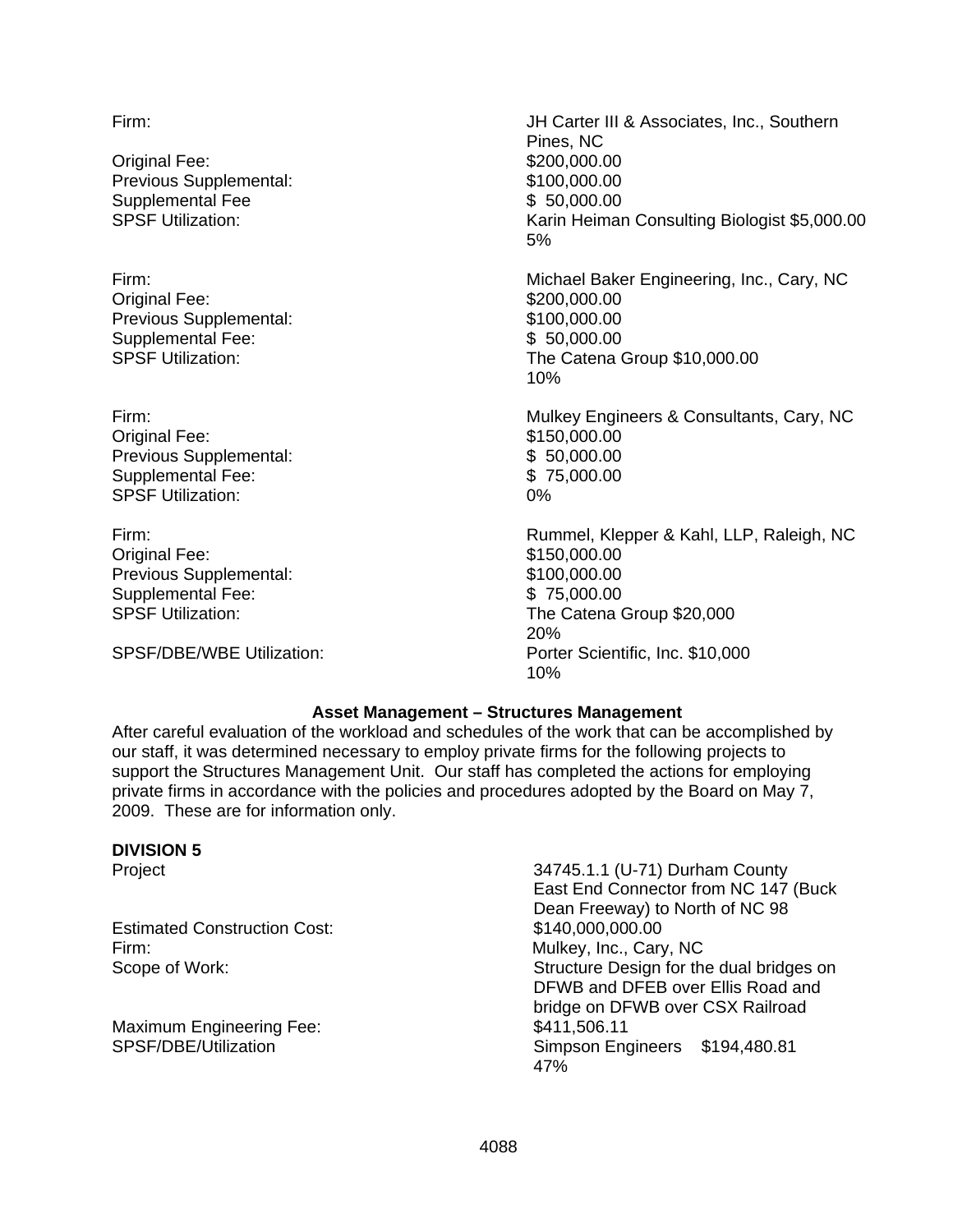| | |
|---|---|
| Firm: | JH Carter III & Associates, Inc., Southern Pines, NC |
| Original Fee: | $200,000.00 |
| Previous Supplemental: | $100,000.00 |
| Supplemental Fee | $ 50,000.00 |
| SPSF Utilization: | Karin Heiman Consulting Biologist $5,000.00 5% |

| | |
|---|---|
| Firm: | Michael Baker Engineering, Inc., Cary, NC |
| Original Fee: | $200,000.00 |
| Previous Supplemental: | $100,000.00 |
| Supplemental Fee: | $ 50,000.00 |
| SPSF Utilization: | The Catena Group $10,000.00 10% |

| | |
|---|---|
| Firm: | Mulkey Engineers & Consultants, Cary, NC |
| Original Fee: | $150,000.00 |
| Previous Supplemental: | $ 50,000.00 |
| Supplemental Fee: | $ 75,000.00 |
| SPSF Utilization: | 0% |

| | |
|---|---|
| Firm: | Rummel, Klepper & Kahl, LLP, Raleigh, NC |
| Original Fee: | $150,000.00 |
| Previous Supplemental: | $100,000.00 |
| Supplemental Fee: | $ 75,000.00 |
| SPSF Utilization: | The Catena Group $20,000 20% |
| SPSF/DBE/WBE Utilization: | Porter Scientific, Inc. $10,000 10% |

**Asset Management – Structures Management**

After careful evaluation of the workload and schedules of the work that can be accomplished by our staff, it was determined necessary to employ private firms for the following projects to support the Structures Management Unit. Our staff has completed the actions for employing private firms in accordance with the policies and procedures adopted by the Board on May 7, 2009. These are for information only.

**DIVISION 5**

| | |
|---|---|
| Project | 34745.1.1 (U-71) Durham County East End Connector from NC 147 (Buck Dean Freeway) to North of NC 98 |
| Estimated Construction Cost: | $140,000,000.00 |
| Firm: | Mulkey, Inc., Cary, NC |
| Scope of Work: | Structure Design for the dual bridges on DFWB and DFEB over Ellis Road and bridge on DFWB over CSX Railroad |
| Maximum Engineering Fee: | $411,506.11 |
| SPSF/DBE/Utilization | Simpson Engineers $194,480.81 47% |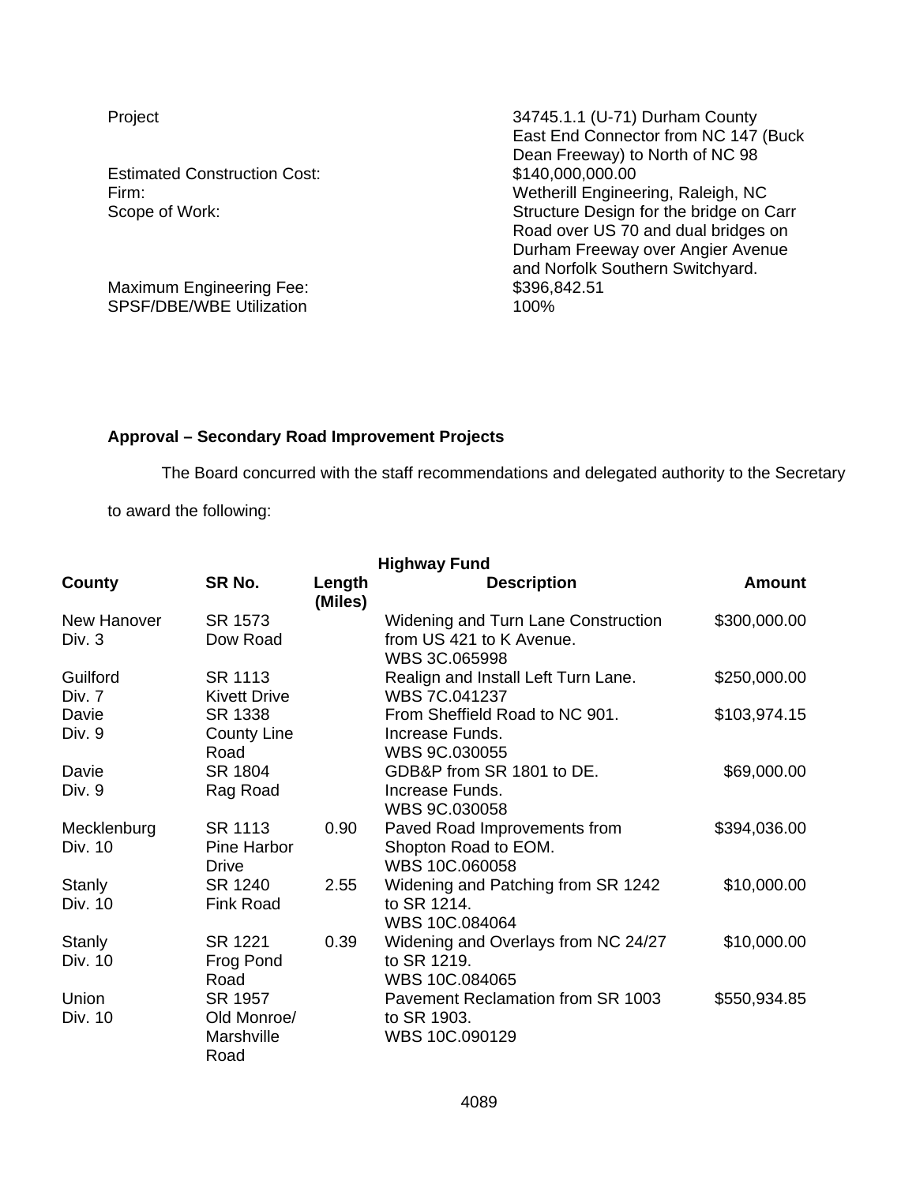| | |
|---|---|
| Project | 34745.1.1 (U-71) Durham County East End Connector from NC 147 (Buck Dean Freeway) to North of NC 98 |
| Estimated Construction Cost: | $140,000,000.00 |
| Firm: | Wetherill Engineering, Raleigh, NC |
| Scope of Work: | Structure Design for the bridge on Carr Road over US 70 and dual bridges on Durham Freeway over Angier Avenue and Norfolk Southern Switchyard. |
| Maximum Engineering Fee: | $396,842.51 |
| SPSF/DBE/WBE Utilization | 100% |

**Approval – Secondary Road Improvement Projects**

The Board concurred with the staff recommendations and delegated authority to the Secretary to award the following:

**Highway Fund**

| County | SR No. | Length (Miles) | Description | Amount |
|---|---|---|---|---|
| New Hanover Div. 3 | SR 1573 Dow Road | | Widening and Turn Lane Construction from US 421 to K Avenue. WBS 3C.065998 | $300,000.00 |
| Guilford Div. 7 | SR 1113 Kivett Drive | | Realign and Install Left Turn Lane. WBS 7C.041237 | $250,000.00 |
| Davie Div. 9 | SR 1338 County Line Road | | From Sheffield Road to NC 901. Increase Funds. WBS 9C.030055 | $103,974.15 |
| Davie Div. 9 | SR 1804 Rag Road | | GDB&P from SR 1801 to DE. Increase Funds. WBS 9C.030058 | $69,000.00 |
| Mecklenburg Div. 10 | SR 1113 Pine Harbor Drive | 0.90 | Paved Road Improvements from Shopton Road to EOM. WBS 10C.060058 | $394,036.00 |
| Stanly Div. 10 | SR 1240 Fink Road | 2.55 | Widening and Patching from SR 1242 to SR 1214. WBS 10C.084064 | $10,000.00 |
| Stanly Div. 10 | SR 1221 Frog Pond Road | 0.39 | Widening and Overlays from NC 24/27 to SR 1219. WBS 10C.084065 | $10,000.00 |
| Union Div. 10 | SR 1957 Old Monroe/ Marshville Road | | Pavement Reclamation from SR 1003 to SR 1903. WBS 10C.090129 | $550,934.85 |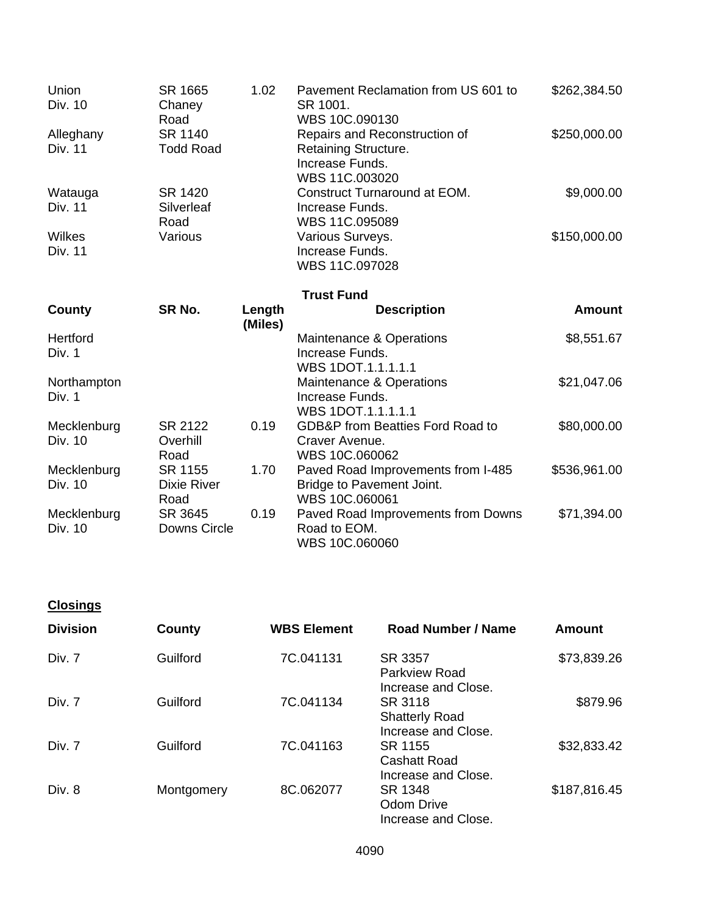| County | SR No. | Length (Miles) | Description | Amount |
|---|---|---|---|---|
| Union Div. 10 | SR 1665 Chaney Road | 1.02 | Pavement Reclamation from US 601 to SR 1001. WBS 10C.090130 | $262,384.50 |
| Alleghany Div. 11 | SR 1140 Todd Road | | Repairs and Reconstruction of Retaining Structure. Increase Funds. WBS 11C.003020 | $250,000.00 |
| Watauga Div. 11 | SR 1420 Silverleaf Road | | Construct Turnaround at EOM. Increase Funds. WBS 11C.095089 | $9,000.00 |
| Wilkes Div. 11 | Various | | Various Surveys. Increase Funds. WBS 11C.097028 | $150,000.00 |

**Trust Fund**

| County | SR No. | Length (Miles) | Description | Amount |
|---|---|---|---|---|
| Hertford Div. 1 | | | Maintenance & Operations Increase Funds. WBS 1DOT.1.1.1.1.1 | $8,551.67 |
| Northampton Div. 1 | | | Maintenance & Operations Increase Funds. WBS 1DOT.1.1.1.1.1 | $21,047.06 |
| Mecklenburg Div. 10 | SR 2122 Overhill Road | 0.19 | GDB&P from Beatties Ford Road to Craver Avenue. WBS 10C.060062 | $80,000.00 |
| Mecklenburg Div. 10 | SR 1155 Dixie River Road | 1.70 | Paved Road Improvements from I-485 Bridge to Pavement Joint. WBS 10C.060061 | $536,961.00 |
| Mecklenburg Div. 10 | SR 3645 Downs Circle | 0.19 | Paved Road Improvements from Downs Road to EOM. WBS 10C.060060 | $71,394.00 |

**Closings**

| Division | County | WBS Element | Road Number / Name | Amount |
|---|---|---|---|---|
| Div. 7 | Guilford | 7C.041131 | SR 3357 Parkview Road Increase and Close. | $73,839.26 |
| Div. 7 | Guilford | 7C.041134 | SR 3118 Shatterly Road Increase and Close. | $879.96 |
| Div. 7 | Guilford | 7C.041163 | SR 1155 Cashatt Road Increase and Close. | $32,833.42 |
| Div. 8 | Montgomery | 8C.062077 | SR 1348 Odom Drive Increase and Close. | $187,816.45 |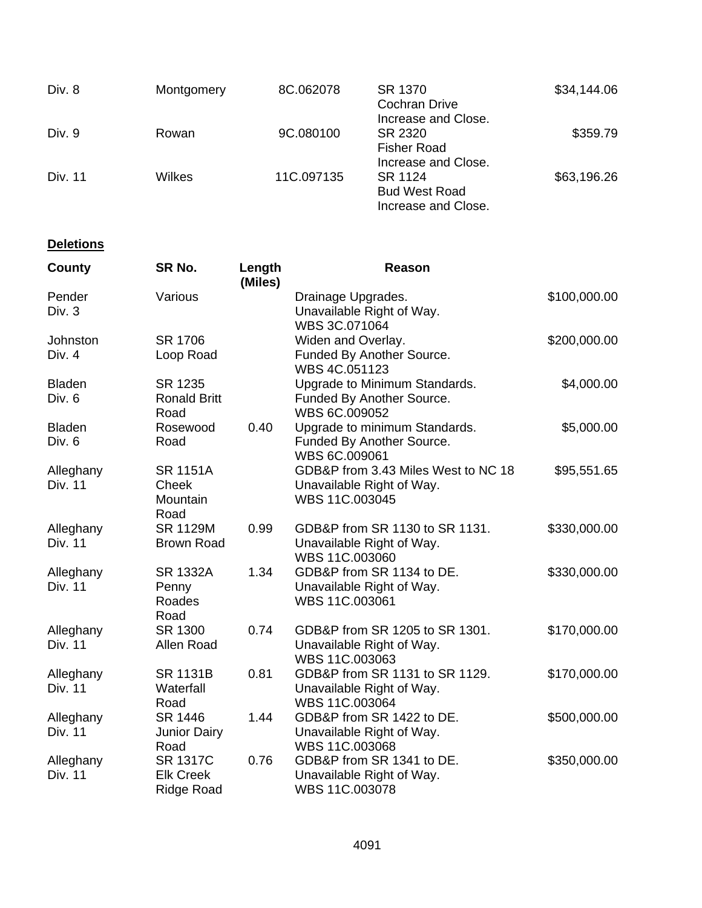| | | | | |
|---|---|---|---|---|
| Div. 8 | Montgomery | 8C.062078 | SR 1370 Cochran Drive Increase and Close. | $34,144.06 |
| Div. 9 | Rowan | 9C.080100 | SR 2320 Fisher Road Increase and Close. | $359.79 |
| Div. 11 | Wilkes | 11C.097135 | SR 1124 Bud West Road Increase and Close. | $63,196.26 |

**Deletions**

| County | SR No. | Length (Miles) | Reason | |
|---|---|---|---|---|
| Pender Div. 3 | Various | | Drainage Upgrades. Unavailable Right of Way. WBS 3C.071064 | $100,000.00 |
| Johnston Div. 4 | SR 1706 Loop Road | | Widen and Overlay. Funded By Another Source. WBS 4C.051123 | $200,000.00 |
| Bladen Div. 6 | SR 1235 Ronald Britt Road | | Upgrade to Minimum Standards. Funded By Another Source. WBS 6C.009052 | $4,000.00 |
| Bladen Div. 6 | Rosewood Road | 0.40 | Upgrade to minimum Standards. Funded By Another Source. WBS 6C.009061 | $5,000.00 |
| Alleghany Div. 11 | SR 1151A Cheek Mountain Road | | GDB&P from 3.43 Miles West to NC 18 Unavailable Right of Way. WBS 11C.003045 | $95,551.65 |
| Alleghany Div. 11 | SR 1129M Brown Road | 0.99 | GDB&P from SR 1130 to SR 1131. Unavailable Right of Way. WBS 11C.003060 | $330,000.00 |
| Alleghany Div. 11 | SR 1332A Penny Roades Road | 1.34 | GDB&P from SR 1134 to DE. Unavailable Right of Way. WBS 11C.003061 | $330,000.00 |
| Alleghany Div. 11 | SR 1300 Allen Road | 0.74 | GDB&P from SR 1205 to SR 1301. Unavailable Right of Way. WBS 11C.003063 | $170,000.00 |
| Alleghany Div. 11 | SR 1131B Waterfall Road | 0.81 | GDB&P from SR 1131 to SR 1129. Unavailable Right of Way. WBS 11C.003064 | $170,000.00 |
| Alleghany Div. 11 | SR 1446 Junior Dairy Road | 1.44 | GDB&P from SR 1422 to DE. Unavailable Right of Way. WBS 11C.003068 | $500,000.00 |
| Alleghany Div. 11 | SR 1317C Elk Creek Ridge Road | 0.76 | GDB&P from SR 1341 to DE. Unavailable Right of Way. WBS 11C.003078 | $350,000.00 |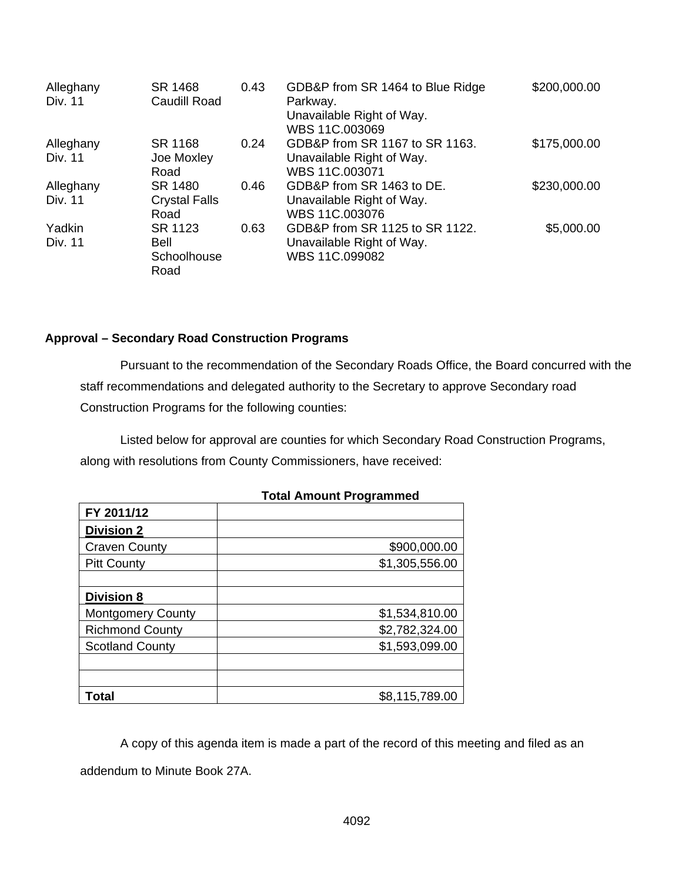| | | | | |
|---|---|---|---|---|
| Alleghany Div. 11 | SR 1468 Caudill Road | 0.43 | GDB&P from SR 1464 to Blue Ridge Parkway. Unavailable Right of Way. WBS 11C.003069 | $200,000.00 |
| Alleghany Div. 11 | SR 1168 Joe Moxley Road | 0.24 | GDB&P from SR 1167 to SR 1163. Unavailable Right of Way. WBS 11C.003071 | $175,000.00 |
| Alleghany Div. 11 | SR 1480 Crystal Falls Road | 0.46 | GDB&P from SR 1463 to DE. Unavailable Right of Way. WBS 11C.003076 | $230,000.00 |
| Yadkin Div. 11 | SR 1123 Bell Schoolhouse Road | 0.63 | GDB&P from SR 1125 to SR 1122. Unavailable Right of Way. WBS 11C.099082 | $5,000.00 |

**Approval – Secondary Road Construction Programs**

Pursuant to the recommendation of the Secondary Roads Office, the Board concurred with the staff recommendations and delegated authority to the Secretary to approve Secondary road Construction Programs for the following counties:

Listed below for approval are counties for which Secondary Road Construction Programs, along with resolutions from County Commissioners, have received:

| | Total Amount Programmed |
|---|---:|
| **FY 2011/12** | |
| **Division 2** | |
| Craven County | $900,000.00 |
| Pitt County | $1,305,556.00 |
| | |
| **Division 8** | |
| Montgomery County | $1,534,810.00 |
| Richmond County | $2,782,324.00 |
| Scotland County | $1,593,099.00 |
| | |
| | |
| **Total** | $8,115,789.00 |

A copy of this agenda item is made a part of the record of this meeting and filed as an addendum to Minute Book 27A.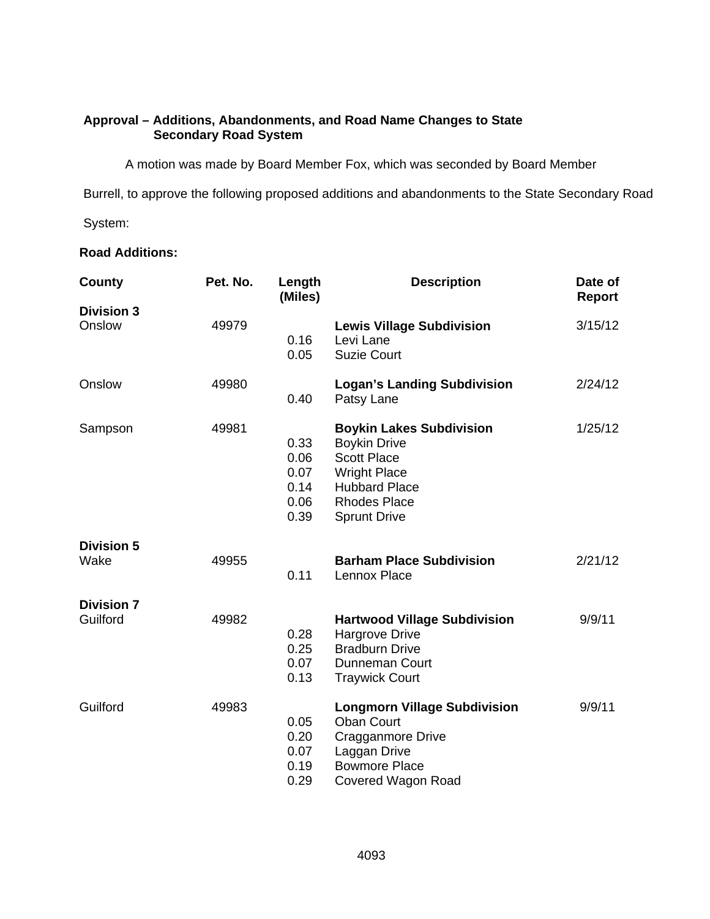**Approval – Additions, Abandonments, and Road Name Changes to State Secondary Road System**

A motion was made by Board Member Fox, which was seconded by Board Member Burrell, to approve the following proposed additions and abandonments to the State Secondary Road System:

**Road Additions:**

| County | Pet. No. | Length (Miles) | Description | Date of Report |
|---|---|---|---|---|
| **Division 3** | | | | |
| Onslow | 49979 | | **Lewis Village Subdivision** | 3/15/12 |
| | | 0.16 | Levi Lane | |
| | | 0.05 | Suzie Court | |
| Onslow | 49980 | | **Logan's Landing Subdivision** | 2/24/12 |
| | | 0.40 | Patsy Lane | |
| Sampson | 49981 | | **Boykin Lakes Subdivision** | 1/25/12 |
| | | 0.33 | Boykin Drive | |
| | | 0.06 | Scott Place | |
| | | 0.07 | Wright Place | |
| | | 0.14 | Hubbard Place | |
| | | 0.06 | Rhodes Place | |
| | | 0.39 | Sprunt Drive | |
| **Division 5** | | | | |
| Wake | 49955 | | **Barham Place Subdivision** | 2/21/12 |
| | | 0.11 | Lennox Place | |
| **Division 7** | | | | |
| Guilford | 49982 | | **Hartwood Village Subdivision** | 9/9/11 |
| | | 0.28 | Hargrove Drive | |
| | | 0.25 | Bradburn Drive | |
| | | 0.07 | Dunneman Court | |
| | | 0.13 | Traywick Court | |
| Guilford | 49983 | | **Longmorn Village Subdivision** | 9/9/11 |
| | | 0.05 | Oban Court | |
| | | 0.20 | Cragganmore Drive | |
| | | 0.07 | Laggan Drive | |
| | | 0.19 | Bowmore Place | |
| | | 0.29 | Covered Wagon Road | |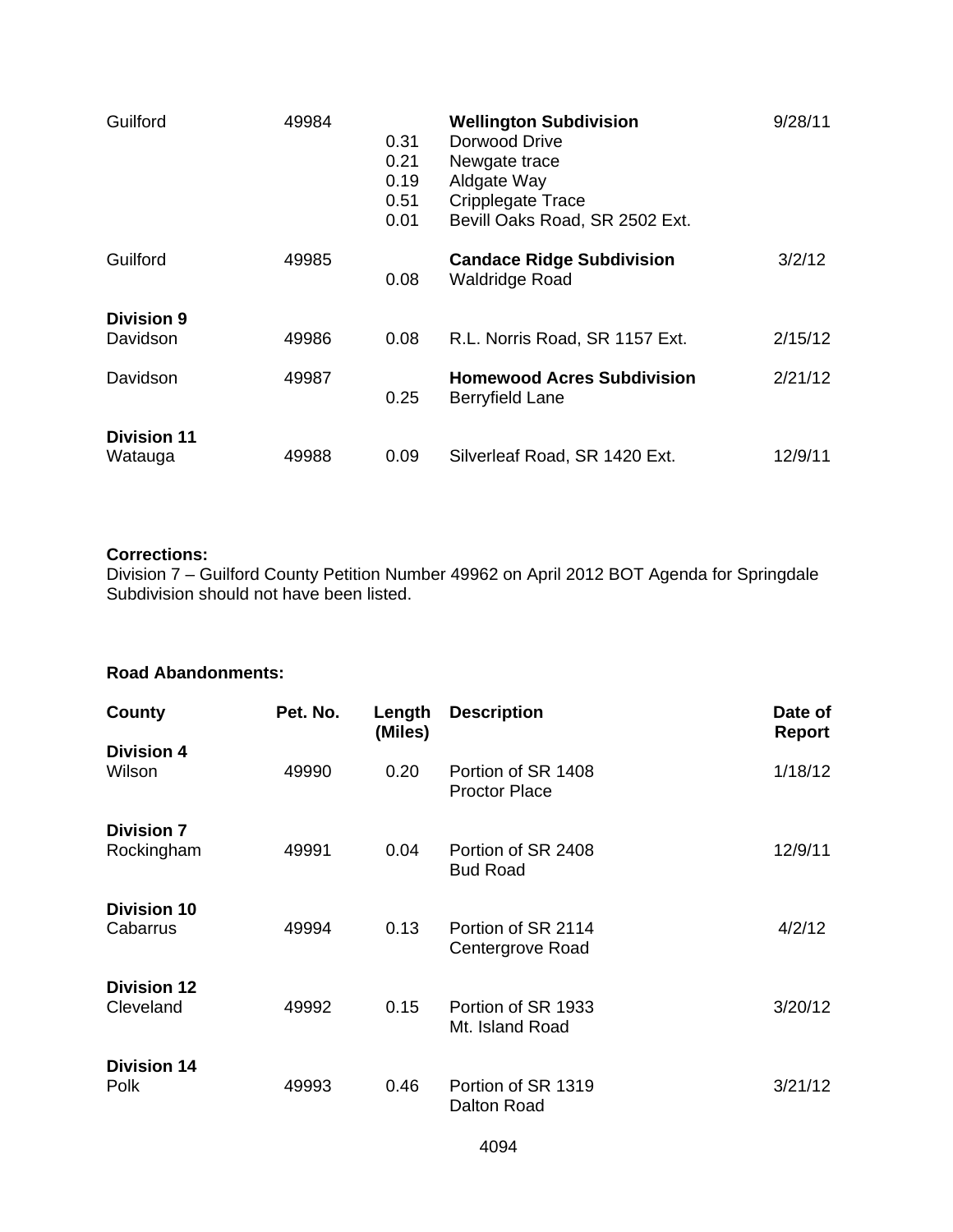| | | | | |
|---|---|---|---|---|
| Guilford | 49984 | | **Wellington Subdivision** | 9/28/11 |
| | | 0.31 | Dorwood Drive | |
| | | 0.21 | Newgate trace | |
| | | 0.19 | Aldgate Way | |
| | | 0.51 | Cripplegate Trace | |
| | | 0.01 | Bevill Oaks Road, SR 2502 Ext. | |
| Guilford | 49985 | | **Candace Ridge Subdivision** | 3/2/12 |
| | | 0.08 | Waldridge Road | |
| **Division 9** | | | | |
| Davidson | 49986 | 0.08 | R.L. Norris Road, SR 1157 Ext. | 2/15/12 |
| Davidson | 49987 | | **Homewood Acres Subdivision** | 2/21/12 |
| | | 0.25 | Berryfield Lane | |
| **Division 11** | | | | |
| Watauga | 49988 | 0.09 | Silverleaf Road, SR 1420 Ext. | 12/9/11 |

**Corrections:**
Division 7 – Guilford County Petition Number 49962 on April 2012 BOT Agenda for Springdale Subdivision should not have been listed.

**Road Abandonments:**

| County | Pet. No. | Length (Miles) | Description | Date of Report |
|---|---|---|---|---|
| **Division 4** | | | | |
| Wilson | 49990 | 0.20 | Portion of SR 1408 Proctor Place | 1/18/12 |
| **Division 7** | | | | |
| Rockingham | 49991 | 0.04 | Portion of SR 2408 Bud Road | 12/9/11 |
| **Division 10** | | | | |
| Cabarrus | 49994 | 0.13 | Portion of SR 2114 Centergrove Road | 4/2/12 |
| **Division 12** | | | | |
| Cleveland | 49992 | 0.15 | Portion of SR 1933 Mt. Island Road | 3/20/12 |
| **Division 14** | | | | |
| Polk | 49993 | 0.46 | Portion of SR 1319 Dalton Road | 3/21/12 |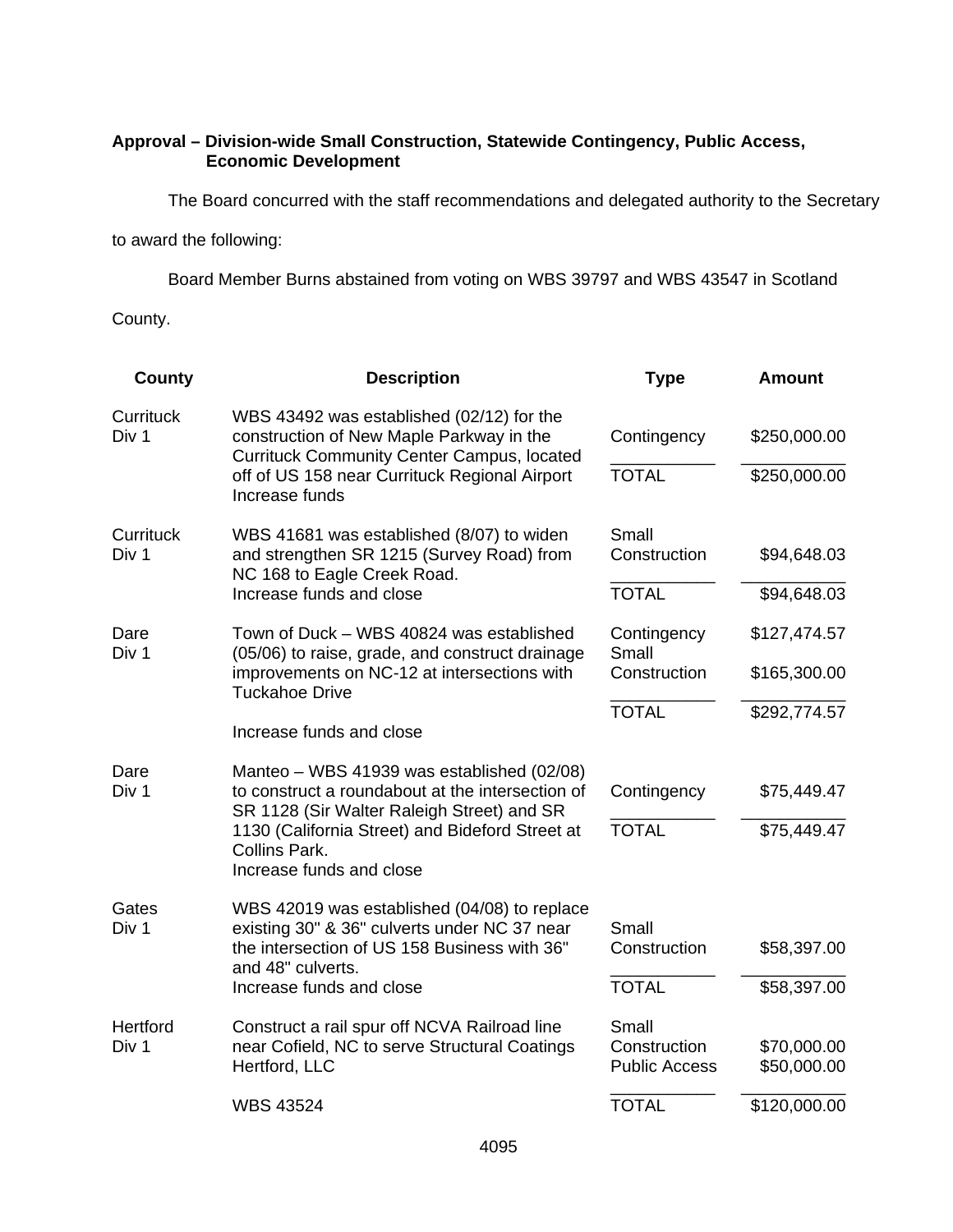**Approval – Division-wide Small Construction, Statewide Contingency, Public Access, Economic Development**

The Board concurred with the staff recommendations and delegated authority to the Secretary to award the following:

Board Member Burns abstained from voting on WBS 39797 and WBS 43547 in Scotland County.

| County | Description | Type | Amount |
|---|---|---|---|
| Currituck Div 1 | WBS 43492 was established (02/12) for the construction of New Maple Parkway in the Currituck Community Center Campus, located off of US 158 near Currituck Regional Airport Increase funds | Contingency | $250,000.00 |
| | | TOTAL | $250,000.00 |
| Currituck Div 1 | WBS 41681 was established (8/07) to widen and strengthen SR 1215 (Survey Road) from NC 168 to Eagle Creek Road. Increase funds and close | Small Construction | $94,648.03 |
| | | TOTAL | $94,648.03 |
| Dare Div 1 | Town of Duck – WBS 40824 was established (05/06) to raise, grade, and construct drainage improvements on NC-12 at intersections with Tuckahoe Drive | Contingency | $127,474.57 |
| | | Small Construction | $165,300.00 |
| | Increase funds and close | TOTAL | $292,774.57 |
| Dare Div 1 | Manteo – WBS 41939 was established (02/08) to construct a roundabout at the intersection of SR 1128 (Sir Walter Raleigh Street) and SR 1130 (California Street) and Bideford Street at Collins Park. Increase funds and close | Contingency | $75,449.47 |
| | | TOTAL | $75,449.47 |
| Gates Div 1 | WBS 42019 was established (04/08) to replace existing 30" & 36" culverts under NC 37 near the intersection of US 158 Business with 36" and 48" culverts. Increase funds and close | Small Construction | $58,397.00 |
| | | TOTAL | $58,397.00 |
| Hertford Div 1 | Construct a rail spur off NCVA Railroad line near Cofield, NC to serve Structural Coatings Hertford, LLC | Small Construction | $70,000.00 |
| | | Public Access | $50,000.00 |
| | WBS 43524 | TOTAL | $120,000.00 |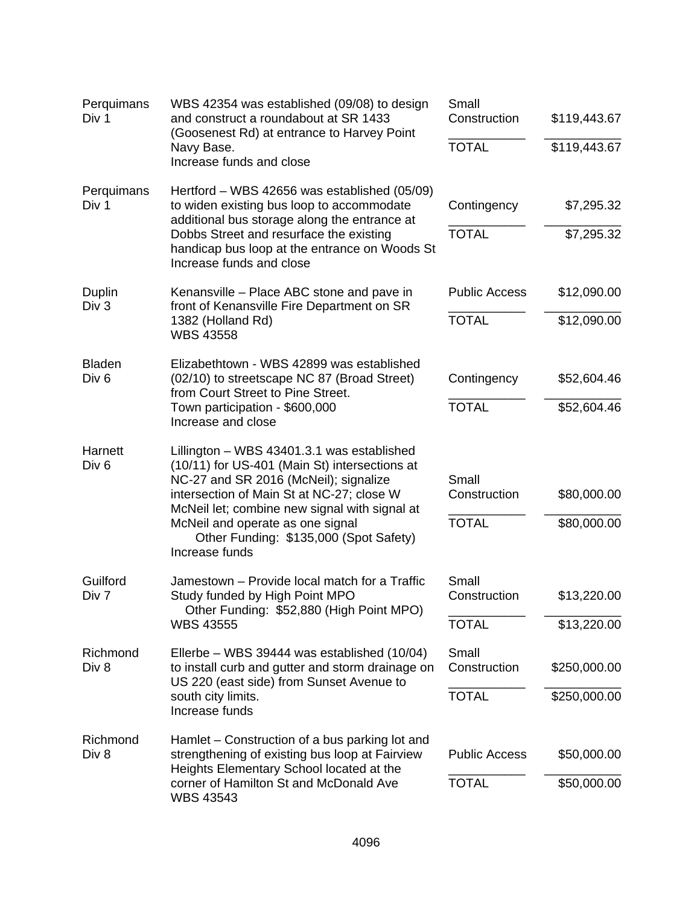| County | Description | Category | Amount |
|---|---|---|---|
| Perquimans<br>Div 1 | WBS 42354 was established (09/08) to design and construct a roundabout at SR 1433 (Goosenest Rd) at entrance to Harvey Point Navy Base.<br>Increase funds and close | Small Construction | $119,443.67 |
| | | TOTAL | $119,443.67 |
| Perquimans<br>Div 1 | Hertford – WBS 42656 was established (05/09) to widen existing bus loop to accommodate additional bus storage along the entrance at Dobbs Street and resurface the existing handicap bus loop at the entrance on Woods St<br>Increase funds and close | Contingency | $7,295.32 |
| | | TOTAL | $7,295.32 |
| Duplin<br>Div 3 | Kenansville – Place ABC stone and pave in front of Kenansville Fire Department on SR 1382 (Holland Rd)<br>WBS 43558 | Public Access | $12,090.00 |
| | | TOTAL | $12,090.00 |
| Bladen<br>Div 6 | Elizabethtown - WBS 42899 was established (02/10) to streetscape NC 87 (Broad Street) from Court Street to Pine Street.<br>Town participation - $600,000<br>Increase and close | Contingency | $52,604.46 |
| | | TOTAL | $52,604.46 |
| Harnett<br>Div 6 | Lillington – WBS 43401.3.1 was established (10/11) for US-401 (Main St) intersections at NC-27 and SR 2016 (McNeil); signalize intersection of Main St at NC-27; close W McNeil let; combine new signal with signal at McNeil and operate as one signal<br>Other Funding: $135,000 (Spot Safety)<br>Increase funds | Small Construction | $80,000.00 |
| | | TOTAL | $80,000.00 |
| Guilford<br>Div 7 | Jamestown – Provide local match for a Traffic Study funded by High Point MPO<br>Other Funding: $52,880 (High Point MPO)<br>WBS 43555 | Small Construction | $13,220.00 |
| | | TOTAL | $13,220.00 |
| Richmond<br>Div 8 | Ellerbe – WBS 39444 was established (10/04) to install curb and gutter and storm drainage on US 220 (east side) from Sunset Avenue to south city limits.<br>Increase funds | Small Construction | $250,000.00 |
| | | TOTAL | $250,000.00 |
| Richmond<br>Div 8 | Hamlet – Construction of a bus parking lot and strengthening of existing bus loop at Fairview Heights Elementary School located at the corner of Hamilton St and McDonald Ave<br>WBS 43543 | Public Access | $50,000.00 |
| | | TOTAL | $50,000.00 |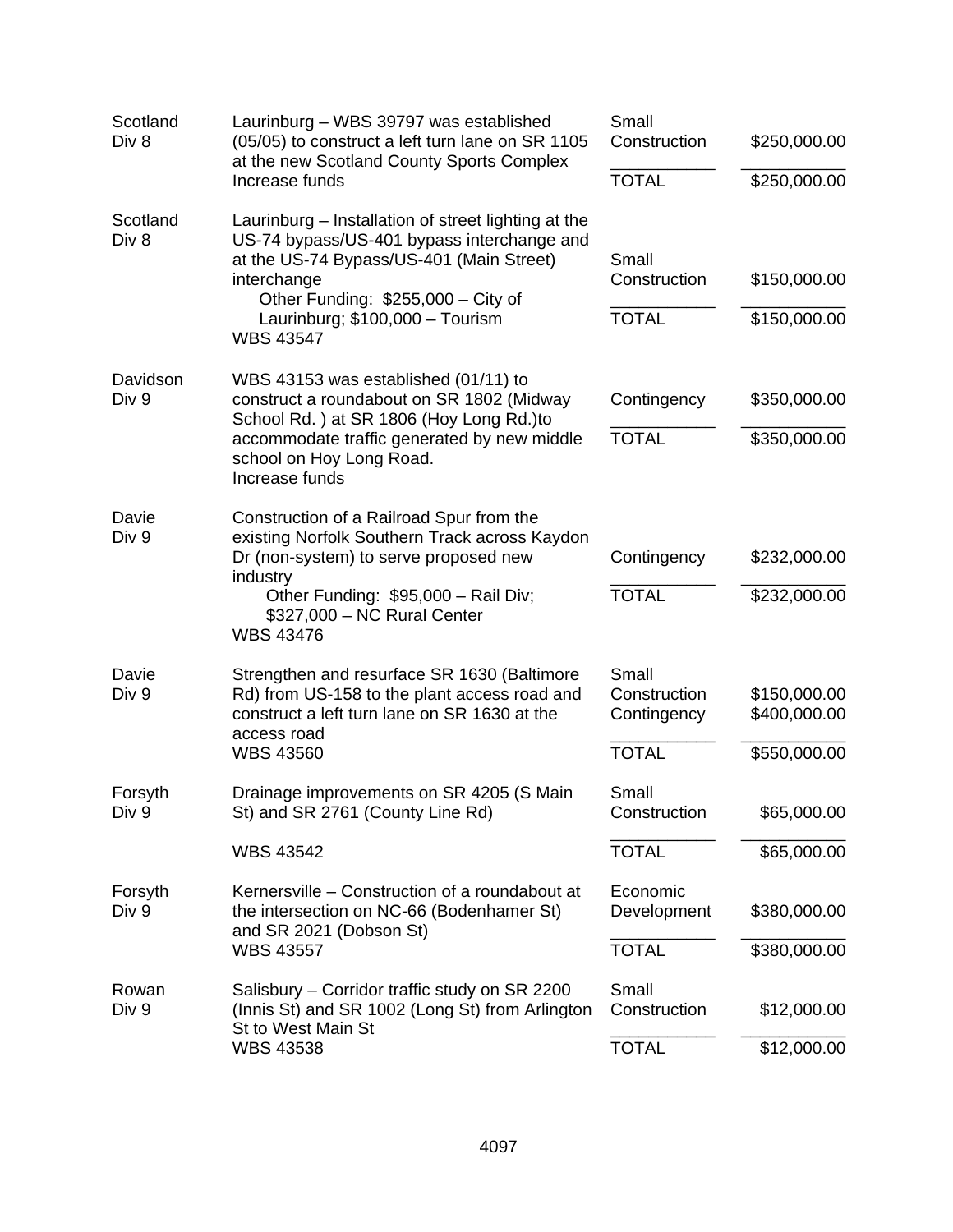| County | Description | Type | Amount |
|---|---|---|---|
| Scotland Div 8 | Laurinburg – WBS 39797 was established (05/05) to construct a left turn lane on SR 1105 at the new Scotland County Sports Complex Increase funds | Small Construction | $250,000.00 |
| | | TOTAL | $250,000.00 |
| Scotland Div 8 | Laurinburg – Installation of street lighting at the US-74 bypass/US-401 bypass interchange and at the US-74 Bypass/US-401 (Main Street) interchange Other Funding: $255,000 – City of Laurinburg; $100,000 – Tourism WBS 43547 | Small Construction | $150,000.00 |
| | | TOTAL | $150,000.00 |
| Davidson Div 9 | WBS 43153 was established (01/11) to construct a roundabout on SR 1802 (Midway School Rd. ) at SR 1806 (Hoy Long Rd.)to accommodate traffic generated by new middle school on Hoy Long Road. Increase funds | Contingency | $350,000.00 |
| | | TOTAL | $350,000.00 |
| Davie Div 9 | Construction of a Railroad Spur from the existing Norfolk Southern Track across Kaydon Dr (non-system) to serve proposed new industry Other Funding: $95,000 – Rail Div; $327,000 – NC Rural Center WBS 43476 | Contingency | $232,000.00 |
| | | TOTAL | $232,000.00 |
| Davie Div 9 | Strengthen and resurface SR 1630 (Baltimore Rd) from US-158 to the plant access road and construct a left turn lane on SR 1630 at the access road WBS 43560 | Small Construction | $150,000.00 |
| | | Contingency | $400,000.00 |
| | | TOTAL | $550,000.00 |
| Forsyth Div 9 | Drainage improvements on SR 4205 (S Main St) and SR 2761 (County Line Rd) WBS 43542 | Small Construction | $65,000.00 |
| | | TOTAL | $65,000.00 |
| Forsyth Div 9 | Kernersville – Construction of a roundabout at the intersection on NC-66 (Bodenhamer St) and SR 2021 (Dobson St) WBS 43557 | Economic Development | $380,000.00 |
| | | TOTAL | $380,000.00 |
| Rowan Div 9 | Salisbury – Corridor traffic study on SR 2200 (Innis St) and SR 1002 (Long St) from Arlington St to West Main St WBS 43538 | Small Construction | $12,000.00 |
| | | TOTAL | $12,000.00 |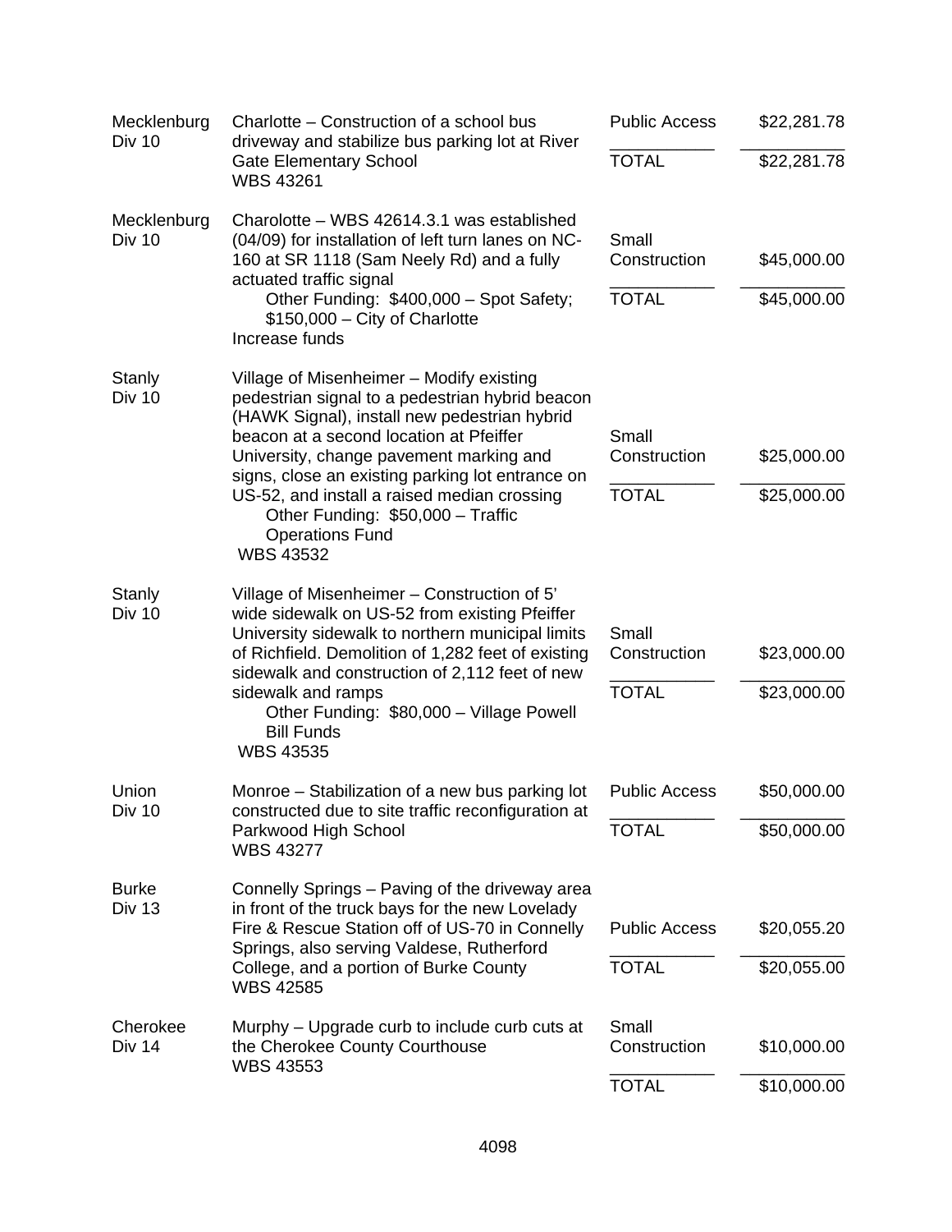| County | Description | Type | Amount |
|---|---|---|---|
| Mecklenburg Div 10 | Charlotte – Construction of a school bus driveway and stabilize bus parking lot at River Gate Elementary School<br>WBS 43261 | Public Access | $22,281.78 |
| | | TOTAL | $22,281.78 |
| Mecklenburg Div 10 | Charolotte – WBS 42614.3.1 was established (04/09) for installation of left turn lanes on NC-160 at SR 1118 (Sam Neely Rd) and a fully actuated traffic signal<br>Other Funding: $400,000 – Spot Safety; $150,000 – City of Charlotte<br>Increase funds | Small Construction | $45,000.00 |
| | | TOTAL | $45,000.00 |
| Stanly Div 10 | Village of Misenheimer – Modify existing pedestrian signal to a pedestrian hybrid beacon (HAWK Signal), install new pedestrian hybrid beacon at a second location at Pfeiffer University, change pavement marking and signs, close an existing parking lot entrance on US-52, and install a raised median crossing<br>Other Funding: $50,000 – Traffic Operations Fund<br>WBS 43532 | Small Construction | $25,000.00 |
| | | TOTAL | $25,000.00 |
| Stanly Div 10 | Village of Misenheimer – Construction of 5' wide sidewalk on US-52 from existing Pfeiffer University sidewalk to northern municipal limits of Richfield. Demolition of 1,282 feet of existing sidewalk and construction of 2,112 feet of new sidewalk and ramps<br>Other Funding: $80,000 – Village Powell Bill Funds<br>WBS 43535 | Small Construction | $23,000.00 |
| | | TOTAL | $23,000.00 |
| Union Div 10 | Monroe – Stabilization of a new bus parking lot constructed due to site traffic reconfiguration at Parkwood High School<br>WBS 43277 | Public Access | $50,000.00 |
| | | TOTAL | $50,000.00 |
| Burke Div 13 | Connelly Springs – Paving of the driveway area in front of the truck bays for the new Lovelady Fire & Rescue Station off of US-70 in Connelly Springs, also serving Valdese, Rutherford College, and a portion of Burke County<br>WBS 42585 | Public Access | $20,055.20 |
| | | TOTAL | $20,055.00 |
| Cherokee Div 14 | Murphy – Upgrade curb to include curb cuts at the Cherokee County Courthouse<br>WBS 43553 | Small Construction | $10,000.00 |
| | | TOTAL | $10,000.00 |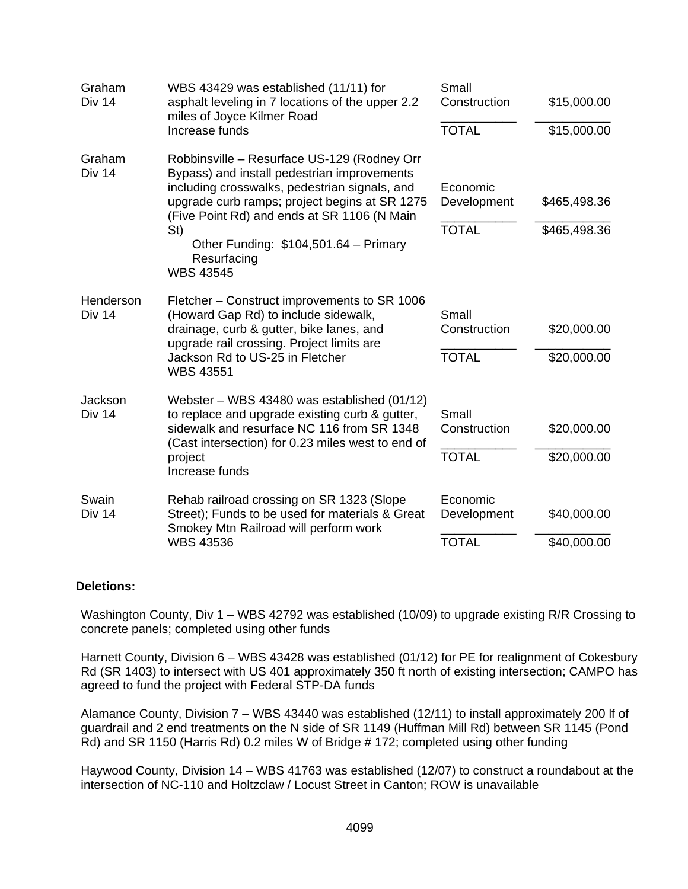| | | | |
|---|---|---|---|
| Graham Div 14 | WBS 43429 was established (11/11) for asphalt leveling in 7 locations of the upper 2.2 miles of Joyce Kilmer Road<br>Increase funds | Small Construction<br>TOTAL | $15,000.00<br>$15,000.00 |
| Graham Div 14 | Robbinsville – Resurface US-129 (Rodney Orr Bypass) and install pedestrian improvements including crosswalks, pedestrian signals, and upgrade curb ramps; project begins at SR 1275 (Five Point Rd) and ends at SR 1106 (N Main St)<br>Other Funding: $104,501.64 – Primary Resurfacing<br>WBS 43545 | Economic Development<br>TOTAL | $465,498.36<br>$465,498.36 |
| Henderson Div 14 | Fletcher – Construct improvements to SR 1006 (Howard Gap Rd) to include sidewalk, drainage, curb & gutter, bike lanes, and upgrade rail crossing. Project limits are Jackson Rd to US-25 in Fletcher<br>WBS 43551 | Small Construction<br>TOTAL | $20,000.00<br>$20,000.00 |
| Jackson Div 14 | Webster – WBS 43480 was established (01/12) to replace and upgrade existing curb & gutter, sidewalk and resurface NC 116 from SR 1348 (Cast intersection) for 0.23 miles west to end of project<br>Increase funds | Small Construction<br>TOTAL | $20,000.00<br>$20,000.00 |
| Swain Div 14 | Rehab railroad crossing on SR 1323 (Slope Street); Funds to be used for materials & Great Smokey Mtn Railroad will perform work<br>WBS 43536 | Economic Development<br>TOTAL | $40,000.00<br>$40,000.00 |

**Deletions:**

Washington County, Div 1 – WBS 42792 was established (10/09) to upgrade existing R/R Crossing to concrete panels; completed using other funds

Harnett County, Division 6 – WBS 43428 was established (01/12) for PE for realignment of Cokesbury Rd (SR 1403) to intersect with US 401 approximately 350 ft north of existing intersection; CAMPO has agreed to fund the project with Federal STP-DA funds

Alamance County, Division 7 – WBS 43440 was established (12/11) to install approximately 200 lf of guardrail and 2 end treatments on the N side of SR 1149 (Huffman Mill Rd) between SR 1145 (Pond Rd) and SR 1150 (Harris Rd) 0.2 miles W of Bridge # 172; completed using other funding

Haywood County, Division 14 – WBS 41763 was established (12/07) to construct a roundabout at the intersection of NC-110 and Holtzclaw / Locust Street in Canton; ROW is unavailable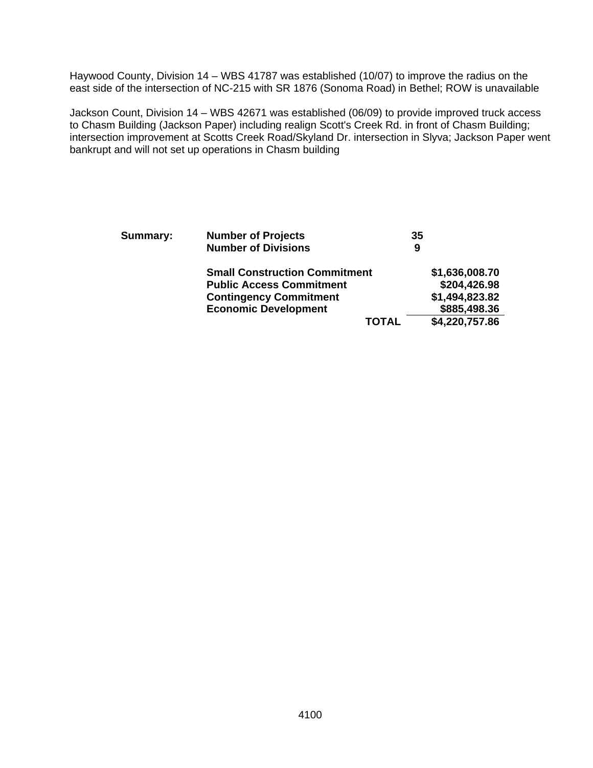Haywood County, Division 14 – WBS 41787 was established (10/07) to improve the radius on the east side of the intersection of NC-215 with SR 1876 (Sonoma Road) in Bethel; ROW is unavailable

Jackson Count, Division 14 – WBS 42671 was established (06/09) to provide improved truck access to Chasm Building (Jackson Paper) including realign Scott's Creek Rd. in front of Chasm Building; intersection improvement at Scotts Creek Road/Skyland Dr. intersection in Slyva; Jackson Paper went bankrupt and will not set up operations in Chasm building

| **Summary:** | **Number of Projects** | **35** |
|---|---|---|
| | **Number of Divisions** | **9** |
| | **Small Construction Commitment** | **$1,636,008.70** |
| | **Public Access Commitment** | **$204,426.98** |
| | **Contingency Commitment** | **$1,494,823.82** |
| | **Economic Development** | **$885,498.36** |
| | **TOTAL** | **$4,220,757.86** |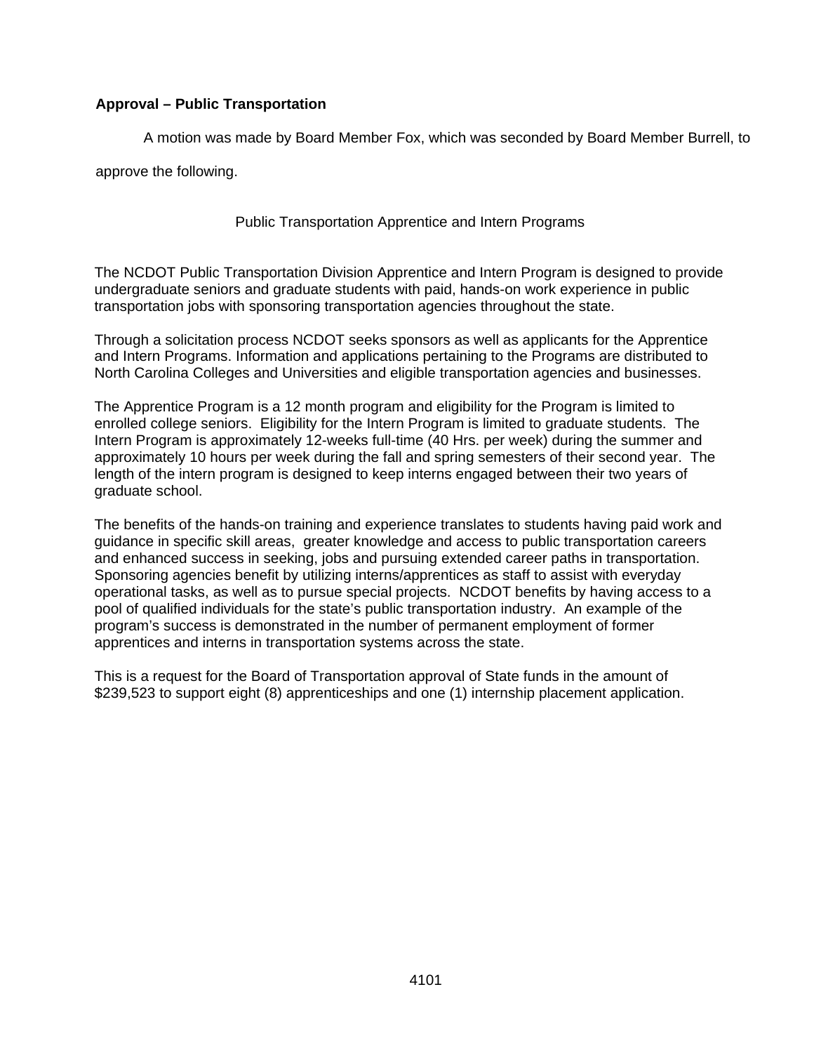**Approval – Public Transportation**

A motion was made by Board Member Fox, which was seconded by Board Member Burrell, to approve the following.

Public Transportation Apprentice and Intern Programs

The NCDOT Public Transportation Division Apprentice and Intern Program is designed to provide undergraduate seniors and graduate students with paid, hands-on work experience in public transportation jobs with sponsoring transportation agencies throughout the state.

Through a solicitation process NCDOT seeks sponsors as well as applicants for the Apprentice and Intern Programs. Information and applications pertaining to the Programs are distributed to North Carolina Colleges and Universities and eligible transportation agencies and businesses.

The Apprentice Program is a 12 month program and eligibility for the Program is limited to enrolled college seniors. Eligibility for the Intern Program is limited to graduate students. The Intern Program is approximately 12-weeks full-time (40 Hrs. per week) during the summer and approximately 10 hours per week during the fall and spring semesters of their second year. The length of the intern program is designed to keep interns engaged between their two years of graduate school.

The benefits of the hands-on training and experience translates to students having paid work and guidance in specific skill areas, greater knowledge and access to public transportation careers and enhanced success in seeking, jobs and pursuing extended career paths in transportation. Sponsoring agencies benefit by utilizing interns/apprentices as staff to assist with everyday operational tasks, as well as to pursue special projects. NCDOT benefits by having access to a pool of qualified individuals for the state's public transportation industry. An example of the program's success is demonstrated in the number of permanent employment of former apprentices and interns in transportation systems across the state.

This is a request for the Board of Transportation approval of State funds in the amount of $239,523 to support eight (8) apprenticeships and one (1) internship placement application.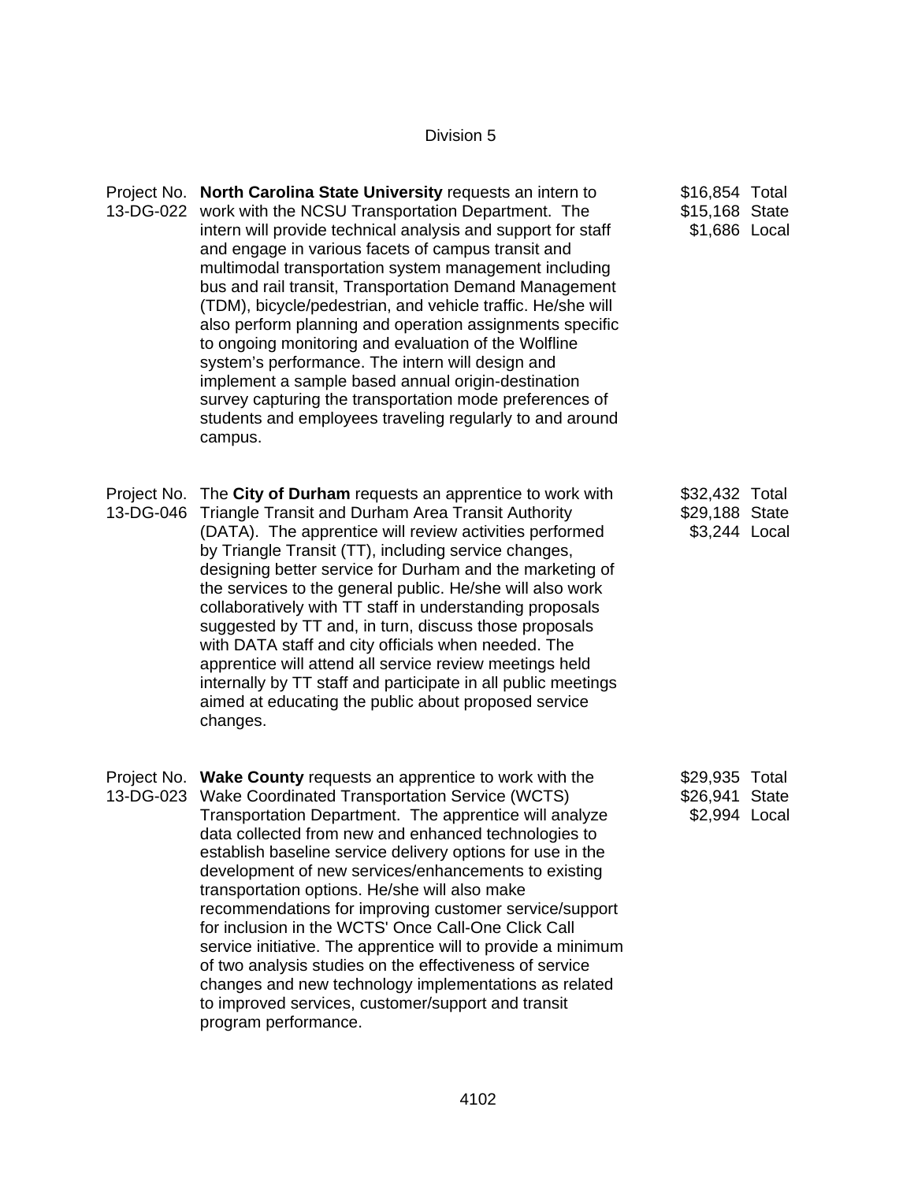Division 5

| Project No. | Description | Amount | Source |
|---|---|---|---|
| 13-DG-022 | **North Carolina State University** requests an intern to work with the NCSU Transportation Department. The intern will provide technical analysis and support for staff and engage in various facets of campus transit and multimodal transportation system management including bus and rail transit, Transportation Demand Management (TDM), bicycle/pedestrian, and vehicle traffic. He/she will also perform planning and operation assignments specific to ongoing monitoring and evaluation of the Wolfline system's performance. The intern will design and implement a sample based annual origin-destination survey capturing the transportation mode preferences of students and employees traveling regularly to and around campus. | $16,854 | Total |
| | | $15,168 | State |
| | | $1,686 | Local |
| 13-DG-046 | The **City of Durham** requests an apprentice to work with Triangle Transit and Durham Area Transit Authority (DATA). The apprentice will review activities performed by Triangle Transit (TT), including service changes, designing better service for Durham and the marketing of the services to the general public. He/she will also work collaboratively with TT staff in understanding proposals suggested by TT and, in turn, discuss those proposals with DATA staff and city officials when needed. The apprentice will attend all service review meetings held internally by TT staff and participate in all public meetings aimed at educating the public about proposed service changes. | $32,432 | Total |
| | | $29,188 | State |
| | | $3,244 | Local |
| 13-DG-023 | **Wake County** requests an apprentice to work with the Wake Coordinated Transportation Service (WCTS) Transportation Department. The apprentice will analyze data collected from new and enhanced technologies to establish baseline service delivery options for use in the development of new services/enhancements to existing transportation options. He/she will also make recommendations for improving customer service/support for inclusion in the WCTS' Once Call-One Click Call service initiative. The apprentice will to provide a minimum of two analysis studies on the effectiveness of service changes and new technology implementations as related to improved services, customer/support and transit program performance. | $29,935 | Total |
| | | $26,941 | State |
| | | $2,994 | Local |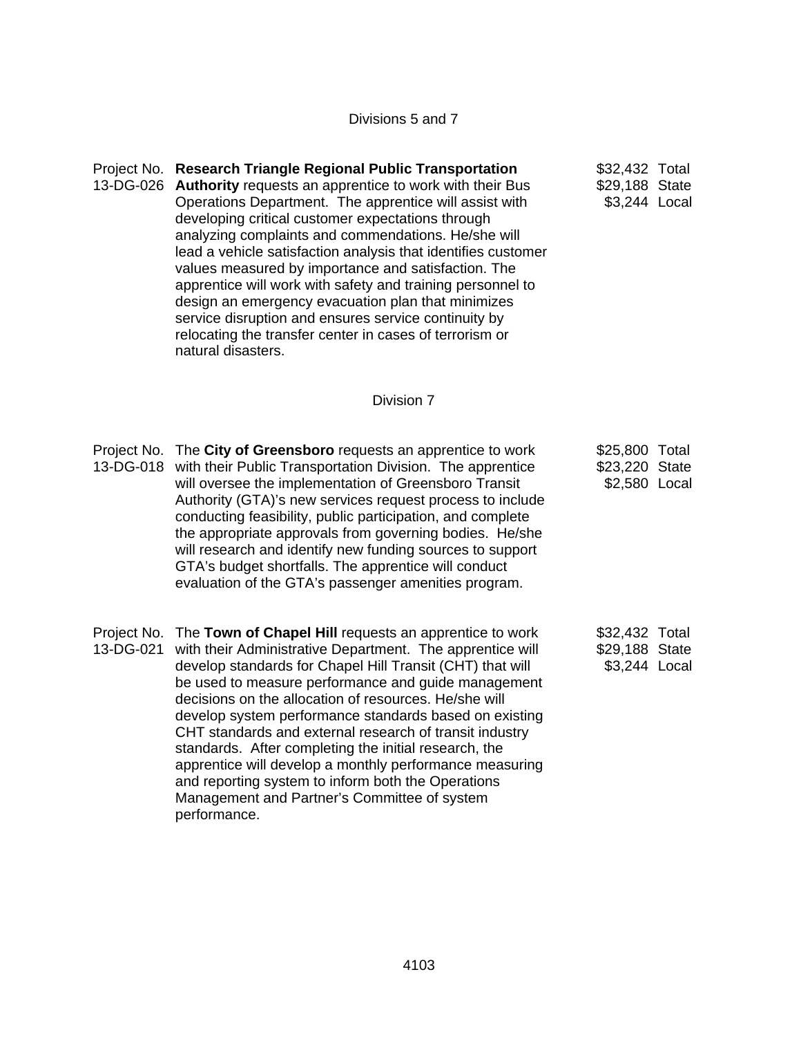Divisions 5 and 7

| Project No. | Description | Amount |
|---|---|---|
| Project No. 13-DG-026 | **Research Triangle Regional Public Transportation Authority** requests an apprentice to work with their Bus Operations Department. The apprentice will assist with developing critical customer expectations through analyzing complaints and commendations. He/she will lead a vehicle satisfaction analysis that identifies customer values measured by importance and satisfaction. The apprentice will work with safety and training personnel to design an emergency evacuation plan that minimizes service disruption and ensures service continuity by relocating the transfer center in cases of terrorism or natural disasters. | $32,432 Total<br>$29,188 State<br>$3,244 Local |

Division 7

| Project No. | Description | Amount |
|---|---|---|
| Project No. 13-DG-018 | The **City of Greensboro** requests an apprentice to work with their Public Transportation Division. The apprentice will oversee the implementation of Greensboro Transit Authority (GTA)'s new services request process to include conducting feasibility, public participation, and complete the appropriate approvals from governing bodies. He/she will research and identify new funding sources to support GTA's budget shortfalls. The apprentice will conduct evaluation of the GTA's passenger amenities program. | $25,800 Total<br>$23,220 State<br>$2,580 Local |
| Project No. 13-DG-021 | The **Town of Chapel Hill** requests an apprentice to work with their Administrative Department. The apprentice will develop standards for Chapel Hill Transit (CHT) that will be used to measure performance and guide management decisions on the allocation of resources. He/she will develop system performance standards based on existing CHT standards and external research of transit industry standards. After completing the initial research, the apprentice will develop a monthly performance measuring and reporting system to inform both the Operations Management and Partner's Committee of system performance. | $32,432 Total<br>$29,188 State<br>$3,244 Local |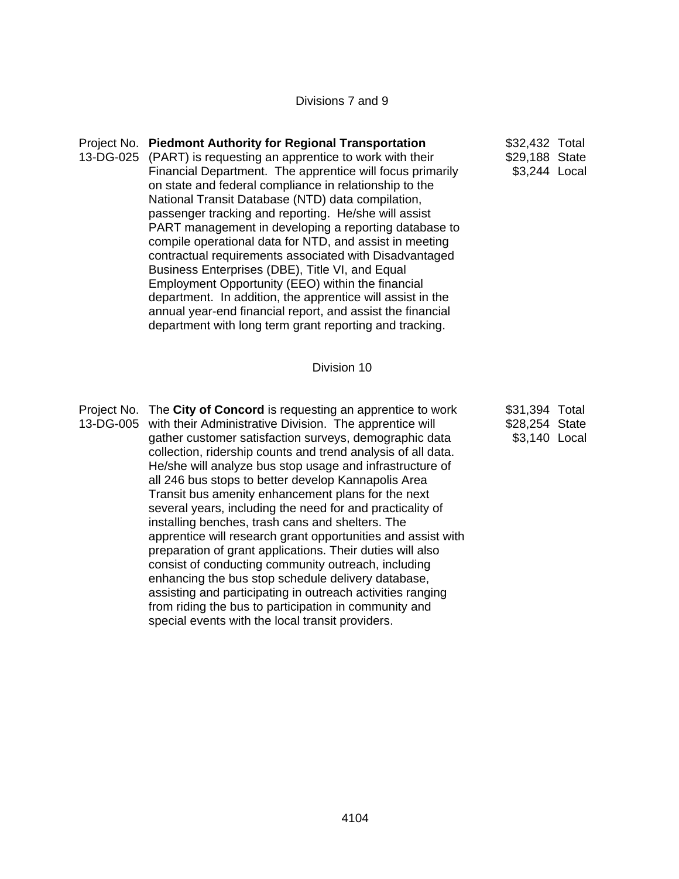Divisions 7 and 9

| Project No. | Description | Amount | |
|---|---|---|---|
| 13-DG-025 | **Piedmont Authority for Regional Transportation** (PART) is requesting an apprentice to work with their Financial Department. The apprentice will focus primarily on state and federal compliance in relationship to the National Transit Database (NTD) data compilation, passenger tracking and reporting. He/she will assist PART management in developing a reporting database to compile operational data for NTD, and assist in meeting contractual requirements associated with Disadvantaged Business Enterprises (DBE), Title VI, and Equal Employment Opportunity (EEO) within the financial department. In addition, the apprentice will assist in the annual year-end financial report, and assist the financial department with long term grant reporting and tracking. | $32,432<br>$29,188<br>$3,244 | Total<br>State<br>Local |

Division 10

| Project No. | Description | Amount | |
|---|---|---|---|
| 13-DG-005 | The **City of Concord** is requesting an apprentice to work with their Administrative Division. The apprentice will gather customer satisfaction surveys, demographic data collection, ridership counts and trend analysis of all data. He/she will analyze bus stop usage and infrastructure of all 246 bus stops to better develop Kannapolis Area Transit bus amenity enhancement plans for the next several years, including the need for and practicality of installing benches, trash cans and shelters. The apprentice will research grant opportunities and assist with preparation of grant applications. Their duties will also consist of conducting community outreach, including enhancing the bus stop schedule delivery database, assisting and participating in outreach activities ranging from riding the bus to participation in community and special events with the local transit providers. | $31,394<br>$28,254<br>$3,140 | Total<br>State<br>Local |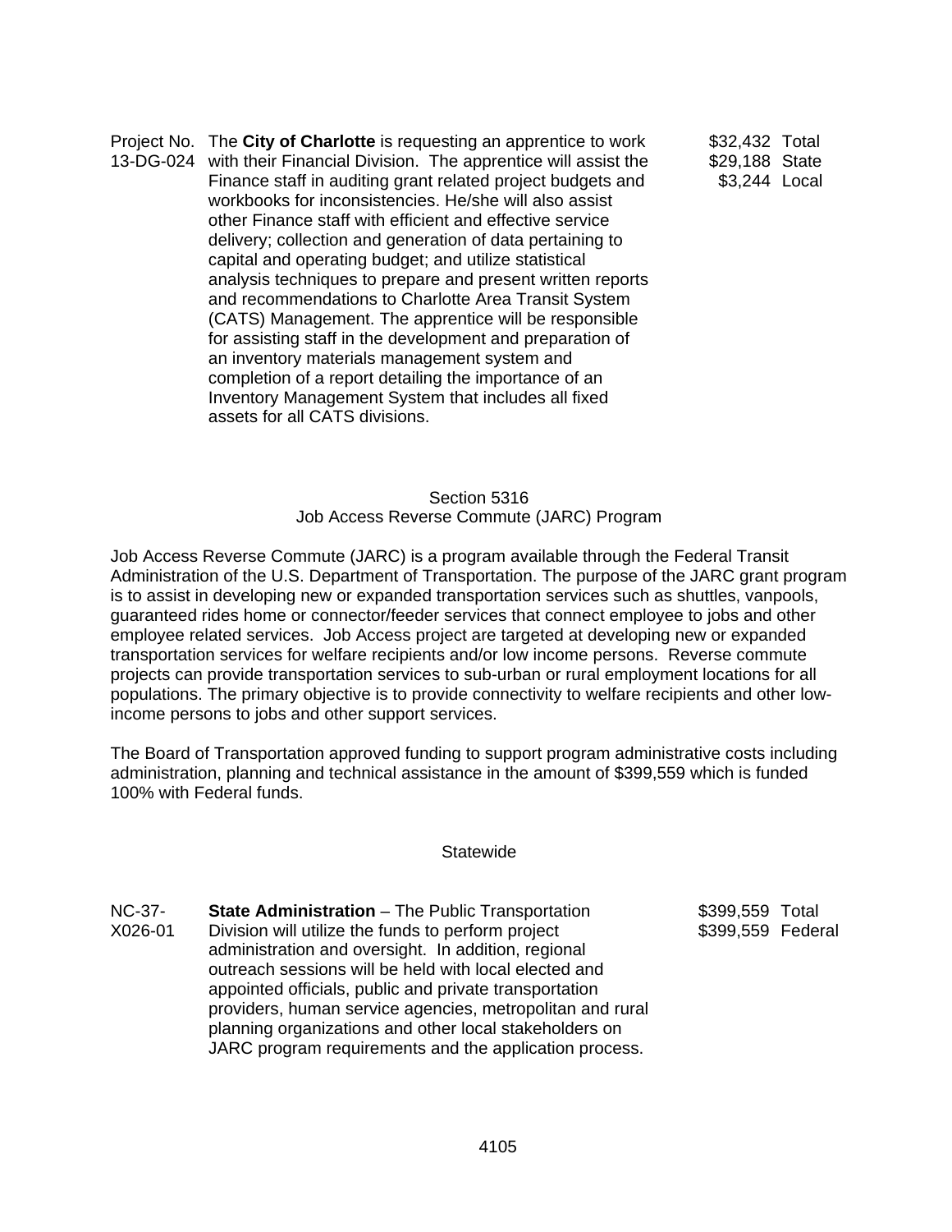| Project No. | Description | Amount | Source |
|---|---|---|---|
| Project No. 13-DG-024 | The **City of Charlotte** is requesting an apprentice to work with their Financial Division. The apprentice will assist the Finance staff in auditing grant related project budgets and workbooks for inconsistencies. He/she will also assist other Finance staff with efficient and effective service delivery; collection and generation of data pertaining to capital and operating budget; and utilize statistical analysis techniques to prepare and present written reports and recommendations to Charlotte Area Transit System (CATS) Management. The apprentice will be responsible for assisting staff in the development and preparation of an inventory materials management system and completion of a report detailing the importance of an Inventory Management System that includes all fixed assets for all CATS divisions. | $32,432<br>$29,188<br>$3,244 | Total<br>State<br>Local |

## Section 5316
## Job Access Reverse Commute (JARC) Program

Job Access Reverse Commute (JARC) is a program available through the Federal Transit Administration of the U.S. Department of Transportation. The purpose of the JARC grant program is to assist in developing new or expanded transportation services such as shuttles, vanpools, guaranteed rides home or connector/feeder services that connect employee to jobs and other employee related services. Job Access project are targeted at developing new or expanded transportation services for welfare recipients and/or low income persons. Reverse commute projects can provide transportation services to sub-urban or rural employment locations for all populations. The primary objective is to provide connectivity to welfare recipients and other low-income persons to jobs and other support services.

The Board of Transportation approved funding to support program administrative costs including administration, planning and technical assistance in the amount of $399,559 which is funded 100% with Federal funds.

### Statewide

| Project No. | Description | Amount | Source |
|---|---|---|---|
| NC-37-X026-01 | **State Administration** – The Public Transportation Division will utilize the funds to perform project administration and oversight. In addition, regional outreach sessions will be held with local elected and appointed officials, public and private transportation providers, human service agencies, metropolitan and rural planning organizations and other local stakeholders on JARC program requirements and the application process. | $399,559<br>$399,559 | Total<br>Federal |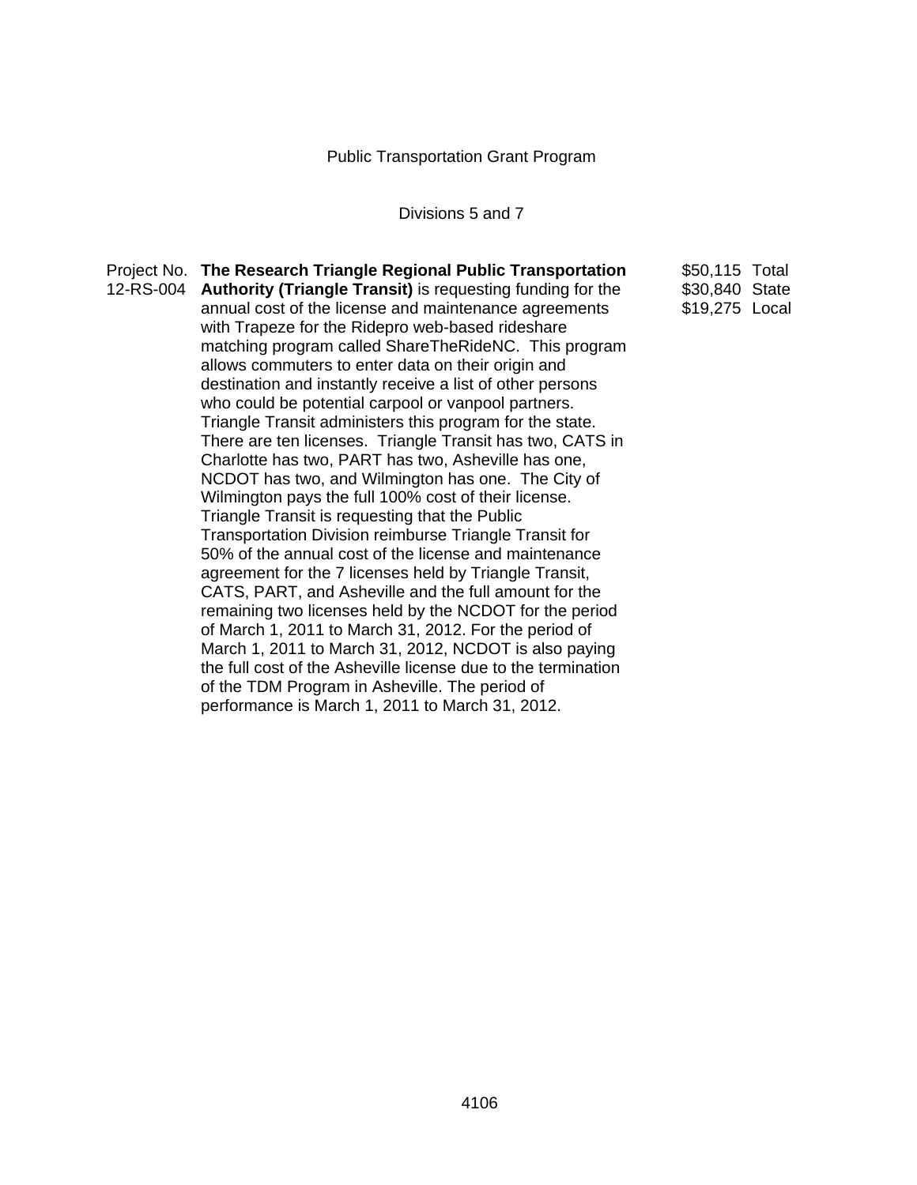Public Transportation Grant Program

Divisions 5 and 7

| Project No. 12-RS-004 | **The Research Triangle Regional Public Transportation Authority (Triangle Transit)** is requesting funding for the annual cost of the license and maintenance agreements with Trapeze for the Ridepro web-based rideshare matching program called ShareTheRideNC. This program allows commuters to enter data on their origin and destination and instantly receive a list of other persons who could be potential carpool or vanpool partners. Triangle Transit administers this program for the state. There are ten licenses. Triangle Transit has two, CATS in Charlotte has two, PART has two, Asheville has one, NCDOT has two, and Wilmington has one. The City of Wilmington pays the full 100% cost of their license. Triangle Transit is requesting that the Public Transportation Division reimburse Triangle Transit for 50% of the annual cost of the license and maintenance agreement for the 7 licenses held by Triangle Transit, CATS, PART, and Asheville and the full amount for the remaining two licenses held by the NCDOT for the period of March 1, 2011 to March 31, 2012. For the period of March 1, 2011 to March 31, 2012, NCDOT is also paying the full cost of the Asheville license due to the termination of the TDM Program in Asheville. The period of performance is March 1, 2011 to March 31, 2012. | $50,115 Total<br>$30,840 State<br>$19,275 Local |
|---|---|---|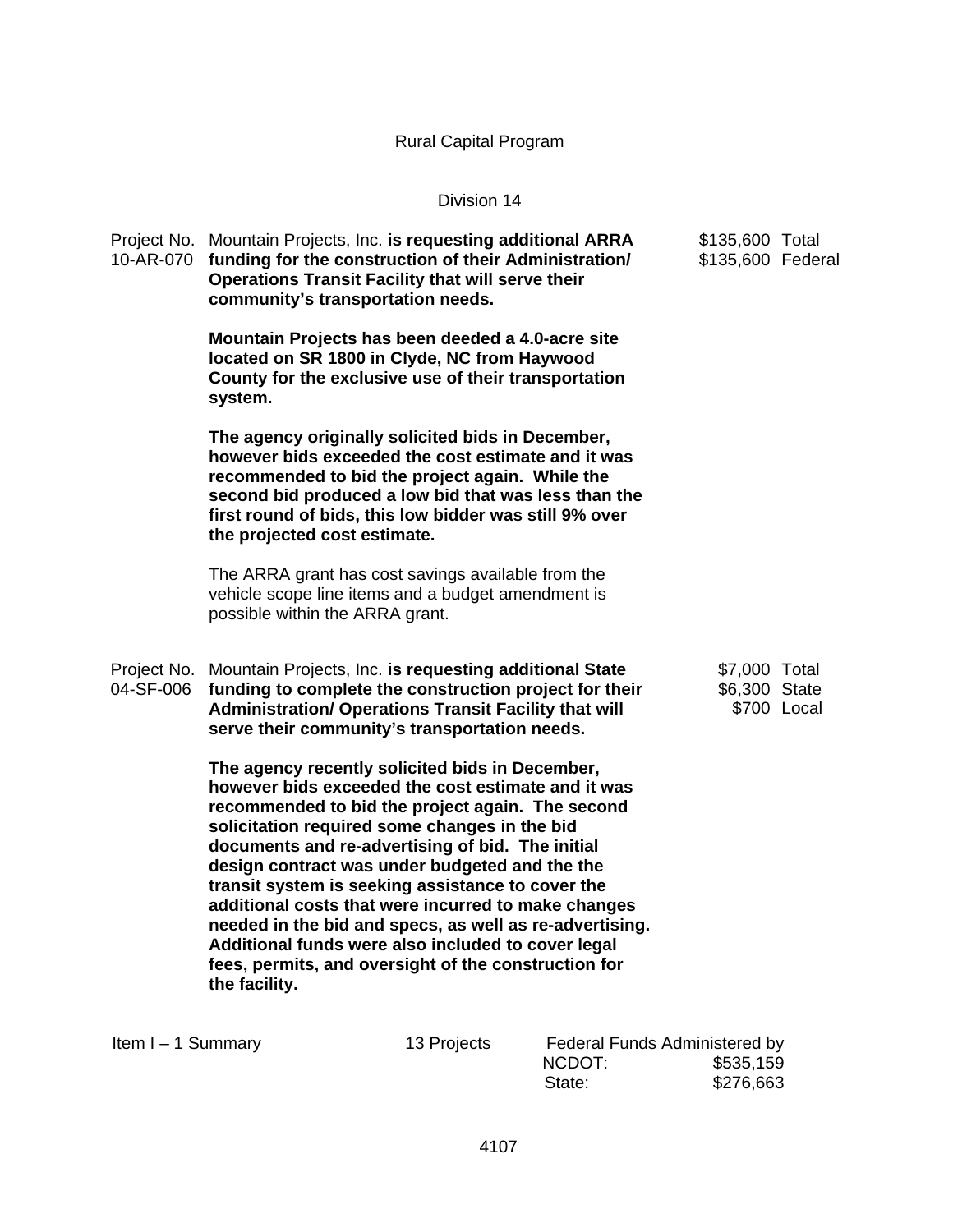Rural Capital Program

Division 14

Project No. 10-AR-070

Mountain Projects, Inc. **is requesting additional ARRA funding for the construction of their Administration/ Operations Transit Facility that will serve their community's transportation needs.**

$135,600 Total
$135,600 Federal

**Mountain Projects has been deeded a 4.0-acre site located on SR 1800 in Clyde, NC from Haywood County for the exclusive use of their transportation system.**

**The agency originally solicited bids in December, however bids exceeded the cost estimate and it was recommended to bid the project again. While the second bid produced a low bid that was less than the first round of bids, this low bidder was still 9% over the projected cost estimate.**

The ARRA grant has cost savings available from the vehicle scope line items and a budget amendment is possible within the ARRA grant.

Project No. 04-SF-006

Mountain Projects, Inc. **is requesting additional State funding to complete the construction project for their Administration/ Operations Transit Facility that will serve their community's transportation needs.**

$7,000 Total
$6,300 State
$700 Local

**The agency recently solicited bids in December, however bids exceeded the cost estimate and it was recommended to bid the project again. The second solicitation required some changes in the bid documents and re-advertising of bid. The initial design contract was under budgeted and the the transit system is seeking assistance to cover the additional costs that were incurred to make changes needed in the bid and specs, as well as re-advertising. Additional funds were also included to cover legal fees, permits, and oversight of the construction for the facility.**

| Item I – 1 Summary | 13 Projects | Federal Funds Administered by | |
|---|---|---|---|
| | | NCDOT: | $535,159 |
| | | State: | $276,663 |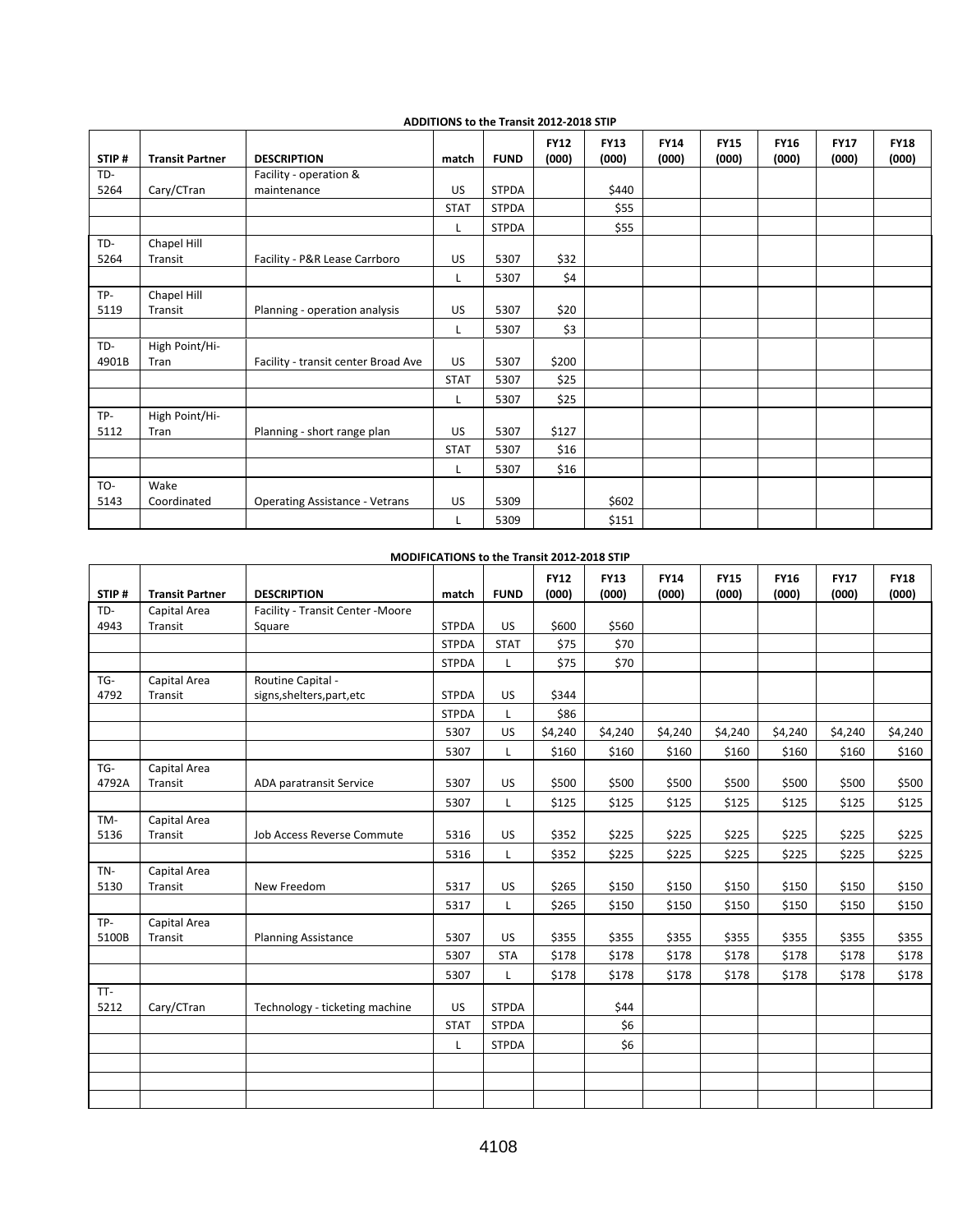**ADDITIONS to the Transit 2012-2018 STIP**

| STIP # | Transit Partner | DESCRIPTION | match | FUND | FY12 (000) | FY13 (000) | FY14 (000) | FY15 (000) | FY16 (000) | FY17 (000) | FY18 (000) |
|---|---|---|---|---|---|---|---|---|---|---|---|
| TD-5264 | Cary/CTran | Facility - operation & maintenance | US | STPDA | | $440 | | | | | |
| | | | STAT | STPDA | | $55 | | | | | |
| | | | L | STPDA | | $55 | | | | | |
| TD-5264 | Chapel Hill Transit | Facility - P&R Lease Carrboro | US | 5307 | $32 | | | | | | |
| | | | L | 5307 | $4 | | | | | | |
| TP-5119 | Chapel Hill Transit | Planning - operation analysis | US | 5307 | $20 | | | | | | |
| | | | L | 5307 | $3 | | | | | | |
| TD-4901B | High Point/Hi-Tran | Facility - transit center Broad Ave | US | 5307 | $200 | | | | | | |
| | | | STAT | 5307 | $25 | | | | | | |
| | | | L | 5307 | $25 | | | | | | |
| TP-5112 | High Point/Hi-Tran | Planning - short range plan | US | 5307 | $127 | | | | | | |
| | | | STAT | 5307 | $16 | | | | | | |
| | | | L | 5307 | $16 | | | | | | |
| TO-5143 | Wake Coordinated | Operating Assistance - Vetrans | US | 5309 | | $602 | | | | | |
| | | | L | 5309 | | $151 | | | | | |

**MODIFICATIONS to the Transit 2012-2018 STIP**

| STIP # | Transit Partner | DESCRIPTION | match | FUND | FY12 (000) | FY13 (000) | FY14 (000) | FY15 (000) | FY16 (000) | FY17 (000) | FY18 (000) |
|---|---|---|---|---|---|---|---|---|---|---|---|
| TD-4943 | Capital Area Transit | Facility - Transit Center -Moore Square | STPDA | US | $600 | $560 | | | | | |
| | | | STPDA | STAT | $75 | $70 | | | | | |
| | | | STPDA | L | $75 | $70 | | | | | |
| TG-4792 | Capital Area Transit | Routine Capital - signs,shelters,part,etc | STPDA | US | $344 | | | | | | |
| | | | STPDA | L | $86 | | | | | | |
| | | | 5307 | US | $4,240 | $4,240 | $4,240 | $4,240 | $4,240 | $4,240 | $4,240 |
| | | | 5307 | L | $160 | $160 | $160 | $160 | $160 | $160 | $160 |
| TG-4792A | Capital Area Transit | ADA paratransit Service | 5307 | US | $500 | $500 | $500 | $500 | $500 | $500 | $500 |
| | | | 5307 | L | $125 | $125 | $125 | $125 | $125 | $125 | $125 |
| TM-5136 | Capital Area Transit | Job Access Reverse Commute | 5316 | US | $352 | $225 | $225 | $225 | $225 | $225 | $225 |
| | | | 5316 | L | $352 | $225 | $225 | $225 | $225 | $225 | $225 |
| TN-5130 | Capital Area Transit | New Freedom | 5317 | US | $265 | $150 | $150 | $150 | $150 | $150 | $150 |
| | | | 5317 | L | $265 | $150 | $150 | $150 | $150 | $150 | $150 |
| TP-5100B | Capital Area Transit | Planning Assistance | 5307 | US | $355 | $355 | $355 | $355 | $355 | $355 | $355 |
| | | | 5307 | STA | $178 | $178 | $178 | $178 | $178 | $178 | $178 |
| | | | 5307 | L | $178 | $178 | $178 | $178 | $178 | $178 | $178 |
| TT-5212 | Cary/CTran | Technology - ticketing machine | US | STPDA | | $44 | | | | | |
| | | | STAT | STPDA | | $6 | | | | | |
| | | | L | STPDA | | $6 | | | | | |
| | | | | | | | | | | | |
| | | | | | | | | | | | |
| | | | | | | | | | | | |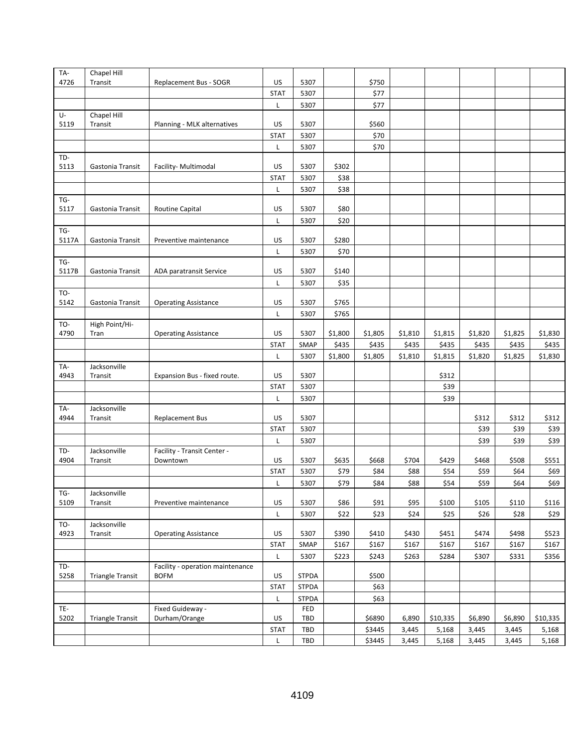| | | | | | | | | | | | |
|---|---|---|---|---|---|---|---|---|---|---|---|
| TA-4726 | Chapel Hill Transit | Replacement Bus - SOGR | US | 5307 | | $750 | | | | | |
| | | | STAT | 5307 | | $77 | | | | | |
| | | | L | 5307 | | $77 | | | | | |
| U-5119 | Chapel Hill Transit | Planning - MLK alternatives | US | 5307 | | $560 | | | | | |
| | | | STAT | 5307 | | $70 | | | | | |
| | | | L | 5307 | | $70 | | | | | |
| TD-5113 | Gastonia Transit | Facility- Multimodal | US | 5307 | $302 | | | | | | |
| | | | STAT | 5307 | $38 | | | | | | |
| | | | L | 5307 | $38 | | | | | | |
| TG-5117 | Gastonia Transit | Routine Capital | US | 5307 | $80 | | | | | | |
| | | | L | 5307 | $20 | | | | | | |
| TG-5117A | Gastonia Transit | Preventive maintenance | US | 5307 | $280 | | | | | | |
| | | | L | 5307 | $70 | | | | | | |
| TG-5117B | Gastonia Transit | ADA paratransit Service | US | 5307 | $140 | | | | | | |
| | | | L | 5307 | $35 | | | | | | |
| TO-5142 | Gastonia Transit | Operating Assistance | US | 5307 | $765 | | | | | | |
| | | | L | 5307 | $765 | | | | | | |
| TO-4790 | High Point/Hi-Tran | Operating Assistance | US | 5307 | $1,800 | $1,805 | $1,810 | $1,815 | $1,820 | $1,825 | $1,830 |
| | | | STAT | SMAP | $435 | $435 | $435 | $435 | $435 | $435 | $435 |
| | | | L | 5307 | $1,800 | $1,805 | $1,810 | $1,815 | $1,820 | $1,825 | $1,830 |
| TA-4943 | Jacksonville Transit | Expansion Bus - fixed route. | US | 5307 | | | | $312 | | | |
| | | | STAT | 5307 | | | | $39 | | | |
| | | | L | 5307 | | | | $39 | | | |
| TA-4944 | Jacksonville Transit | Replacement Bus | US | 5307 | | | | | $312 | $312 | $312 |
| | | | STAT | 5307 | | | | | $39 | $39 | $39 |
| | | | L | 5307 | | | | | $39 | $39 | $39 |
| TD-4904 | Jacksonville Transit | Facility - Transit Center - Downtown | US | 5307 | $635 | $668 | $704 | $429 | $468 | $508 | $551 |
| | | | STAT | 5307 | $79 | $84 | $88 | $54 | $59 | $64 | $69 |
| | | | L | 5307 | $79 | $84 | $88 | $54 | $59 | $64 | $69 |
| TG-5109 | Jacksonville Transit | Preventive maintenance | US | 5307 | $86 | $91 | $95 | $100 | $105 | $110 | $116 |
| | | | L | 5307 | $22 | $23 | $24 | $25 | $26 | $28 | $29 |
| TO-4923 | Jacksonville Transit | Operating Assistance | US | 5307 | $390 | $410 | $430 | $451 | $474 | $498 | $523 |
| | | | STAT | SMAP | $167 | $167 | $167 | $167 | $167 | $167 | $167 |
| | | | L | 5307 | $223 | $243 | $263 | $284 | $307 | $331 | $356 |
| TD-5258 | Triangle Transit | Facility - operation maintenance BOFM | US | STPDA | | $500 | | | | | |
| | | | STAT | STPDA | | $63 | | | | | |
| | | | L | STPDA | | $63 | | | | | |
| TE-5202 | Triangle Transit | Fixed Guideway - Durham/Orange | US | FED TBD | | $6890 | 6,890 | $10,335 | $6,890 | $6,890 | $10,335 |
| | | | STAT | TBD | | $3445 | 3,445 | 5,168 | 3,445 | 3,445 | 5,168 |
| | | | L | TBD | | $3445 | 3,445 | 5,168 | 3,445 | 3,445 | 5,168 |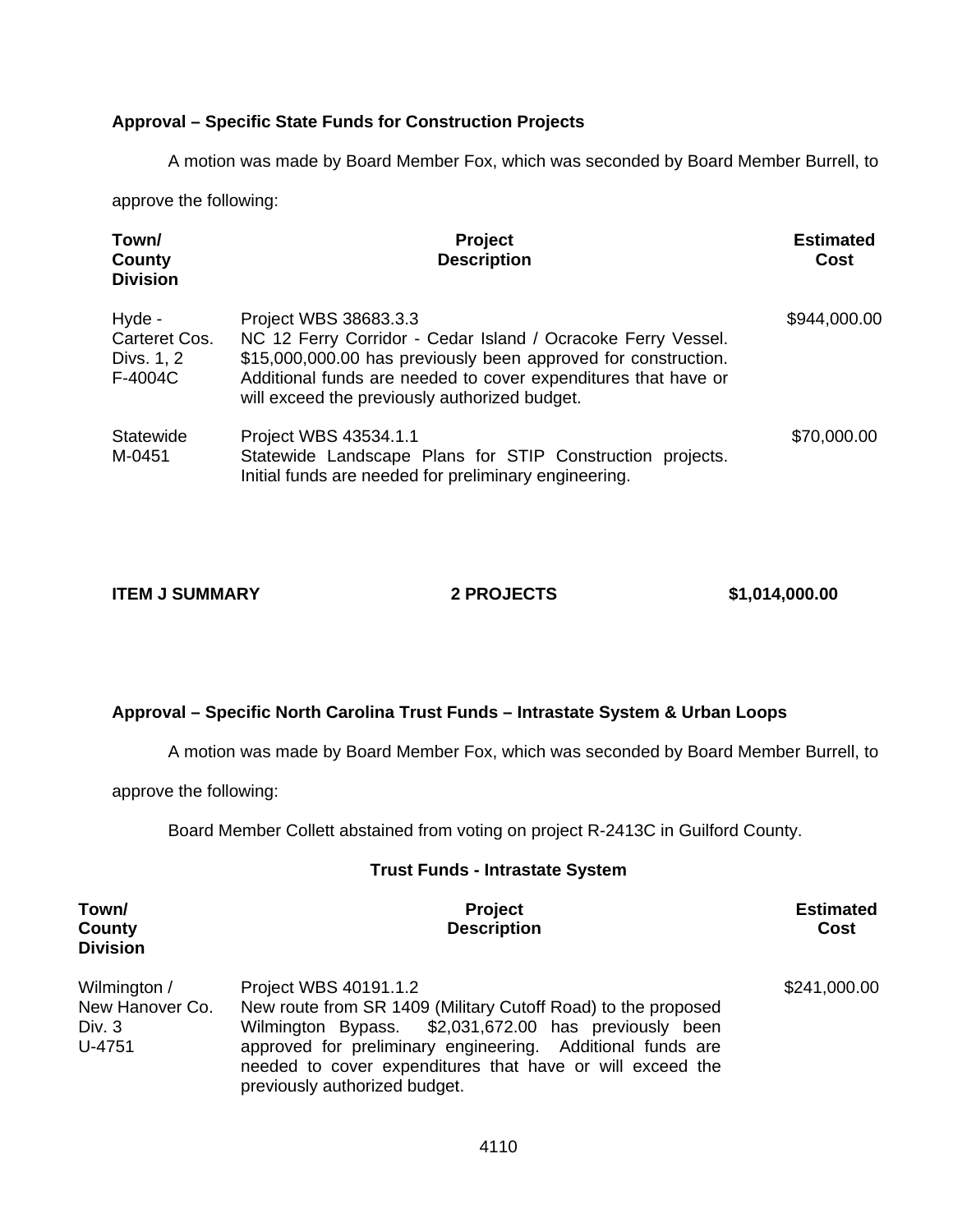**Approval – Specific State Funds for Construction Projects**

A motion was made by Board Member Fox, which was seconded by Board Member Burrell, to approve the following:

| Town/ County Division | Project Description | Estimated Cost |
|---|---|---|
| Hyde - Carteret Cos. Divs. 1, 2 F-4004C | Project WBS 38683.3.3 NC 12 Ferry Corridor - Cedar Island / Ocracoke Ferry Vessel. $15,000,000.00 has previously been approved for construction. Additional funds are needed to cover expenditures that have or will exceed the previously authorized budget. | $944,000.00 |
| Statewide M-0451 | Project WBS 43534.1.1 Statewide Landscape Plans for STIP Construction projects. Initial funds are needed for preliminary engineering. | $70,000.00 |

**ITEM J SUMMARY 2 PROJECTS $1,014,000.00**

**Approval – Specific North Carolina Trust Funds – Intrastate System & Urban Loops**

A motion was made by Board Member Fox, which was seconded by Board Member Burrell, to approve the following:

Board Member Collett abstained from voting on project R-2413C in Guilford County.

**Trust Funds - Intrastate System**

| Town/ County Division | Project Description | Estimated Cost |
|---|---|---|
| Wilmington / New Hanover Co. Div. 3 U-4751 | Project WBS 40191.1.2 New route from SR 1409 (Military Cutoff Road) to the proposed Wilmington Bypass. $2,031,672.00 has previously been approved for preliminary engineering. Additional funds are needed to cover expenditures that have or will exceed the previously authorized budget. | $241,000.00 |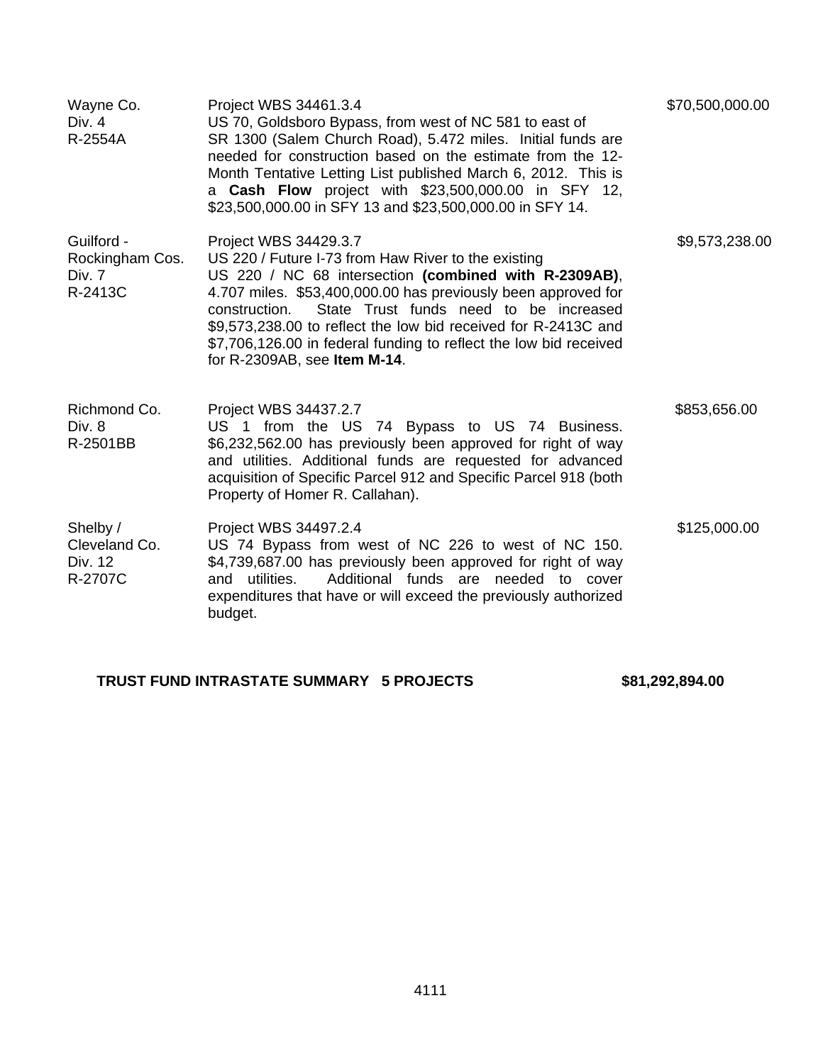| | | |
|---|---|---|
| Wayne Co.<br>Div. 4<br>R-2554A | Project WBS 34461.3.4<br>US 70, Goldsboro Bypass, from west of NC 581 to east of SR 1300 (Salem Church Road), 5.472 miles. Initial funds are needed for construction based on the estimate from the 12-Month Tentative Letting List published March 6, 2012. This is a **Cash Flow** project with $23,500,000.00 in SFY 12, $23,500,000.00 in SFY 13 and $23,500,000.00 in SFY 14. | $70,500,000.00 |
| Guilford - Rockingham Cos.<br>Div. 7<br>R-2413C | Project WBS 34429.3.7<br>US 220 / Future I-73 from Haw River to the existing US 220 / NC 68 intersection **(combined with R-2309AB)**, 4.707 miles. $53,400,000.00 has previously been approved for construction. State Trust funds need to be increased $9,573,238.00 to reflect the low bid received for R-2413C and $7,706,126.00 in federal funding to reflect the low bid received for R-2309AB, see **Item M-14**. | $9,573,238.00 |
| Richmond Co.<br>Div. 8<br>R-2501BB | Project WBS 34437.2.7<br>US 1 from the US 74 Bypass to US 74 Business. $6,232,562.00 has previously been approved for right of way and utilities. Additional funds are requested for advanced acquisition of Specific Parcel 912 and Specific Parcel 918 (both Property of Homer R. Callahan). | $853,656.00 |
| Shelby / Cleveland Co.<br>Div. 12<br>R-2707C | Project WBS 34497.2.4<br>US 74 Bypass from west of NC 226 to west of NC 150. $4,739,687.00 has previously been approved for right of way and utilities. Additional funds are needed to cover expenditures that have or will exceed the previously authorized budget. | $125,000.00 |

**TRUST FUND INTRASTATE SUMMARY 5 PROJECTS $81,292,894.00**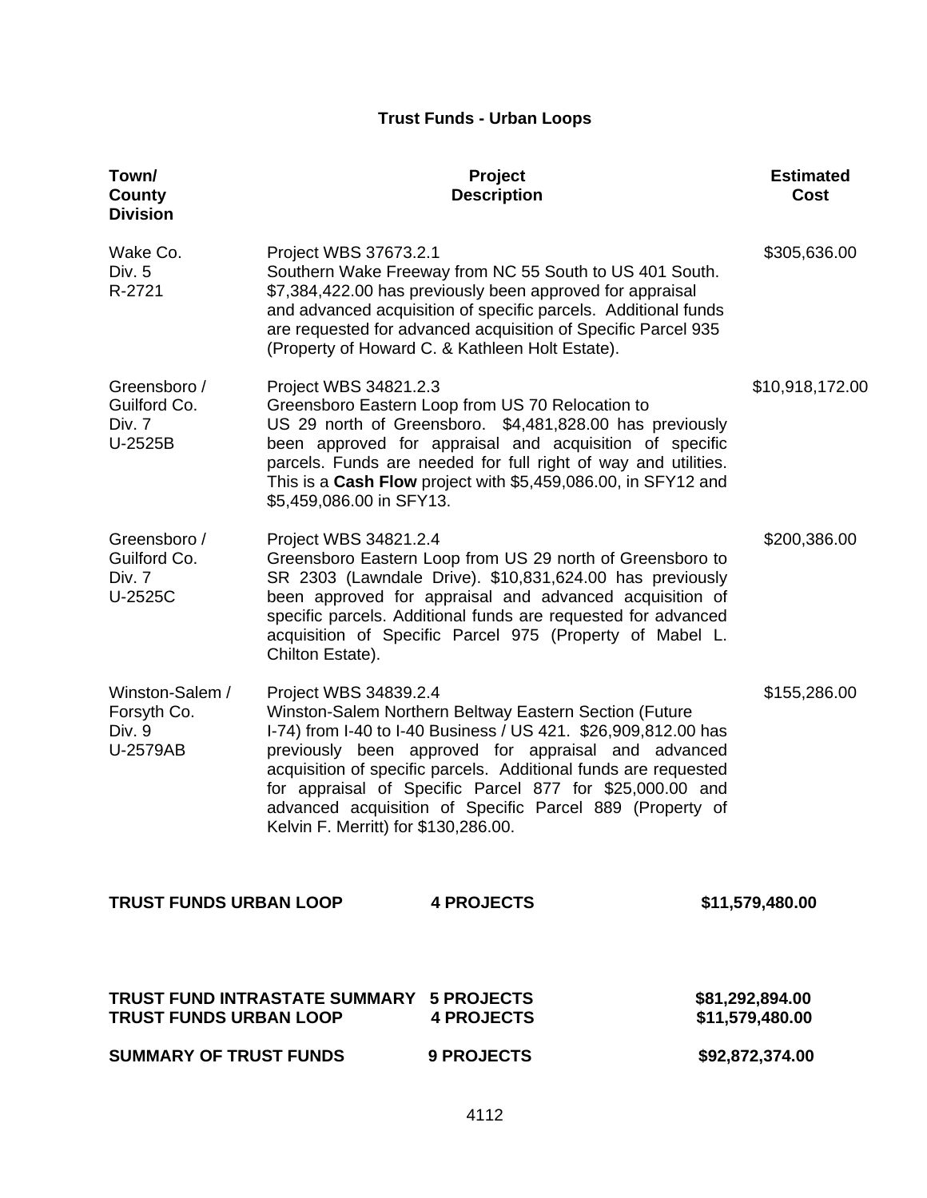# Trust Funds - Urban Loops

| Town/ County Division | Project Description | Estimated Cost |
|---|---|---|
| Wake Co.<br>Div. 5<br>R-2721 | Project WBS 37673.2.1<br>Southern Wake Freeway from NC 55 South to US 401 South. $7,384,422.00 has previously been approved for appraisal and advanced acquisition of specific parcels. Additional funds are requested for advanced acquisition of Specific Parcel 935 (Property of Howard C. & Kathleen Holt Estate). | $305,636.00 |
| Greensboro /<br>Guilford Co.<br>Div. 7<br>U-2525B | Project WBS 34821.2.3<br>Greensboro Eastern Loop from US 70 Relocation to US 29 north of Greensboro. $4,481,828.00 has previously been approved for appraisal and acquisition of specific parcels. Funds are needed for full right of way and utilities. This is a **Cash Flow** project with $5,459,086.00, in SFY12 and $5,459,086.00 in SFY13. | $10,918,172.00 |
| Greensboro /<br>Guilford Co.<br>Div. 7<br>U-2525C | Project WBS 34821.2.4<br>Greensboro Eastern Loop from US 29 north of Greensboro to SR 2303 (Lawndale Drive). $10,831,624.00 has previously been approved for appraisal and advanced acquisition of specific parcels. Additional funds are requested for advanced acquisition of Specific Parcel 975 (Property of Mabel L. Chilton Estate). | $200,386.00 |
| Winston-Salem /<br>Forsyth Co.<br>Div. 9<br>U-2579AB | Project WBS 34839.2.4<br>Winston-Salem Northern Beltway Eastern Section (Future I-74) from I-40 to I-40 Business / US 421. $26,909,812.00 has previously been approved for appraisal and advanced acquisition of specific parcels. Additional funds are requested for appraisal of Specific Parcel 877 for $25,000.00 and advanced acquisition of Specific Parcel 889 (Property of Kelvin F. Merritt) for $130,286.00. | $155,286.00 |

| | | |
|---|---|---|
| **TRUST FUNDS URBAN LOOP** | **4 PROJECTS** | **$11,579,480.00** |

| | | |
|---|---|---|
| **TRUST FUND INTRASTATE SUMMARY** | **5 PROJECTS** | **$81,292,894.00** |
| **TRUST FUNDS URBAN LOOP** | **4 PROJECTS** | **$11,579,480.00** |
| **SUMMARY OF TRUST FUNDS** | **9 PROJECTS** | **$92,872,374.00** |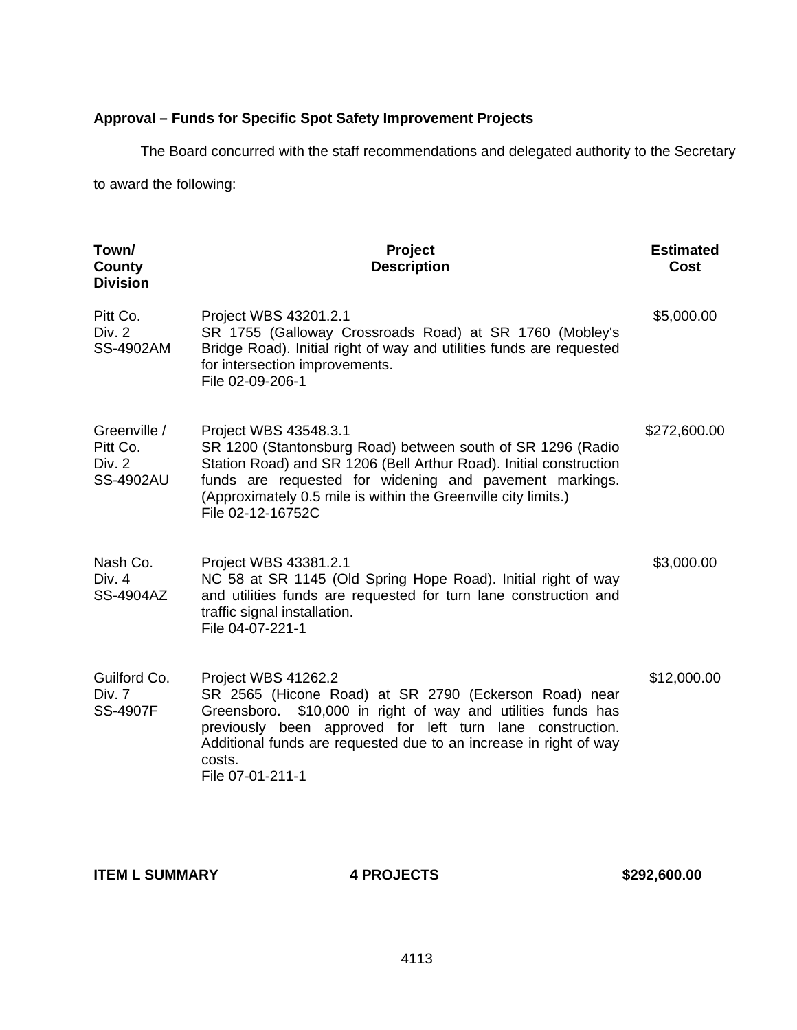**Approval – Funds for Specific Spot Safety Improvement Projects**

The Board concurred with the staff recommendations and delegated authority to the Secretary to award the following:

| Town/ County Division | Project Description | Estimated Cost |
|---|---|---|
| Pitt Co. Div. 2 SS-4902AM | Project WBS 43201.2.1 SR 1755 (Galloway Crossroads Road) at SR 1760 (Mobley's Bridge Road). Initial right of way and utilities funds are requested for intersection improvements. File 02-09-206-1 | $5,000.00 |
| Greenville / Pitt Co. Div. 2 SS-4902AU | Project WBS 43548.3.1 SR 1200 (Stantonsburg Road) between south of SR 1296 (Radio Station Road) and SR 1206 (Bell Arthur Road). Initial construction funds are requested for widening and pavement markings. (Approximately 0.5 mile is within the Greenville city limits.) File 02-12-16752C | $272,600.00 |
| Nash Co. Div. 4 SS-4904AZ | Project WBS 43381.2.1 NC 58 at SR 1145 (Old Spring Hope Road). Initial right of way and utilities funds are requested for turn lane construction and traffic signal installation. File 04-07-221-1 | $3,000.00 |
| Guilford Co. Div. 7 SS-4907F | Project WBS 41262.2 SR 2565 (Hicone Road) at SR 2790 (Eckerson Road) near Greensboro. $10,000 in right of way and utilities funds has previously been approved for left turn lane construction. Additional funds are requested due to an increase in right of way costs. File 07-01-211-1 | $12,000.00 |

**ITEM L SUMMARY** **4 PROJECTS** **$292,600.00**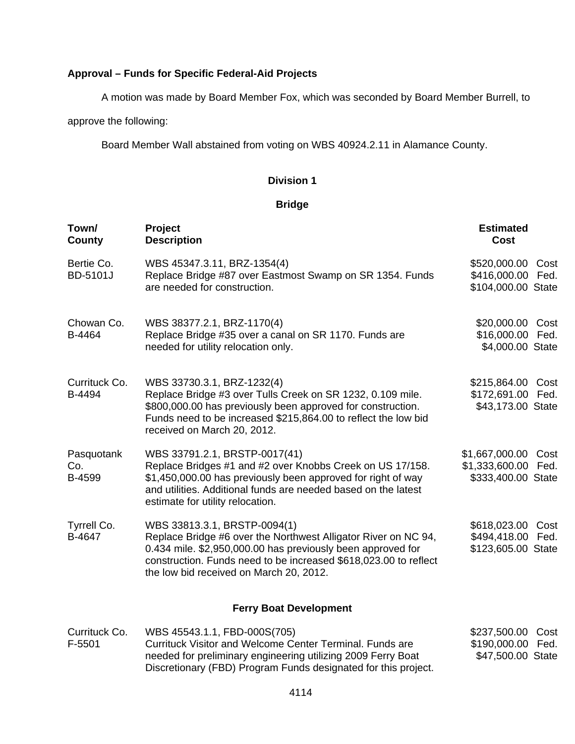**Approval – Funds for Specific Federal-Aid Projects**

A motion was made by Board Member Fox, which was seconded by Board Member Burrell, to approve the following:

Board Member Wall abstained from voting on WBS 40924.2.11 in Alamance County.

**Division 1**

**Bridge**

| Town/ County | Project Description | Estimated Cost |
|---|---|---|
| Bertie Co. BD-5101J | WBS 45347.3.11, BRZ-1354(4) Replace Bridge #87 over Eastmost Swamp on SR 1354. Funds are needed for construction. | $520,000.00 Cost $416,000.00 Fed. $104,000.00 State |
| Chowan Co. B-4464 | WBS 38377.2.1, BRZ-1170(4) Replace Bridge #35 over a canal on SR 1170. Funds are needed for utility relocation only. | $20,000.00 Cost $16,000.00 Fed. $4,000.00 State |
| Currituck Co. B-4494 | WBS 33730.3.1, BRZ-1232(4) Replace Bridge #3 over Tulls Creek on SR 1232, 0.109 mile. $800,000.00 has previously been approved for construction. Funds need to be increased $215,864.00 to reflect the low bid received on March 20, 2012. | $215,864.00 Cost $172,691.00 Fed. $43,173.00 State |
| Pasquotank Co. B-4599 | WBS 33791.2.1, BRSTP-0017(41) Replace Bridges #1 and #2 over Knobbs Creek on US 17/158. $1,450,000.00 has previously been approved for right of way and utilities. Additional funds are needed based on the latest estimate for utility relocation. | $1,667,000.00 Cost $1,333,600.00 Fed. $333,400.00 State |
| Tyrrell Co. B-4647 | WBS 33813.3.1, BRSTP-0094(1) Replace Bridge #6 over the Northwest Alligator River on NC 94, 0.434 mile. $2,950,000.00 has previously been approved for construction. Funds need to be increased $618,023.00 to reflect the low bid received on March 20, 2012. | $618,023.00 Cost $494,418.00 Fed. $123,605.00 State |

**Ferry Boat Development**

| Town/ County | Project Description | Estimated Cost |
|---|---|---|
| Currituck Co. F-5501 | WBS 45543.1.1, FBD-000S(705) Currituck Visitor and Welcome Center Terminal. Funds are needed for preliminary engineering utilizing 2009 Ferry Boat Discretionary (FBD) Program Funds designated for this project. | $237,500.00 Cost $190,000.00 Fed. $47,500.00 State |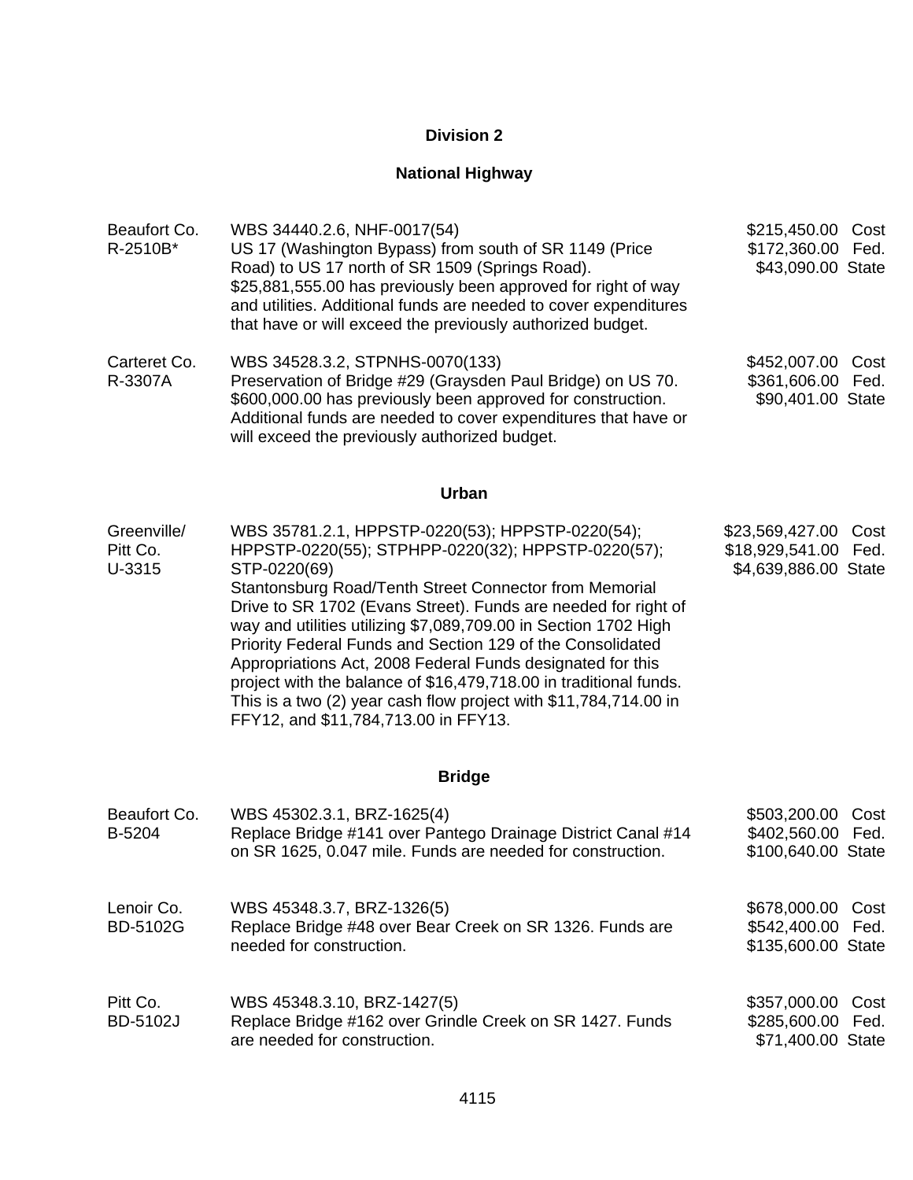## Division 2

### National Highway

| | | |
|---|---|---|
| Beaufort Co.<br>R-2510B* | WBS 34440.2.6, NHF-0017(54)<br>US 17 (Washington Bypass) from south of SR 1149 (Price Road) to US 17 north of SR 1509 (Springs Road). $25,881,555.00 has previously been approved for right of way and utilities. Additional funds are needed to cover expenditures that have or will exceed the previously authorized budget. | $215,450.00 Cost<br>$172,360.00 Fed.<br>$43,090.00 State |
| Carteret Co.<br>R-3307A | WBS 34528.3.2, STPNHS-0070(133)<br>Preservation of Bridge #29 (Graysden Paul Bridge) on US 70. $600,000.00 has previously been approved for construction. Additional funds are needed to cover expenditures that have or will exceed the previously authorized budget. | $452,007.00 Cost<br>$361,606.00 Fed.<br>$90,401.00 State |

### Urban

| | | |
|---|---|---|
| Greenville/<br>Pitt Co.<br>U-3315 | WBS 35781.2.1, HPPSTP-0220(53); HPPSTP-0220(54); HPPSTP-0220(55); STPHPP-0220(32); HPPSTP-0220(57); STP-0220(69)<br>Stantonsburg Road/Tenth Street Connector from Memorial Drive to SR 1702 (Evans Street). Funds are needed for right of way and utilities utilizing $7,089,709.00 in Section 1702 High Priority Federal Funds and Section 129 of the Consolidated Appropriations Act, 2008 Federal Funds designated for this project with the balance of $16,479,718.00 in traditional funds. This is a two (2) year cash flow project with $11,784,714.00 in FFY12, and $11,784,713.00 in FFY13. | $23,569,427.00 Cost<br>$18,929,541.00 Fed.<br>$4,639,886.00 State |

### Bridge

| | | |
|---|---|---|
| Beaufort Co.<br>B-5204 | WBS 45302.3.1, BRZ-1625(4)<br>Replace Bridge #141 over Pantego Drainage District Canal #14 on SR 1625, 0.047 mile. Funds are needed for construction. | $503,200.00 Cost<br>$402,560.00 Fed.<br>$100,640.00 State |
| Lenoir Co.<br>BD-5102G | WBS 45348.3.7, BRZ-1326(5)<br>Replace Bridge #48 over Bear Creek on SR 1326. Funds are needed for construction. | $678,000.00 Cost<br>$542,400.00 Fed.<br>$135,600.00 State |
| Pitt Co.<br>BD-5102J | WBS 45348.3.10, BRZ-1427(5)<br>Replace Bridge #162 over Grindle Creek on SR 1427. Funds are needed for construction. | $357,000.00 Cost<br>$285,600.00 Fed.<br>$71,400.00 State |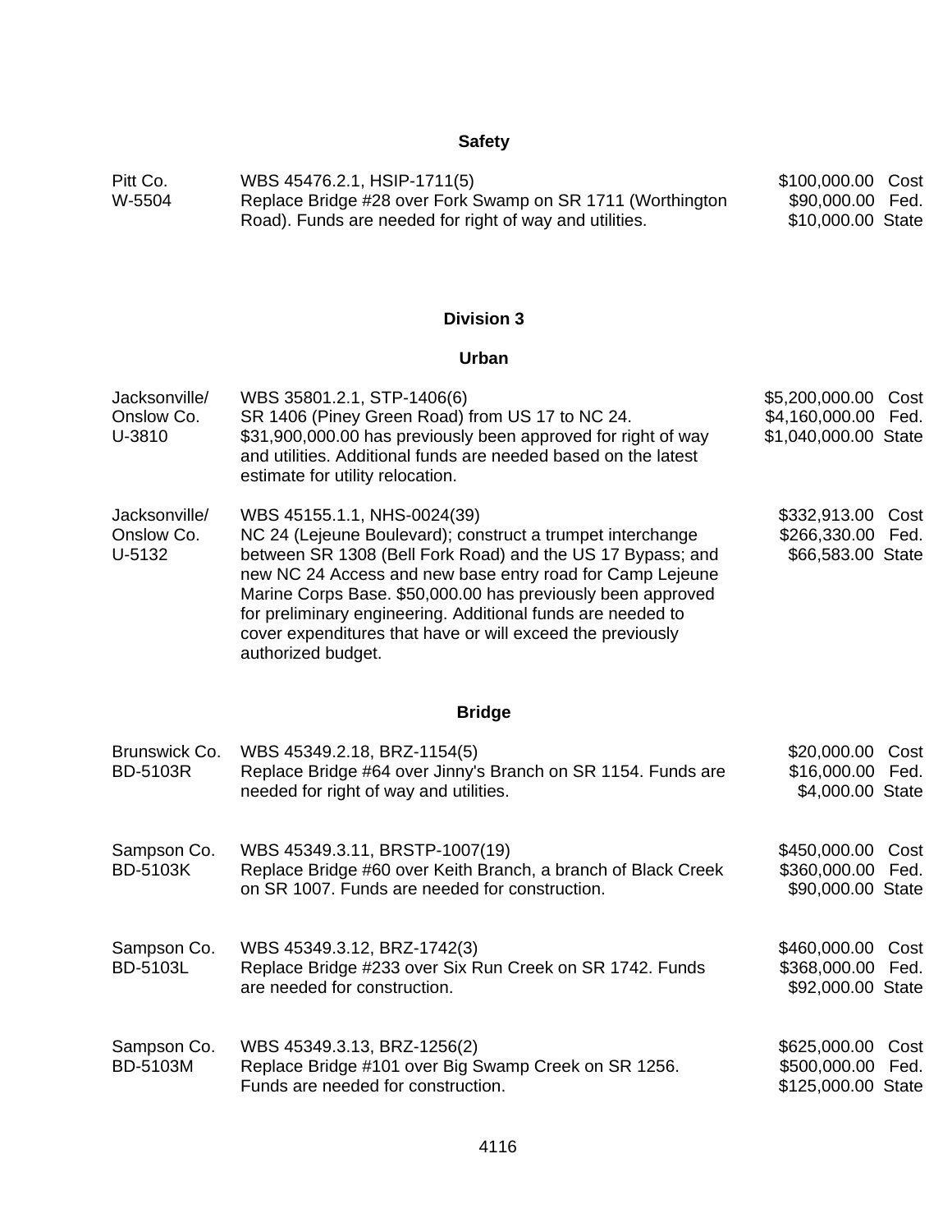## Safety

| | | |
|---|---|---|
| Pitt Co.<br>W-5504 | WBS 45476.2.1, HSIP-1711(5)<br>Replace Bridge #28 over Fork Swamp on SR 1711 (Worthington Road). Funds are needed for right of way and utilities. | $100,000.00 Cost<br>$90,000.00 Fed.<br>$10,000.00 State |

# Division 3

## Urban

| | | |
|---|---|---|
| Jacksonville/<br>Onslow Co.<br>U-3810 | WBS 35801.2.1, STP-1406(6)<br>SR 1406 (Piney Green Road) from US 17 to NC 24. $31,900,000.00 has previously been approved for right of way and utilities. Additional funds are needed based on the latest estimate for utility relocation. | $5,200,000.00 Cost<br>$4,160,000.00 Fed.<br>$1,040,000.00 State |
| Jacksonville/<br>Onslow Co.<br>U-5132 | WBS 45155.1.1, NHS-0024(39)<br>NC 24 (Lejeune Boulevard); construct a trumpet interchange between SR 1308 (Bell Fork Road) and the US 17 Bypass; and new NC 24 Access and new base entry road for Camp Lejeune Marine Corps Base. $50,000.00 has previously been approved for preliminary engineering. Additional funds are needed to cover expenditures that have or will exceed the previously authorized budget. | $332,913.00 Cost<br>$266,330.00 Fed.<br>$66,583.00 State |

## Bridge

| | | |
|---|---|---|
| Brunswick Co.<br>BD-5103R | WBS 45349.2.18, BRZ-1154(5)<br>Replace Bridge #64 over Jinny's Branch on SR 1154. Funds are needed for right of way and utilities. | $20,000.00 Cost<br>$16,000.00 Fed.<br>$4,000.00 State |
| Sampson Co.<br>BD-5103K | WBS 45349.3.11, BRSTP-1007(19)<br>Replace Bridge #60 over Keith Branch, a branch of Black Creek on SR 1007. Funds are needed for construction. | $450,000.00 Cost<br>$360,000.00 Fed.<br>$90,000.00 State |
| Sampson Co.<br>BD-5103L | WBS 45349.3.12, BRZ-1742(3)<br>Replace Bridge #233 over Six Run Creek on SR 1742. Funds are needed for construction. | $460,000.00 Cost<br>$368,000.00 Fed.<br>$92,000.00 State |
| Sampson Co.<br>BD-5103M | WBS 45349.3.13, BRZ-1256(2)<br>Replace Bridge #101 over Big Swamp Creek on SR 1256. Funds are needed for construction. | $625,000.00 Cost<br>$500,000.00 Fed.<br>$125,000.00 State |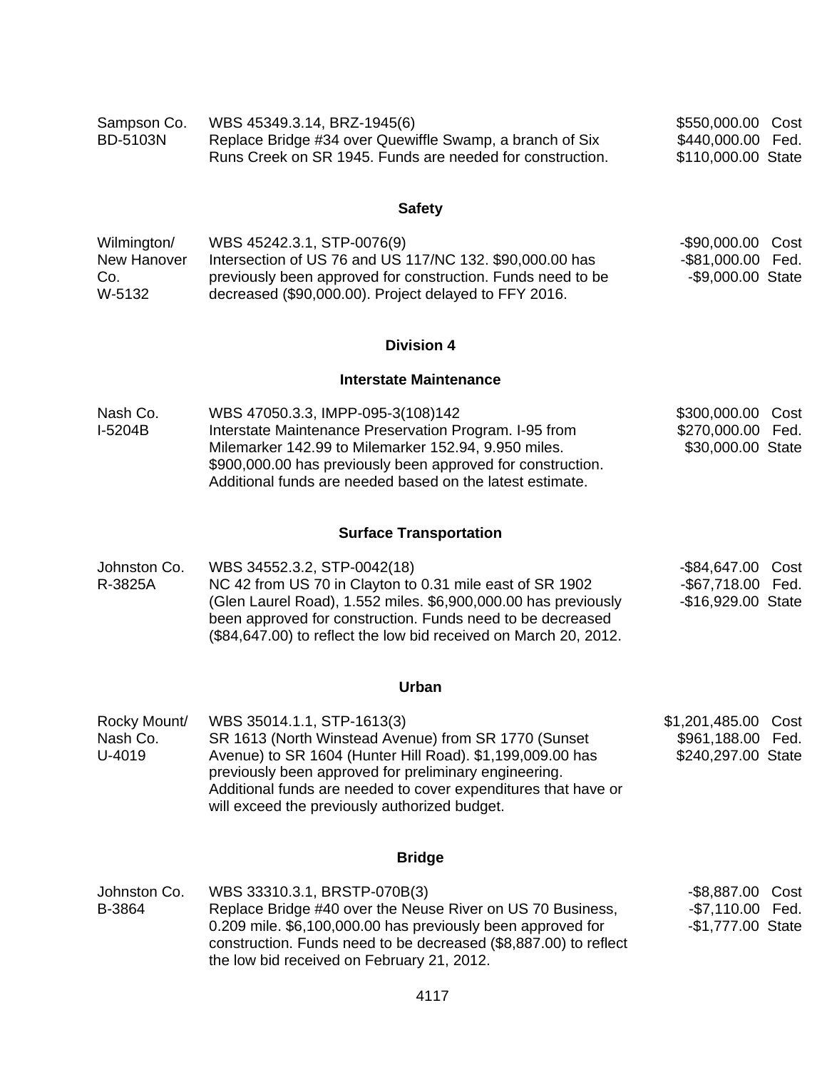| | | |
|---|---|---|
| Sampson Co.<br>BD-5103N | WBS 45349.3.14, BRZ-1945(6)<br>Replace Bridge #34 over Quewiffle Swamp, a branch of Six Runs Creek on SR 1945. Funds are needed for construction. | $550,000.00 Cost<br>$440,000.00 Fed.<br>$110,000.00 State |

### Safety

| | | |
|---|---|---|
| Wilmington/<br>New Hanover Co.<br>W-5132 | WBS 45242.3.1, STP-0076(9)<br>Intersection of US 76 and US 117/NC 132. $90,000.00 has previously been approved for construction. Funds need to be decreased ($90,000.00). Project delayed to FFY 2016. | -$90,000.00 Cost<br>-$81,000.00 Fed.<br>-$9,000.00 State |

## Division 4

### Interstate Maintenance

| | | |
|---|---|---|
| Nash Co.<br>I-5204B | WBS 47050.3.3, IMPP-095-3(108)142<br>Interstate Maintenance Preservation Program. I-95 from Milemarker 142.99 to Milemarker 152.94, 9.950 miles. $900,000.00 has previously been approved for construction. Additional funds are needed based on the latest estimate. | $300,000.00 Cost<br>$270,000.00 Fed.<br>$30,000.00 State |

### Surface Transportation

| | | |
|---|---|---|
| Johnston Co.<br>R-3825A | WBS 34552.3.2, STP-0042(18)<br>NC 42 from US 70 in Clayton to 0.31 mile east of SR 1902 (Glen Laurel Road), 1.552 miles. $6,900,000.00 has previously been approved for construction. Funds need to be decreased ($84,647.00) to reflect the low bid received on March 20, 2012. | -$84,647.00 Cost<br>-$67,718.00 Fed.<br>-$16,929.00 State |

### Urban

| | | |
|---|---|---|
| Rocky Mount/<br>Nash Co.<br>U-4019 | WBS 35014.1.1, STP-1613(3)<br>SR 1613 (North Winstead Avenue) from SR 1770 (Sunset Avenue) to SR 1604 (Hunter Hill Road). $1,199,009.00 has previously been approved for preliminary engineering. Additional funds are needed to cover expenditures that have or will exceed the previously authorized budget. | $1,201,485.00 Cost<br>$961,188.00 Fed.<br>$240,297.00 State |

### Bridge

| | | |
|---|---|---|
| Johnston Co.<br>B-3864 | WBS 33310.3.1, BRSTP-070B(3)<br>Replace Bridge #40 over the Neuse River on US 70 Business, 0.209 mile. $6,100,000.00 has previously been approved for construction. Funds need to be decreased ($8,887.00) to reflect the low bid received on February 21, 2012. | -$8,887.00 Cost<br>-$7,110.00 Fed.<br>-$1,777.00 State |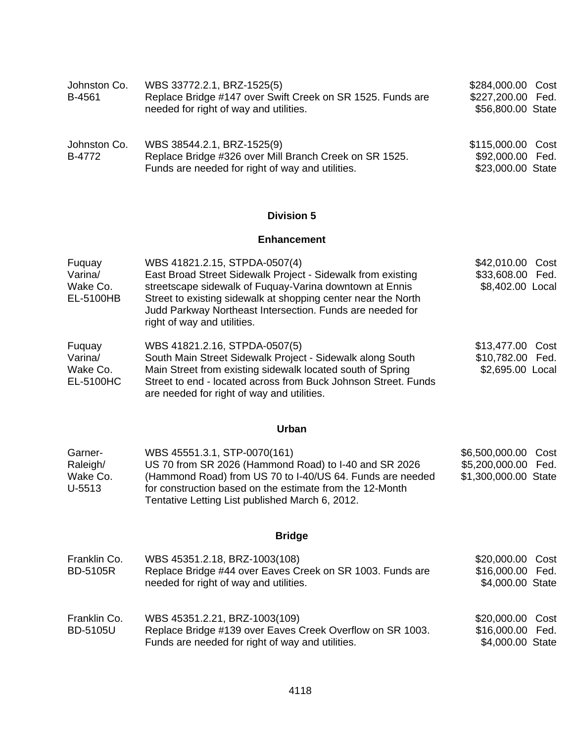| | | |
|---|---|---|
| Johnston Co.<br>B-4561 | WBS 33772.2.1, BRZ-1525(5)<br>Replace Bridge #147 over Swift Creek on SR 1525. Funds are needed for right of way and utilities. | $284,000.00 Cost<br>$227,200.00 Fed.<br>$56,800.00 State |
| Johnston Co.<br>B-4772 | WBS 38544.2.1, BRZ-1525(9)<br>Replace Bridge #326 over Mill Branch Creek on SR 1525. Funds are needed for right of way and utilities. | $115,000.00 Cost<br>$92,000.00 Fed.<br>$23,000.00 State |

## Division 5

### Enhancement

| | | |
|---|---|---|
| Fuquay Varina/<br>Wake Co.<br>EL-5100HB | WBS 41821.2.15, STPDA-0507(4)<br>East Broad Street Sidewalk Project - Sidewalk from existing streetscape sidewalk of Fuquay-Varina downtown at Ennis Street to existing sidewalk at shopping center near the North Judd Parkway Northeast Intersection. Funds are needed for right of way and utilities. | $42,010.00 Cost<br>$33,608.00 Fed.<br>$8,402.00 Local |
| Fuquay Varina/<br>Wake Co.<br>EL-5100HC | WBS 41821.2.16, STPDA-0507(5)<br>South Main Street Sidewalk Project - Sidewalk along South Main Street from existing sidewalk located south of Spring Street to end - located across from Buck Johnson Street. Funds are needed for right of way and utilities. | $13,477.00 Cost<br>$10,782.00 Fed.<br>$2,695.00 Local |

### Urban

| | | |
|---|---|---|
| Garner-Raleigh/<br>Wake Co.<br>U-5513 | WBS 45551.3.1, STP-0070(161)<br>US 70 from SR 2026 (Hammond Road) to I-40 and SR 2026 (Hammond Road) from US 70 to I-40/US 64. Funds are needed for construction based on the estimate from the 12-Month Tentative Letting List published March 6, 2012. | $6,500,000.00 Cost<br>$5,200,000.00 Fed.<br>$1,300,000.00 State |

### Bridge

| | | |
|---|---|---|
| Franklin Co.<br>BD-5105R | WBS 45351.2.18, BRZ-1003(108)<br>Replace Bridge #44 over Eaves Creek on SR 1003. Funds are needed for right of way and utilities. | $20,000.00 Cost<br>$16,000.00 Fed.<br>$4,000.00 State |
| Franklin Co.<br>BD-5105U | WBS 45351.2.21, BRZ-1003(109)<br>Replace Bridge #139 over Eaves Creek Overflow on SR 1003. Funds are needed for right of way and utilities. | $20,000.00 Cost<br>$16,000.00 Fed.<br>$4,000.00 State |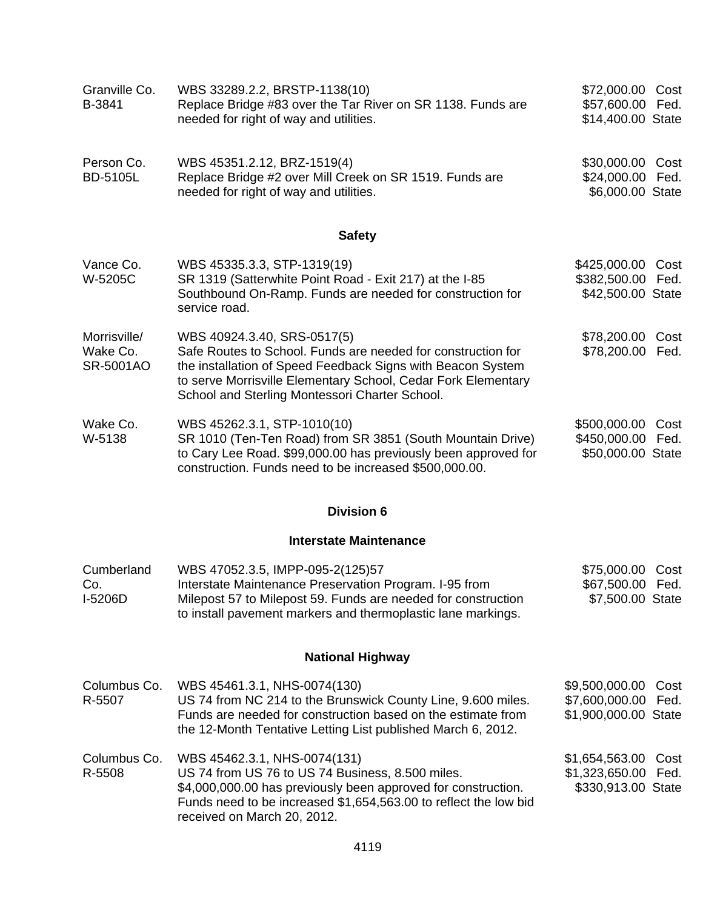| | | |
|---|---|---|
| Granville Co.<br>B-3841 | WBS 33289.2.2, BRSTP-1138(10)<br>Replace Bridge #83 over the Tar River on SR 1138. Funds are needed for right of way and utilities. | $72,000.00 Cost<br>$57,600.00 Fed.<br>$14,400.00 State |
| Person Co.<br>BD-5105L | WBS 45351.2.12, BRZ-1519(4)<br>Replace Bridge #2 over Mill Creek on SR 1519. Funds are needed for right of way and utilities. | $30,000.00 Cost<br>$24,000.00 Fed.<br>$6,000.00 State |

### Safety

| | | |
|---|---|---|
| Vance Co.<br>W-5205C | WBS 45335.3.3, STP-1319(19)<br>SR 1319 (Satterwhite Point Road - Exit 217) at the I-85 Southbound On-Ramp. Funds are needed for construction for service road. | $425,000.00 Cost<br>$382,500.00 Fed.<br>$42,500.00 State |
| Morrisville/<br>Wake Co.<br>SR-5001AO | WBS 40924.3.40, SRS-0517(5)<br>Safe Routes to School. Funds are needed for construction for the installation of Speed Feedback Signs with Beacon System to serve Morrisville Elementary School, Cedar Fork Elementary School and Sterling Montessori Charter School. | $78,200.00 Cost<br>$78,200.00 Fed. |
| Wake Co.<br>W-5138 | WBS 45262.3.1, STP-1010(10)<br>SR 1010 (Ten-Ten Road) from SR 3851 (South Mountain Drive) to Cary Lee Road. $99,000.00 has previously been approved for construction. Funds need to be increased $500,000.00. | $500,000.00 Cost<br>$450,000.00 Fed.<br>$50,000.00 State |

## Division 6

### Interstate Maintenance

| | | |
|---|---|---|
| Cumberland Co.<br>I-5206D | WBS 47052.3.5, IMPP-095-2(125)57<br>Interstate Maintenance Preservation Program. I-95 from Milepost 57 to Milepost 59. Funds are needed for construction to install pavement markers and thermoplastic lane markings. | $75,000.00 Cost<br>$67,500.00 Fed.<br>$7,500.00 State |

### National Highway

| | | |
|---|---|---|
| Columbus Co.<br>R-5507 | WBS 45461.3.1, NHS-0074(130)<br>US 74 from NC 214 to the Brunswick County Line, 9.600 miles. Funds are needed for construction based on the estimate from the 12-Month Tentative Letting List published March 6, 2012. | $9,500,000.00 Cost<br>$7,600,000.00 Fed.<br>$1,900,000.00 State |
| Columbus Co.<br>R-5508 | WBS 45462.3.1, NHS-0074(131)<br>US 74 from US 76 to US 74 Business, 8.500 miles. $4,000,000.00 has previously been approved for construction. Funds need to be increased $1,654,563.00 to reflect the low bid received on March 20, 2012. | $1,654,563.00 Cost<br>$1,323,650.00 Fed.<br>$330,913.00 State |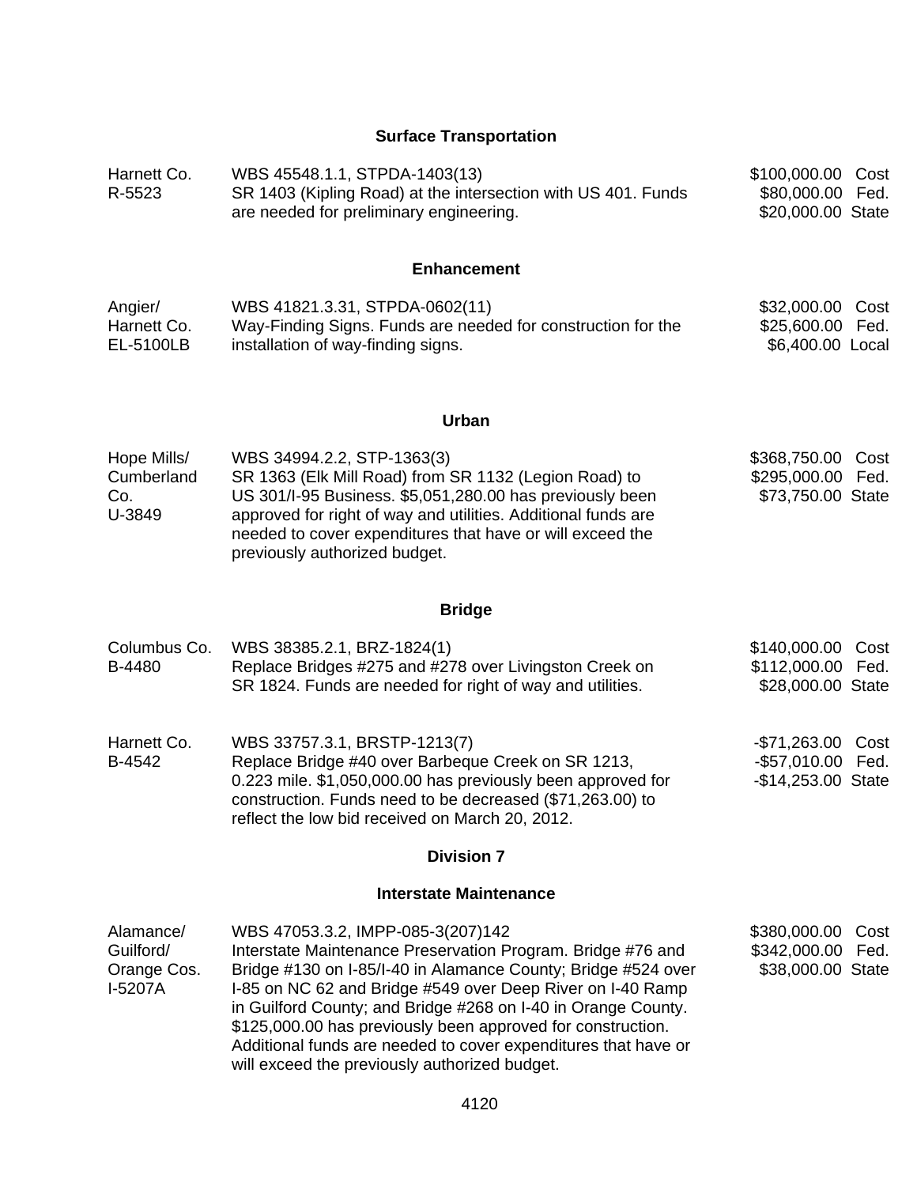### Surface Transportation

| | | |
|---|---|---|
| Harnett Co.<br>R-5523 | WBS 45548.1.1, STPDA-1403(13)<br>SR 1403 (Kipling Road) at the intersection with US 401. Funds are needed for preliminary engineering. | $100,000.00 Cost<br>$80,000.00 Fed.<br>$20,000.00 State |

### Enhancement

| | | |
|---|---|---|
| Angier/<br>Harnett Co.<br>EL-5100LB | WBS 41821.3.31, STPDA-0602(11)<br>Way-Finding Signs. Funds are needed for construction for the installation of way-finding signs. | $32,000.00 Cost<br>$25,600.00 Fed.<br>$6,400.00 Local |

### Urban

| | | |
|---|---|---|
| Hope Mills/<br>Cumberland Co.<br>U-3849 | WBS 34994.2.2, STP-1363(3)<br>SR 1363 (Elk Mill Road) from SR 1132 (Legion Road) to US 301/I-95 Business. $5,051,280.00 has previously been approved for right of way and utilities. Additional funds are needed to cover expenditures that have or will exceed the previously authorized budget. | $368,750.00 Cost<br>$295,000.00 Fed.<br>$73,750.00 State |

### Bridge

| | | |
|---|---|---|
| Columbus Co.<br>B-4480 | WBS 38385.2.1, BRZ-1824(1)<br>Replace Bridges #275 and #278 over Livingston Creek on SR 1824. Funds are needed for right of way and utilities. | $140,000.00 Cost<br>$112,000.00 Fed.<br>$28,000.00 State |
| Harnett Co.<br>B-4542 | WBS 33757.3.1, BRSTP-1213(7)<br>Replace Bridge #40 over Barbeque Creek on SR 1213, 0.223 mile. $1,050,000.00 has previously been approved for construction. Funds need to be decreased ($71,263.00) to reflect the low bid received on March 20, 2012. | -$71,263.00 Cost<br>-$57,010.00 Fed.<br>-$14,253.00 State |

## Division 7

### Interstate Maintenance

| | | |
|---|---|---|
| Alamance/<br>Guilford/<br>Orange Cos.<br>I-5207A | WBS 47053.3.2, IMPP-085-3(207)142<br>Interstate Maintenance Preservation Program. Bridge #76 and Bridge #130 on I-85/I-40 in Alamance County; Bridge #524 over I-85 on NC 62 and Bridge #549 over Deep River on I-40 Ramp in Guilford County; and Bridge #268 on I-40 in Orange County. $125,000.00 has previously been approved for construction. Additional funds are needed to cover expenditures that have or will exceed the previously authorized budget. | $380,000.00 Cost<br>$342,000.00 Fed.<br>$38,000.00 State |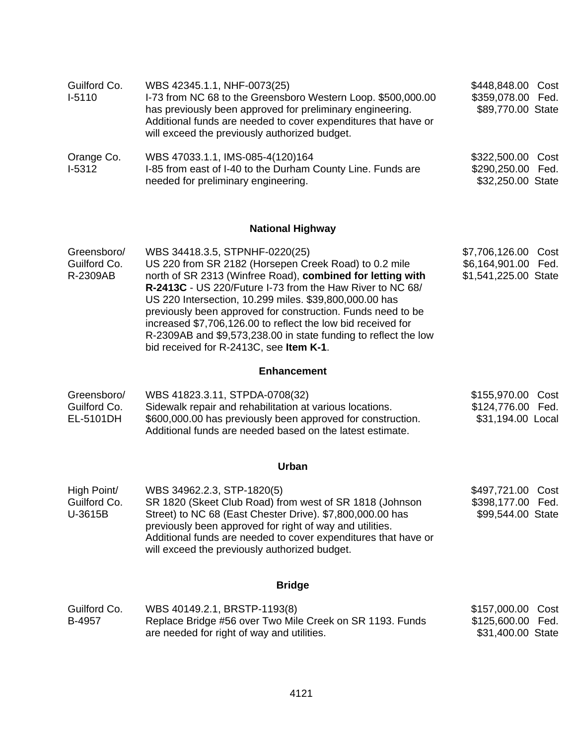| | | |
|---|---|---|
| Guilford Co.<br>I-5110 | WBS 42345.1.1, NHF-0073(25)<br>I-73 from NC 68 to the Greensboro Western Loop. $500,000.00 has previously been approved for preliminary engineering. Additional funds are needed to cover expenditures that have or will exceed the previously authorized budget. | $448,848.00 Cost<br>$359,078.00 Fed.<br>$89,770.00 State |
| Orange Co.<br>I-5312 | WBS 47033.1.1, IMS-085-4(120)164<br>I-85 from east of I-40 to the Durham County Line. Funds are needed for preliminary engineering. | $322,500.00 Cost<br>$290,250.00 Fed.<br>$32,250.00 State |

## National Highway

| | | |
|---|---|---|
| Greensboro/<br>Guilford Co.<br>R-2309AB | WBS 34418.3.5, STPNHF-0220(25)<br>US 220 from SR 2182 (Horsepen Creek Road) to 0.2 mile north of SR 2313 (Winfree Road), **combined for letting with R-2413C** - US 220/Future I-73 from the Haw River to NC 68/ US 220 Intersection, 10.299 miles. $39,800,000.00 has previously been approved for construction. Funds need to be increased $7,706,126.00 to reflect the low bid received for R-2309AB and $9,573,238.00 in state funding to reflect the low bid received for R-2413C, see **Item K-1**. | $7,706,126.00 Cost<br>$6,164,901.00 Fed.<br>$1,541,225.00 State |

## Enhancement

| | | |
|---|---|---|
| Greensboro/<br>Guilford Co.<br>EL-5101DH | WBS 41823.3.11, STPDA-0708(32)<br>Sidewalk repair and rehabilitation at various locations. $600,000.00 has previously been approved for construction. Additional funds are needed based on the latest estimate. | $155,970.00 Cost<br>$124,776.00 Fed.<br>$31,194.00 Local |

## Urban

| | | |
|---|---|---|
| High Point/<br>Guilford Co.<br>U-3615B | WBS 34962.2.3, STP-1820(5)<br>SR 1820 (Skeet Club Road) from west of SR 1818 (Johnson Street) to NC 68 (East Chester Drive). $7,800,000.00 has previously been approved for right of way and utilities. Additional funds are needed to cover expenditures that have or will exceed the previously authorized budget. | $497,721.00 Cost<br>$398,177.00 Fed.<br>$99,544.00 State |

## Bridge

| | | |
|---|---|---|
| Guilford Co.<br>B-4957 | WBS 40149.2.1, BRSTP-1193(8)<br>Replace Bridge #56 over Two Mile Creek on SR 1193. Funds are needed for right of way and utilities. | $157,000.00 Cost<br>$125,600.00 Fed.<br>$31,400.00 State |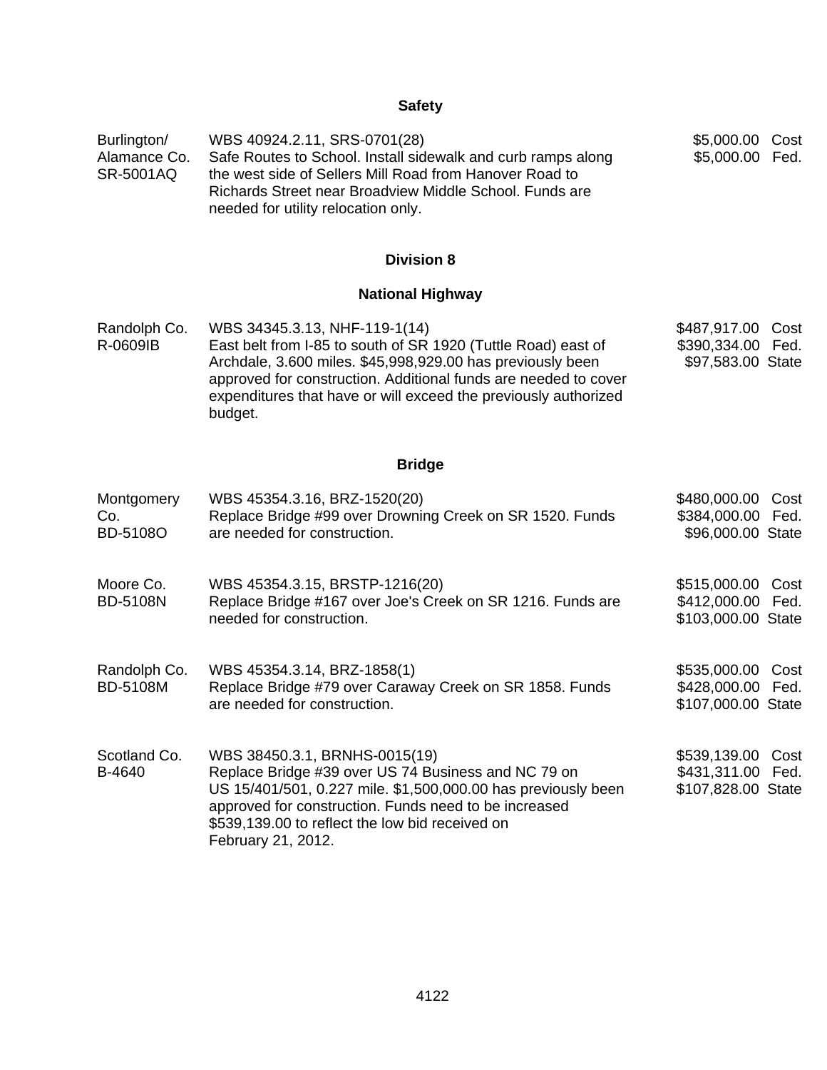## Safety

| Location | Description | Amount | Type |
|---|---|---|---|
| Burlington/ Alamance Co. SR-5001AQ | WBS 40924.2.11, SRS-0701(28) Safe Routes to School. Install sidewalk and curb ramps along the west side of Sellers Mill Road from Hanover Road to Richards Street near Broadview Middle School. Funds are needed for utility relocation only. | $5,000.00<br>$5,000.00 | Cost<br>Fed. |

## Division 8

### National Highway

| Location | Description | Amount | Type |
|---|---|---|---|
| Randolph Co. R-0609IB | WBS 34345.3.13, NHF-119-1(14) East belt from I-85 to south of SR 1920 (Tuttle Road) east of Archdale, 3.600 miles. $45,998,929.00 has previously been approved for construction. Additional funds are needed to cover expenditures that have or will exceed the previously authorized budget. | $487,917.00<br>$390,334.00<br>$97,583.00 | Cost<br>Fed.<br>State |

### Bridge

| Location | Description | Amount | Type |
|---|---|---|---|
| Montgomery Co. BD-5108O | WBS 45354.3.16, BRZ-1520(20) Replace Bridge #99 over Drowning Creek on SR 1520. Funds are needed for construction. | $480,000.00<br>$384,000.00<br>$96,000.00 | Cost<br>Fed.<br>State |
| Moore Co. BD-5108N | WBS 45354.3.15, BRSTP-1216(20) Replace Bridge #167 over Joe's Creek on SR 1216. Funds are needed for construction. | $515,000.00<br>$412,000.00<br>$103,000.00 | Cost<br>Fed.<br>State |
| Randolph Co. BD-5108M | WBS 45354.3.14, BRZ-1858(1) Replace Bridge #79 over Caraway Creek on SR 1858. Funds are needed for construction. | $535,000.00<br>$428,000.00<br>$107,000.00 | Cost<br>Fed.<br>State |
| Scotland Co. B-4640 | WBS 38450.3.1, BRNHS-0015(19) Replace Bridge #39 over US 74 Business and NC 79 on US 15/401/501, 0.227 mile. $1,500,000.00 has previously been approved for construction. Funds need to be increased $539,139.00 to reflect the low bid received on February 21, 2012. | $539,139.00<br>$431,311.00<br>$107,828.00 | Cost<br>Fed.<br>State |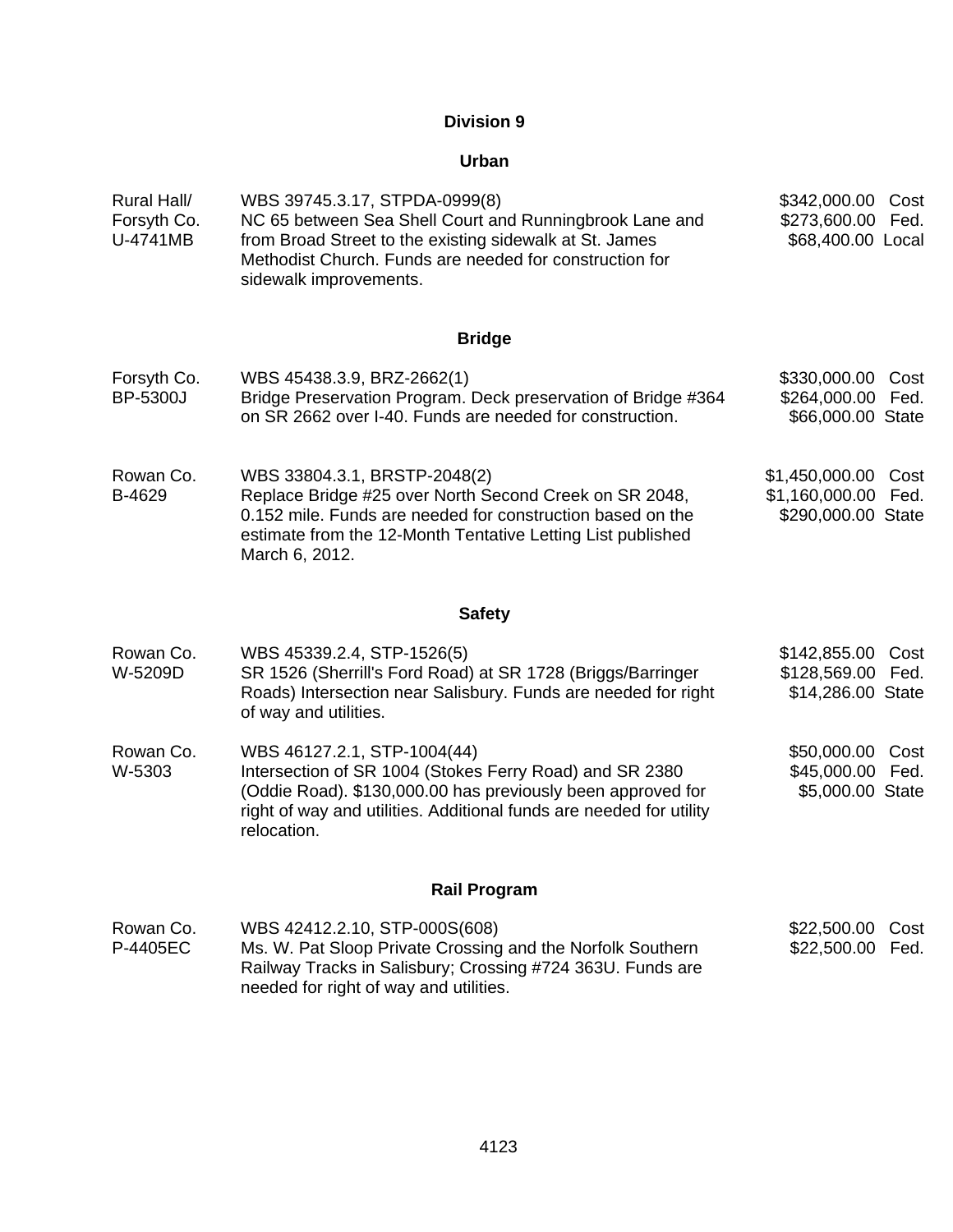## Division 9

### Urban

| Location | Description | Amount | |
|---|---|---|---|
| Rural Hall/ Forsyth Co. U-4741MB | WBS 39745.3.17, STPDA-0999(8) NC 65 between Sea Shell Court and Runningbrook Lane and from Broad Street to the existing sidewalk at St. James Methodist Church. Funds are needed for construction for sidewalk improvements. | $342,000.00 | Cost |
| | | $273,600.00 | Fed. |
| | | $68,400.00 | Local |

### Bridge

| Location | Description | Amount | |
|---|---|---|---|
| Forsyth Co. BP-5300J | WBS 45438.3.9, BRZ-2662(1) Bridge Preservation Program. Deck preservation of Bridge #364 on SR 2662 over I-40. Funds are needed for construction. | $330,000.00 | Cost |
| | | $264,000.00 | Fed. |
| | | $66,000.00 | State |
| Rowan Co. B-4629 | WBS 33804.3.1, BRSTP-2048(2) Replace Bridge #25 over North Second Creek on SR 2048, 0.152 mile. Funds are needed for construction based on the estimate from the 12-Month Tentative Letting List published March 6, 2012. | $1,450,000.00 | Cost |
| | | $1,160,000.00 | Fed. |
| | | $290,000.00 | State |

### Safety

| Location | Description | Amount | |
|---|---|---|---|
| Rowan Co. W-5209D | WBS 45339.2.4, STP-1526(5) SR 1526 (Sherrill's Ford Road) at SR 1728 (Briggs/Barringer Roads) Intersection near Salisbury. Funds are needed for right of way and utilities. | $142,855.00 | Cost |
| | | $128,569.00 | Fed. |
| | | $14,286.00 | State |
| Rowan Co. W-5303 | WBS 46127.2.1, STP-1004(44) Intersection of SR 1004 (Stokes Ferry Road) and SR 2380 (Oddie Road). $130,000.00 has previously been approved for right of way and utilities. Additional funds are needed for utility relocation. | $50,000.00 | Cost |
| | | $45,000.00 | Fed. |
| | | $5,000.00 | State |

### Rail Program

| Location | Description | Amount | |
|---|---|---|---|
| Rowan Co. P-4405EC | WBS 42412.2.10, STP-000S(608) Ms. W. Pat Sloop Private Crossing and the Norfolk Southern Railway Tracks in Salisbury; Crossing #724 363U. Funds are needed for right of way and utilities. | $22,500.00 | Cost |
| | | $22,500.00 | Fed. |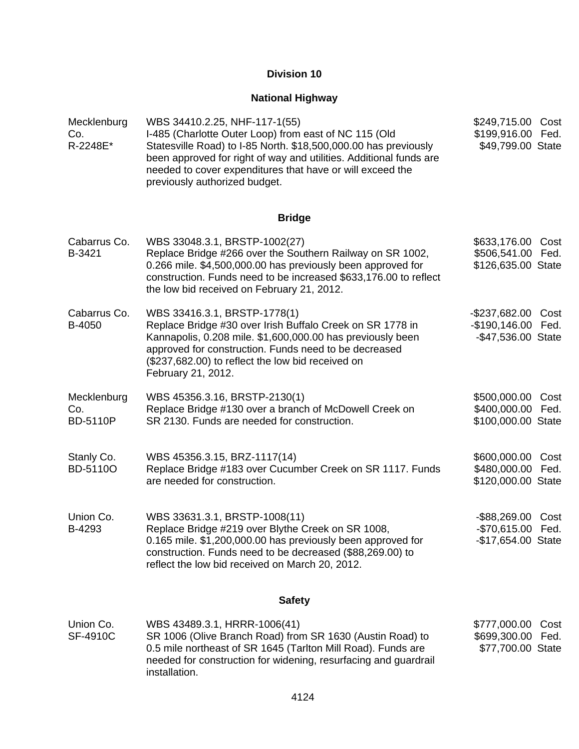## Division 10

### National Highway

| | | |
|---|---|---|
| Mecklenburg Co.<br>R-2248E* | WBS 34410.2.25, NHF-117-1(55)<br>I-485 (Charlotte Outer Loop) from east of NC 115 (Old Statesville Road) to I-85 North. $18,500,000.00 has previously been approved for right of way and utilities. Additional funds are needed to cover expenditures that have or will exceed the previously authorized budget. | $249,715.00 Cost<br>$199,916.00 Fed.<br>$49,799.00 State |

### Bridge

| | | |
|---|---|---|
| Cabarrus Co.<br>B-3421 | WBS 33048.3.1, BRSTP-1002(27)<br>Replace Bridge #266 over the Southern Railway on SR 1002, 0.266 mile. $4,500,000.00 has previously been approved for construction. Funds need to be increased $633,176.00 to reflect the low bid received on February 21, 2012. | $633,176.00 Cost<br>$506,541.00 Fed.<br>$126,635.00 State |
| Cabarrus Co.<br>B-4050 | WBS 33416.3.1, BRSTP-1778(1)<br>Replace Bridge #30 over Irish Buffalo Creek on SR 1778 in Kannapolis, 0.208 mile. $1,600,000.00 has previously been approved for construction. Funds need to be decreased ($237,682.00) to reflect the low bid received on February 21, 2012. | -$237,682.00 Cost<br>-$190,146.00 Fed.<br>-$47,536.00 State |
| Mecklenburg Co.<br>BD-5110P | WBS 45356.3.16, BRSTP-2130(1)<br>Replace Bridge #130 over a branch of McDowell Creek on SR 2130. Funds are needed for construction. | $500,000.00 Cost<br>$400,000.00 Fed.<br>$100,000.00 State |
| Stanly Co.<br>BD-5110O | WBS 45356.3.15, BRZ-1117(14)<br>Replace Bridge #183 over Cucumber Creek on SR 1117. Funds are needed for construction. | $600,000.00 Cost<br>$480,000.00 Fed.<br>$120,000.00 State |
| Union Co.<br>B-4293 | WBS 33631.3.1, BRSTP-1008(11)<br>Replace Bridge #219 over Blythe Creek on SR 1008, 0.165 mile. $1,200,000.00 has previously been approved for construction. Funds need to be decreased ($88,269.00) to reflect the low bid received on March 20, 2012. | -$88,269.00 Cost<br>-$70,615.00 Fed.<br>-$17,654.00 State |

### Safety

| | | |
|---|---|---|
| Union Co.<br>SF-4910C | WBS 43489.3.1, HRRR-1006(41)<br>SR 1006 (Olive Branch Road) from SR 1630 (Austin Road) to 0.5 mile northeast of SR 1645 (Tarlton Mill Road). Funds are needed for construction for widening, resurfacing and guardrail installation. | $777,000.00 Cost<br>$699,300.00 Fed.<br>$77,700.00 State |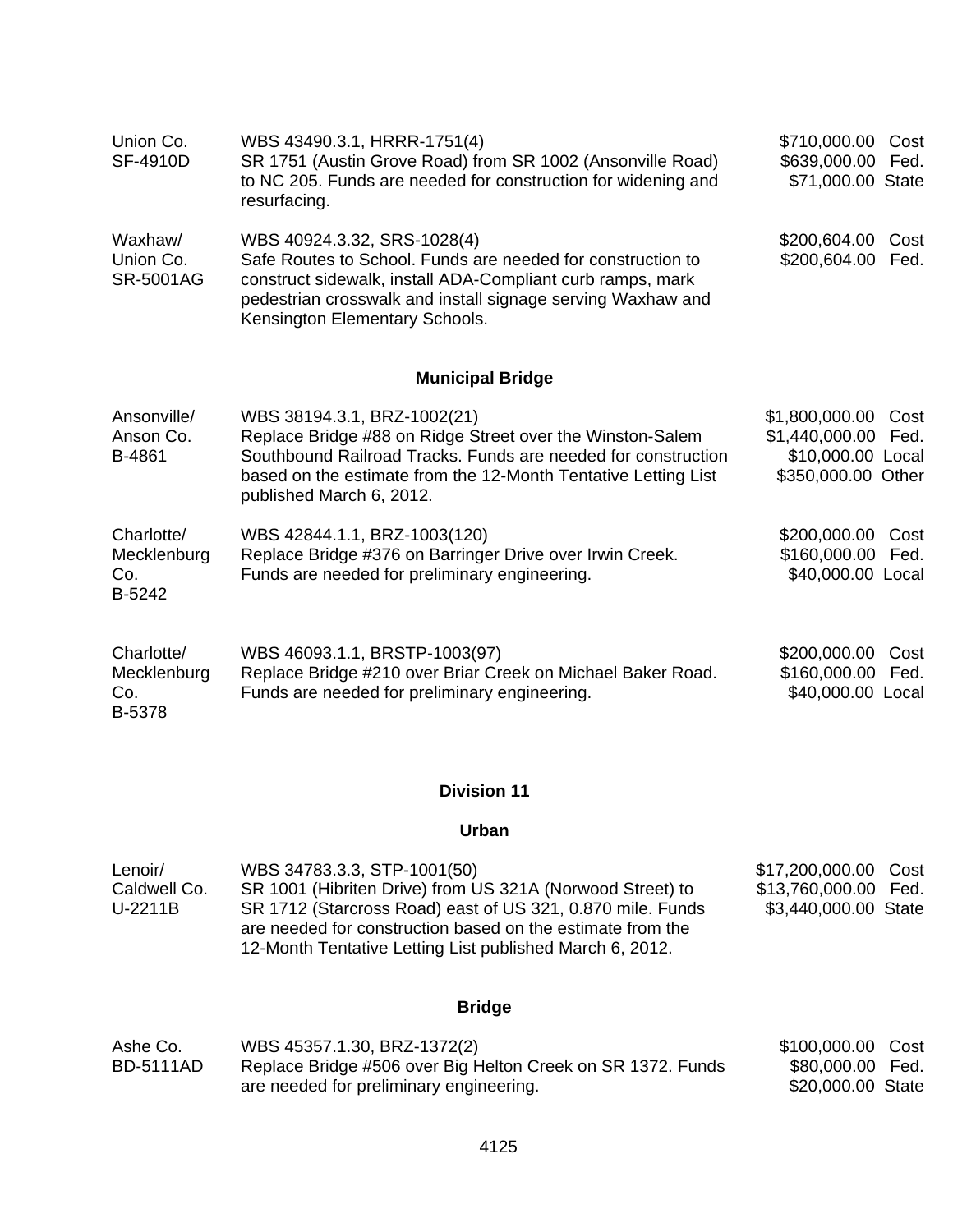| | | |
|---|---|---|
| Union Co.<br>SF-4910D | WBS 43490.3.1, HRRR-1751(4)<br>SR 1751 (Austin Grove Road) from SR 1002 (Ansonville Road) to NC 205. Funds are needed for construction for widening and resurfacing. | $710,000.00 Cost<br>$639,000.00 Fed.<br>$71,000.00 State |
| Waxhaw/<br>Union Co.<br>SR-5001AG | WBS 40924.3.32, SRS-1028(4)<br>Safe Routes to School. Funds are needed for construction to construct sidewalk, install ADA-Compliant curb ramps, mark pedestrian crosswalk and install signage serving Waxhaw and Kensington Elementary Schools. | $200,604.00 Cost<br>$200,604.00 Fed. |

### Municipal Bridge

| | | |
|---|---|---|
| Ansonville/<br>Anson Co.<br>B-4861 | WBS 38194.3.1, BRZ-1002(21)<br>Replace Bridge #88 on Ridge Street over the Winston-Salem Southbound Railroad Tracks. Funds are needed for construction based on the estimate from the 12-Month Tentative Letting List published March 6, 2012. | $1,800,000.00 Cost<br>$1,440,000.00 Fed.<br>$10,000.00 Local<br>$350,000.00 Other |
| Charlotte/<br>Mecklenburg Co.<br>B-5242 | WBS 42844.1.1, BRZ-1003(120)<br>Replace Bridge #376 on Barringer Drive over Irwin Creek. Funds are needed for preliminary engineering. | $200,000.00 Cost<br>$160,000.00 Fed.<br>$40,000.00 Local |
| Charlotte/<br>Mecklenburg Co.<br>B-5378 | WBS 46093.1.1, BRSTP-1003(97)<br>Replace Bridge #210 over Briar Creek on Michael Baker Road. Funds are needed for preliminary engineering. | $200,000.00 Cost<br>$160,000.00 Fed.<br>$40,000.00 Local |

## Division 11

### Urban

| | | |
|---|---|---|
| Lenoir/<br>Caldwell Co.<br>U-2211B | WBS 34783.3.3, STP-1001(50)<br>SR 1001 (Hibriten Drive) from US 321A (Norwood Street) to SR 1712 (Starcross Road) east of US 321, 0.870 mile. Funds are needed for construction based on the estimate from the 12-Month Tentative Letting List published March 6, 2012. | $17,200,000.00 Cost<br>$13,760,000.00 Fed.<br>$3,440,000.00 State |

### Bridge

| | | |
|---|---|---|
| Ashe Co.<br>BD-5111AD | WBS 45357.1.30, BRZ-1372(2)<br>Replace Bridge #506 over Big Helton Creek on SR 1372. Funds are needed for preliminary engineering. | $100,000.00 Cost<br>$80,000.00 Fed.<br>$20,000.00 State |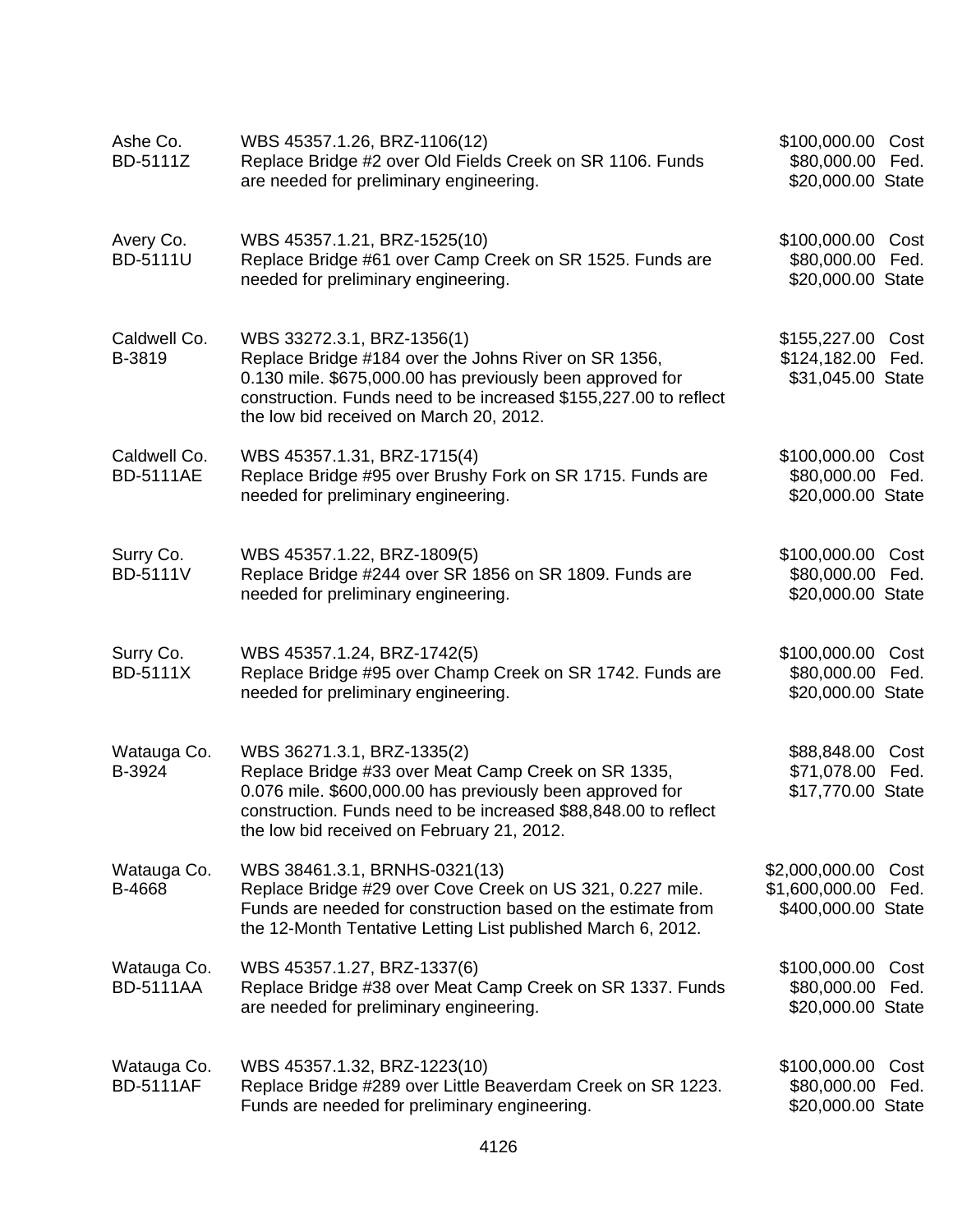| | | |
|---|---|---|
| Ashe Co.<br>BD-5111Z | WBS 45357.1.26, BRZ-1106(12)<br>Replace Bridge #2 over Old Fields Creek on SR 1106. Funds are needed for preliminary engineering. | $100,000.00 Cost<br>$80,000.00 Fed.<br>$20,000.00 State |
| Avery Co.<br>BD-5111U | WBS 45357.1.21, BRZ-1525(10)<br>Replace Bridge #61 over Camp Creek on SR 1525. Funds are needed for preliminary engineering. | $100,000.00 Cost<br>$80,000.00 Fed.<br>$20,000.00 State |
| Caldwell Co.<br>B-3819 | WBS 33272.3.1, BRZ-1356(1)<br>Replace Bridge #184 over the Johns River on SR 1356, 0.130 mile. $675,000.00 has previously been approved for construction. Funds need to be increased $155,227.00 to reflect the low bid received on March 20, 2012. | $155,227.00 Cost<br>$124,182.00 Fed.<br>$31,045.00 State |
| Caldwell Co.<br>BD-5111AE | WBS 45357.1.31, BRZ-1715(4)<br>Replace Bridge #95 over Brushy Fork on SR 1715. Funds are needed for preliminary engineering. | $100,000.00 Cost<br>$80,000.00 Fed.<br>$20,000.00 State |
| Surry Co.<br>BD-5111V | WBS 45357.1.22, BRZ-1809(5)<br>Replace Bridge #244 over SR 1856 on SR 1809. Funds are needed for preliminary engineering. | $100,000.00 Cost<br>$80,000.00 Fed.<br>$20,000.00 State |
| Surry Co.<br>BD-5111X | WBS 45357.1.24, BRZ-1742(5)<br>Replace Bridge #95 over Champ Creek on SR 1742. Funds are needed for preliminary engineering. | $100,000.00 Cost<br>$80,000.00 Fed.<br>$20,000.00 State |
| Watauga Co.<br>B-3924 | WBS 36271.3.1, BRZ-1335(2)<br>Replace Bridge #33 over Meat Camp Creek on SR 1335, 0.076 mile. $600,000.00 has previously been approved for construction. Funds need to be increased $88,848.00 to reflect the low bid received on February 21, 2012. | $88,848.00 Cost<br>$71,078.00 Fed.<br>$17,770.00 State |
| Watauga Co.<br>B-4668 | WBS 38461.3.1, BRNHS-0321(13)<br>Replace Bridge #29 over Cove Creek on US 321, 0.227 mile. Funds are needed for construction based on the estimate from the 12-Month Tentative Letting List published March 6, 2012. | $2,000,000.00 Cost<br>$1,600,000.00 Fed.<br>$400,000.00 State |
| Watauga Co.<br>BD-5111AA | WBS 45357.1.27, BRZ-1337(6)<br>Replace Bridge #38 over Meat Camp Creek on SR 1337. Funds are needed for preliminary engineering. | $100,000.00 Cost<br>$80,000.00 Fed.<br>$20,000.00 State |
| Watauga Co.<br>BD-5111AF | WBS 45357.1.32, BRZ-1223(10)<br>Replace Bridge #289 over Little Beaverdam Creek on SR 1223. Funds are needed for preliminary engineering. | $100,000.00 Cost<br>$80,000.00 Fed.<br>$20,000.00 State |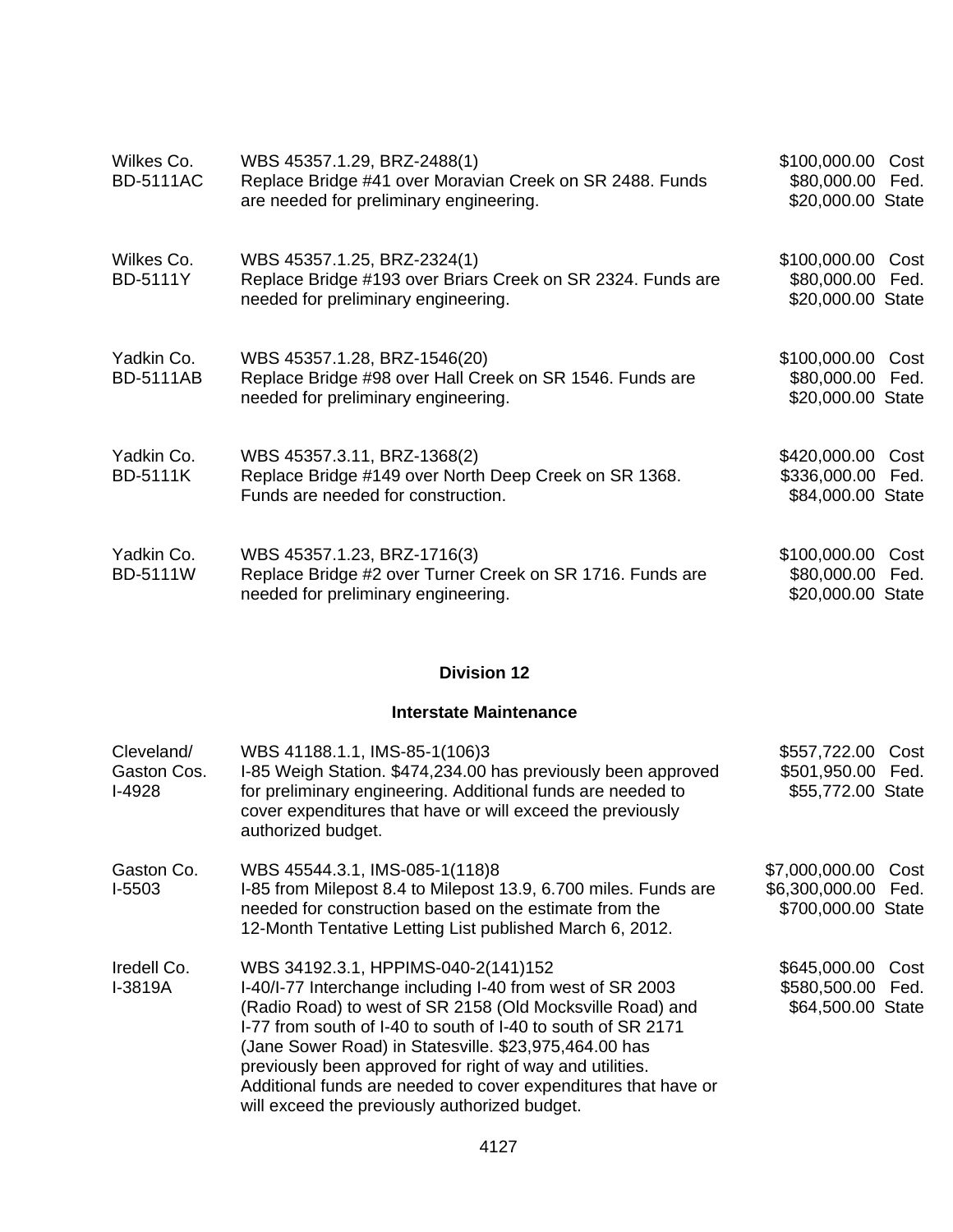| | | |
|---|---|---|
| Wilkes Co.<br>BD-5111AC | WBS 45357.1.29, BRZ-2488(1)<br>Replace Bridge #41 over Moravian Creek on SR 2488. Funds are needed for preliminary engineering. | $100,000.00 Cost<br>$80,000.00 Fed.<br>$20,000.00 State |
| Wilkes Co.<br>BD-5111Y | WBS 45357.1.25, BRZ-2324(1)<br>Replace Bridge #193 over Briars Creek on SR 2324. Funds are needed for preliminary engineering. | $100,000.00 Cost<br>$80,000.00 Fed.<br>$20,000.00 State |
| Yadkin Co.<br>BD-5111AB | WBS 45357.1.28, BRZ-1546(20)<br>Replace Bridge #98 over Hall Creek on SR 1546. Funds are needed for preliminary engineering. | $100,000.00 Cost<br>$80,000.00 Fed.<br>$20,000.00 State |
| Yadkin Co.<br>BD-5111K | WBS 45357.3.11, BRZ-1368(2)<br>Replace Bridge #149 over North Deep Creek on SR 1368. Funds are needed for construction. | $420,000.00 Cost<br>$336,000.00 Fed.<br>$84,000.00 State |
| Yadkin Co.<br>BD-5111W | WBS 45357.1.23, BRZ-1716(3)<br>Replace Bridge #2 over Turner Creek on SR 1716. Funds are needed for preliminary engineering. | $100,000.00 Cost<br>$80,000.00 Fed.<br>$20,000.00 State |

## Division 12

### Interstate Maintenance

| | | |
|---|---|---|
| Cleveland/<br>Gaston Cos.<br>I-4928 | WBS 41188.1.1, IMS-85-1(106)3<br>I-85 Weigh Station. $474,234.00 has previously been approved for preliminary engineering. Additional funds are needed to cover expenditures that have or will exceed the previously authorized budget. | $557,722.00 Cost<br>$501,950.00 Fed.<br>$55,772.00 State |
| Gaston Co.<br>I-5503 | WBS 45544.3.1, IMS-085-1(118)8<br>I-85 from Milepost 8.4 to Milepost 13.9, 6.700 miles. Funds are needed for construction based on the estimate from the 12-Month Tentative Letting List published March 6, 2012. | $7,000,000.00 Cost<br>$6,300,000.00 Fed.<br>$700,000.00 State |
| Iredell Co.<br>I-3819A | WBS 34192.3.1, HPPIMS-040-2(141)152<br>I-40/I-77 Interchange including I-40 from west of SR 2003 (Radio Road) to west of SR 2158 (Old Mocksville Road) and I-77 from south of I-40 to south of I-40 to south of SR 2171 (Jane Sower Road) in Statesville. $23,975,464.00 has previously been approved for right of way and utilities. Additional funds are needed to cover expenditures that have or will exceed the previously authorized budget. | $645,000.00 Cost<br>$580,500.00 Fed.<br>$64,500.00 State |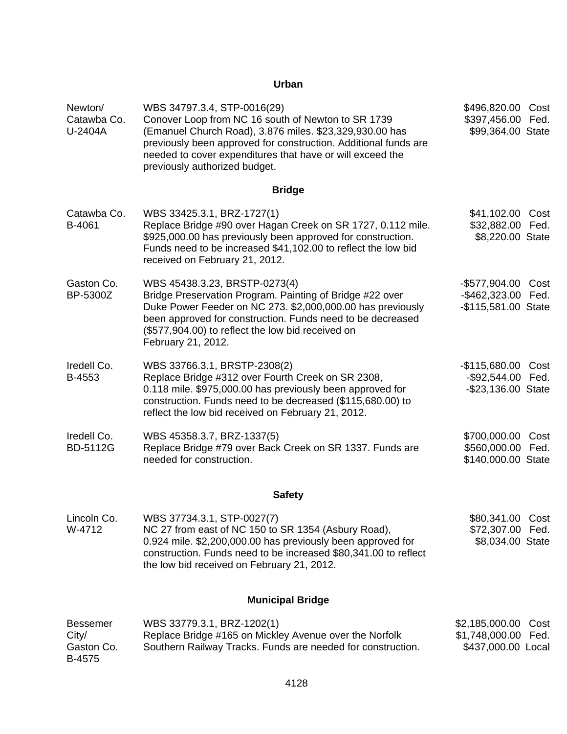## Urban

| | | |
|---|---|---|
| Newton/ Catawba Co. U-2404A | WBS 34797.3.4, STP-0016(29) Conover Loop from NC 16 south of Newton to SR 1739 (Emanuel Church Road), 3.876 miles. $23,329,930.00 has previously been approved for construction. Additional funds are needed to cover expenditures that have or will exceed the previously authorized budget. | $496,820.00 Cost<br>$397,456.00 Fed.<br>$99,364.00 State |

## Bridge

| | | |
|---|---|---|
| Catawba Co. B-4061 | WBS 33425.3.1, BRZ-1727(1) Replace Bridge #90 over Hagan Creek on SR 1727, 0.112 mile. $925,000.00 has previously been approved for construction. Funds need to be increased $41,102.00 to reflect the low bid received on February 21, 2012. | $41,102.00 Cost<br>$32,882.00 Fed.<br>$8,220.00 State |
| Gaston Co. BP-5300Z | WBS 45438.3.23, BRSTP-0273(4) Bridge Preservation Program. Painting of Bridge #22 over Duke Power Feeder on NC 273. $2,000,000.00 has previously been approved for construction. Funds need to be decreased ($577,904.00) to reflect the low bid received on February 21, 2012. | -$577,904.00 Cost<br>-$462,323.00 Fed.<br>-$115,581.00 State |
| Iredell Co. B-4553 | WBS 33766.3.1, BRSTP-2308(2) Replace Bridge #312 over Fourth Creek on SR 2308, 0.118 mile. $975,000.00 has previously been approved for construction. Funds need to be decreased ($115,680.00) to reflect the low bid received on February 21, 2012. | -$115,680.00 Cost<br>-$92,544.00 Fed.<br>-$23,136.00 State |
| Iredell Co. BD-5112G | WBS 45358.3.7, BRZ-1337(5) Replace Bridge #79 over Back Creek on SR 1337. Funds are needed for construction. | $700,000.00 Cost<br>$560,000.00 Fed.<br>$140,000.00 State |

## Safety

| | | |
|---|---|---|
| Lincoln Co. W-4712 | WBS 37734.3.1, STP-0027(7) NC 27 from east of NC 150 to SR 1354 (Asbury Road), 0.924 mile. $2,200,000.00 has previously been approved for construction. Funds need to be increased $80,341.00 to reflect the low bid received on February 21, 2012. | $80,341.00 Cost<br>$72,307.00 Fed.<br>$8,034.00 State |

## Municipal Bridge

| | | |
|---|---|---|
| Bessemer City/ Gaston Co. B-4575 | WBS 33779.3.1, BRZ-1202(1) Replace Bridge #165 on Mickley Avenue over the Norfolk Southern Railway Tracks. Funds are needed for construction. | $2,185,000.00 Cost<br>$1,748,000.00 Fed.<br>$437,000.00 Local |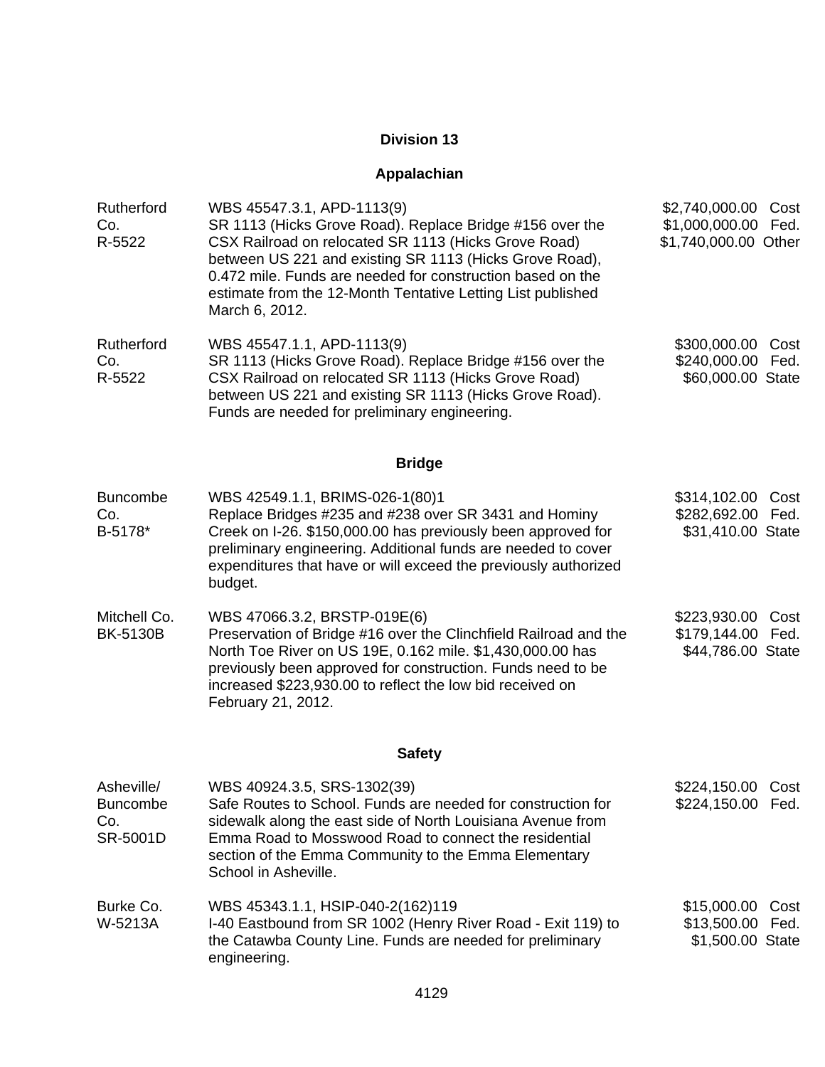## Division 13

### Appalachian

| | | |
|---|---|---|
| Rutherford Co. R-5522 | WBS 45547.3.1, APD-1113(9) SR 1113 (Hicks Grove Road). Replace Bridge #156 over the CSX Railroad on relocated SR 1113 (Hicks Grove Road) between US 221 and existing SR 1113 (Hicks Grove Road), 0.472 mile. Funds are needed for construction based on the estimate from the 12-Month Tentative Letting List published March 6, 2012. | $2,740,000.00 Cost<br>$1,000,000.00 Fed.<br>$1,740,000.00 Other |
| Rutherford Co. R-5522 | WBS 45547.1.1, APD-1113(9) SR 1113 (Hicks Grove Road). Replace Bridge #156 over the CSX Railroad on relocated SR 1113 (Hicks Grove Road) between US 221 and existing SR 1113 (Hicks Grove Road). Funds are needed for preliminary engineering. | $300,000.00 Cost<br>$240,000.00 Fed.<br>$60,000.00 State |

### Bridge

| | | |
|---|---|---|
| Buncombe Co. B-5178* | WBS 42549.1.1, BRIMS-026-1(80)1 Replace Bridges #235 and #238 over SR 3431 and Hominy Creek on I-26. $150,000.00 has previously been approved for preliminary engineering. Additional funds are needed to cover expenditures that have or will exceed the previously authorized budget. | $314,102.00 Cost<br>$282,692.00 Fed.<br>$31,410.00 State |
| Mitchell Co. BK-5130B | WBS 47066.3.2, BRSTP-019E(6) Preservation of Bridge #16 over the Clinchfield Railroad and the North Toe River on US 19E, 0.162 mile. $1,430,000.00 has previously been approved for construction. Funds need to be increased $223,930.00 to reflect the low bid received on February 21, 2012. | $223,930.00 Cost<br>$179,144.00 Fed.<br>$44,786.00 State |

### Safety

| | | |
|---|---|---|
| Asheville/ Buncombe Co. SR-5001D | WBS 40924.3.5, SRS-1302(39) Safe Routes to School. Funds are needed for construction for sidewalk along the east side of North Louisiana Avenue from Emma Road to Mosswood Road to connect the residential section of the Emma Community to the Emma Elementary School in Asheville. | $224,150.00 Cost<br>$224,150.00 Fed. |
| Burke Co. W-5213A | WBS 45343.1.1, HSIP-040-2(162)119 I-40 Eastbound from SR 1002 (Henry River Road - Exit 119) to the Catawba County Line. Funds are needed for preliminary engineering. | $15,000.00 Cost<br>$13,500.00 Fed.<br>$1,500.00 State |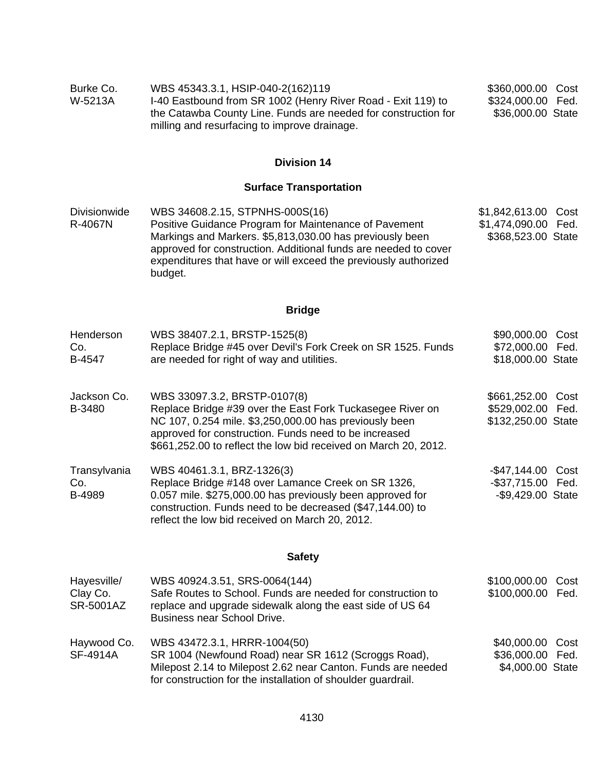| | | |
|---|---|---|
| Burke Co.<br>W-5213A | WBS 45343.3.1, HSIP-040-2(162)119<br>I-40 Eastbound from SR 1002 (Henry River Road - Exit 119) to the Catawba County Line. Funds are needed for construction for milling and resurfacing to improve drainage. | $360,000.00 Cost<br>$324,000.00 Fed.<br>$36,000.00 State |

## Division 14

### Surface Transportation

| | | |
|---|---|---|
| Divisionwide<br>R-4067N | WBS 34608.2.15, STPNHS-000S(16)<br>Positive Guidance Program for Maintenance of Pavement Markings and Markers. $5,813,030.00 has previously been approved for construction. Additional funds are needed to cover expenditures that have or will exceed the previously authorized budget. | $1,842,613.00 Cost<br>$1,474,090.00 Fed.<br>$368,523.00 State |

### Bridge

| | | |
|---|---|---|
| Henderson Co.<br>B-4547 | WBS 38407.2.1, BRSTP-1525(8)<br>Replace Bridge #45 over Devil's Fork Creek on SR 1525. Funds are needed for right of way and utilities. | $90,000.00 Cost<br>$72,000.00 Fed.<br>$18,000.00 State |
| Jackson Co.<br>B-3480 | WBS 33097.3.2, BRSTP-0107(8)<br>Replace Bridge #39 over the East Fork Tuckasegee River on NC 107, 0.254 mile. $3,250,000.00 has previously been approved for construction. Funds need to be increased $661,252.00 to reflect the low bid received on March 20, 2012. | $661,252.00 Cost<br>$529,002.00 Fed.<br>$132,250.00 State |
| Transylvania Co.<br>B-4989 | WBS 40461.3.1, BRZ-1326(3)<br>Replace Bridge #148 over Lamance Creek on SR 1326, 0.057 mile. $275,000.00 has previously been approved for construction. Funds need to be decreased ($47,144.00) to reflect the low bid received on March 20, 2012. | -$47,144.00 Cost<br>-$37,715.00 Fed.<br>-$9,429.00 State |

### Safety

| | | |
|---|---|---|
| Hayesville/<br>Clay Co.<br>SR-5001AZ | WBS 40924.3.51, SRS-0064(144)<br>Safe Routes to School. Funds are needed for construction to replace and upgrade sidewalk along the east side of US 64 Business near School Drive. | $100,000.00 Cost<br>$100,000.00 Fed. |
| Haywood Co.<br>SF-4914A | WBS 43472.3.1, HRRR-1004(50)<br>SR 1004 (Newfound Road) near SR 1612 (Scroggs Road), Milepost 2.14 to Milepost 2.62 near Canton. Funds are needed for construction for the installation of shoulder guardrail. | $40,000.00 Cost<br>$36,000.00 Fed.<br>$4,000.00 State |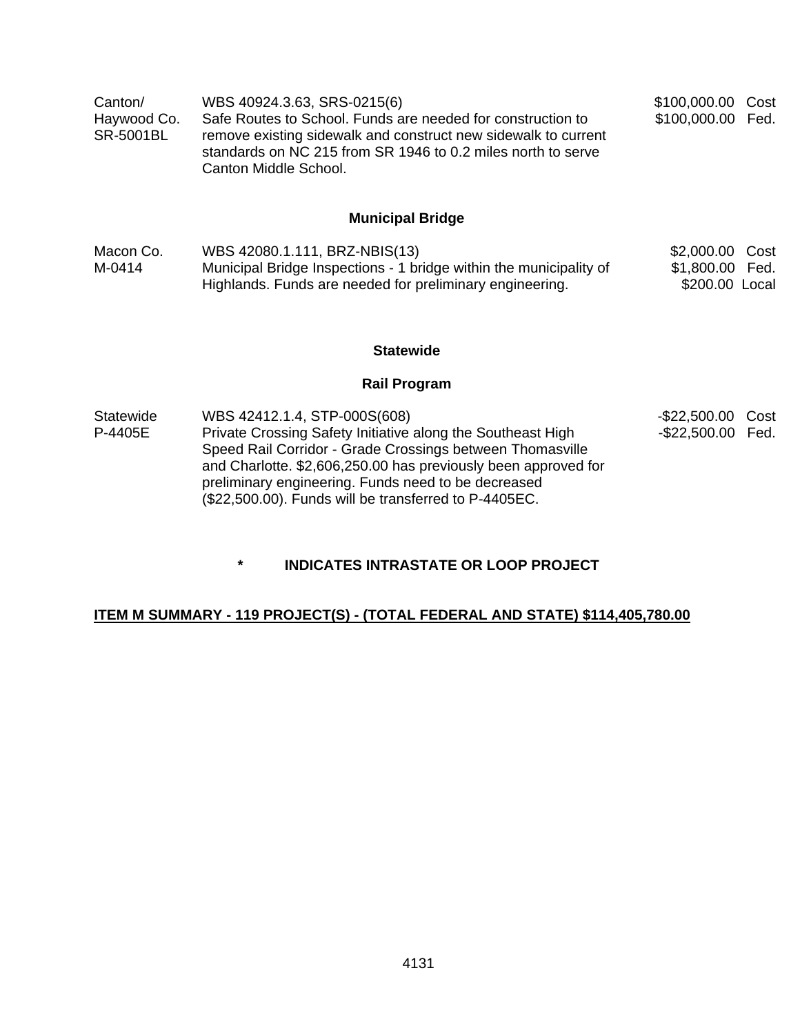| | | | |
|---|---|---|---|
| Canton/<br>Haywood Co.<br>SR-5001BL | WBS 40924.3.63, SRS-0215(6)<br>Safe Routes to School. Funds are needed for construction to remove existing sidewalk and construct new sidewalk to current standards on NC 215 from SR 1946 to 0.2 miles north to serve Canton Middle School. | $100,000.00<br>$100,000.00 | Cost<br>Fed. |

### Municipal Bridge

| | | | |
|---|---|---|---|
| Macon Co.<br>M-0414 | WBS 42080.1.111, BRZ-NBIS(13)<br>Municipal Bridge Inspections - 1 bridge within the municipality of Highlands. Funds are needed for preliminary engineering. | $2,000.00<br>$1,800.00<br>$200.00 | Cost<br>Fed.<br>Local |

### Statewide

### Rail Program

| | | | |
|---|---|---|---|
| Statewide<br>P-4405E | WBS 42412.1.4, STP-000S(608)<br>Private Crossing Safety Initiative along the Southeast High Speed Rail Corridor - Grade Crossings between Thomasville and Charlotte. $2,606,250.00 has previously been approved for preliminary engineering. Funds need to be decreased ($22,500.00). Funds will be transferred to P-4405EC. | -$22,500.00<br>-$22,500.00 | Cost<br>Fed. |

**\* INDICATES INTRASTATE OR LOOP PROJECT**

**ITEM M SUMMARY - 119 PROJECT(S) - (TOTAL FEDERAL AND STATE) $114,405,780.00**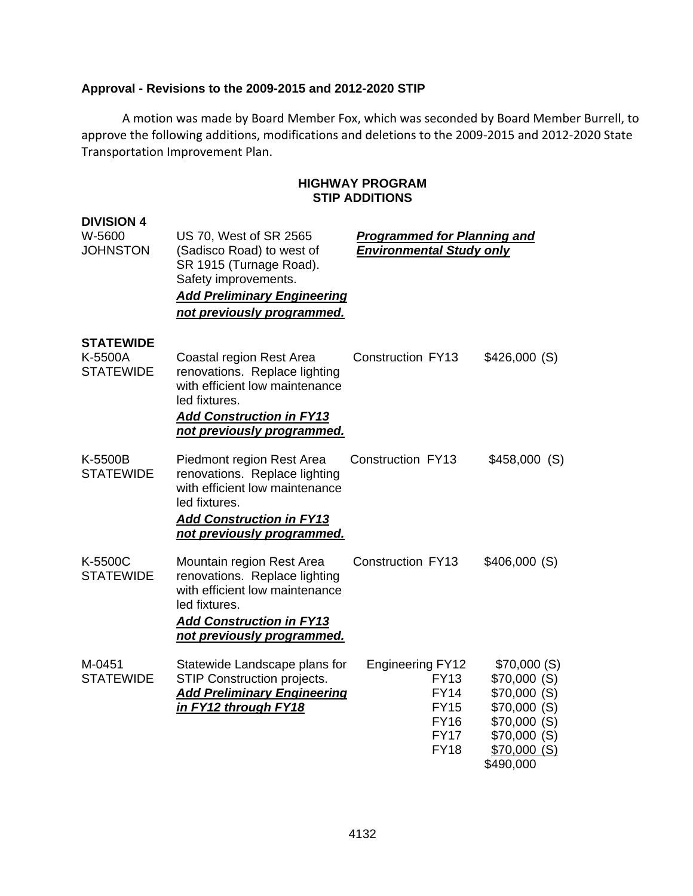**Approval - Revisions to the 2009-2015 and 2012-2020 STIP**

A motion was made by Board Member Fox, which was seconded by Board Member Burrell, to approve the following additions, modifications and deletions to the 2009-2015 and 2012-2020 State Transportation Improvement Plan.

**HIGHWAY PROGRAM**
**STIP ADDITIONS**

**DIVISION 4**

| | | | |
|---|---|---|---|
| W-5600 JOHNSTON | US 70, West of SR 2565 (Sadisco Road) to west of SR 1915 (Turnage Road). Safety improvements. ***Add Preliminary Engineering not previously programmed.*** | ***Programmed for Planning and Environmental Study only*** | |

**STATEWIDE**

| | | | |
|---|---|---|---|
| K-5500A STATEWIDE | Coastal region Rest Area renovations. Replace lighting with efficient low maintenance led fixtures. ***Add Construction in FY13 not previously programmed.*** | Construction FY13 | $426,000 (S) |
| K-5500B STATEWIDE | Piedmont region Rest Area renovations. Replace lighting with efficient low maintenance led fixtures. ***Add Construction in FY13 not previously programmed.*** | Construction FY13 | $458,000 (S) |
| K-5500C STATEWIDE | Mountain region Rest Area renovations. Replace lighting with efficient low maintenance led fixtures. ***Add Construction in FY13 not previously programmed.*** | Construction FY13 | $406,000 (S) |
| M-0451 STATEWIDE | Statewide Landscape plans for STIP Construction projects. ***Add Preliminary Engineering in FY12 through FY18*** | Engineering FY12 | $70,000 (S) |
| | | FY13 | $70,000 (S) |
| | | FY14 | $70,000 (S) |
| | | FY15 | $70,000 (S) |
| | | FY16 | $70,000 (S) |
| | | FY17 | $70,000 (S) |
| | | FY18 | $70,000 (S) |
| | | | $490,000 |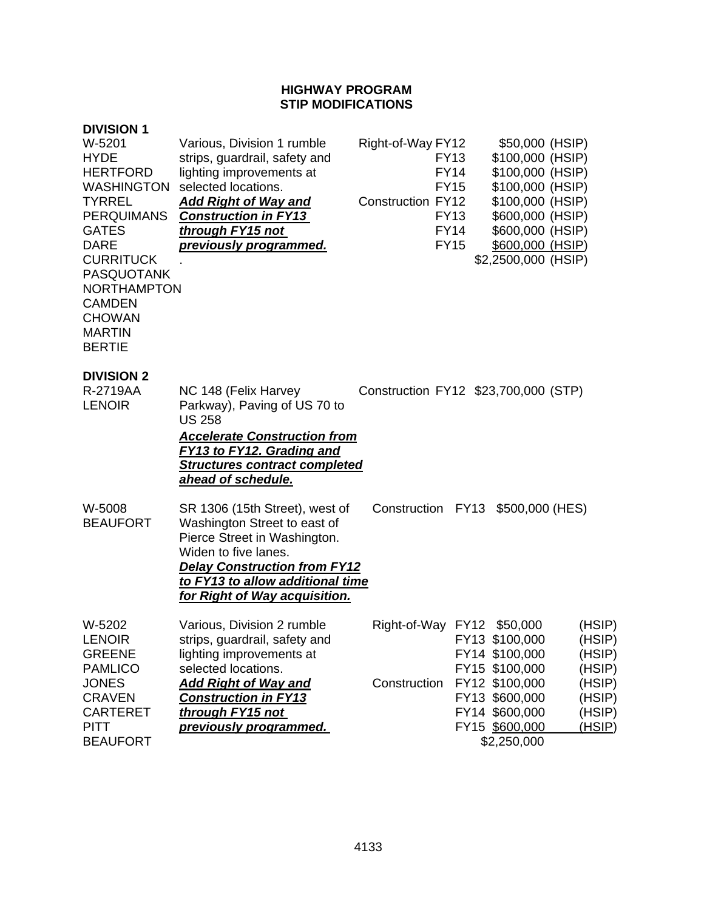## HIGHWAY PROGRAM
## STIP MODIFICATIONS

**DIVISION 1**

| Project / Counties | Description | Phase | Year | Amount |
|---|---|---|---|---|
| W-5201<br>HYDE<br>HERTFORD<br>WASHINGTON<br>TYRREL<br>PERQUIMANS<br>GATES<br>DARE<br>CURRITUCK<br>PASQUOTANK<br>NORTHAMPTON<br>CAMDEN<br>CHOWAN<br>MARTIN<br>BERTIE | Various, Division 1 rumble strips, guardrail, safety and lighting improvements at selected locations.<br>***Add Right of Way and Construction in FY13 through FY15 not previously programmed.***<br>. | Right-of-Way | FY12 | $50,000 (HSIP) |
| | | | FY13 | $100,000 (HSIP) |
| | | | FY14 | $100,000 (HSIP) |
| | | | FY15 | $100,000 (HSIP) |
| | | Construction | FY12 | $100,000 (HSIP) |
| | | | FY13 | $600,000 (HSIP) |
| | | | FY14 | $600,000 (HSIP) |
| | | | FY15 | $600,000 (HSIP) |
| | | | | $2,2500,000 (HSIP) |

**DIVISION 2**

| Project / Counties | Description | Phase | Year | Amount |
|---|---|---|---|---|
| R-2719AA<br>LENOIR | NC 148 (Felix Harvey Parkway), Paving of US 70 to US 258<br>***Accelerate Construction from FY13 to FY12. Grading and Structures contract completed ahead of schedule.*** | Construction | FY12 | $23,700,000 (STP) |
| W-5008<br>BEAUFORT | SR 1306 (15th Street), west of Washington Street to east of Pierce Street in Washington. Widen to five lanes.<br>***Delay Construction from FY12 to FY13 to allow additional time for Right of Way acquisition.*** | Construction | FY13 | $500,000 (HES) |
| W-5202<br>LENOIR<br>GREENE<br>PAMLICO<br>JONES<br>CRAVEN<br>CARTERET<br>PITT<br>BEAUFORT | Various, Division 2 rumble strips, guardrail, safety and lighting improvements at selected locations.<br>***Add Right of Way and Construction in FY13 through FY15 not previously programmed.*** | Right-of-Way | FY12 | $50,000 (HSIP) |
| | | | FY13 | $100,000 (HSIP) |
| | | | FY14 | $100,000 (HSIP) |
| | | | FY15 | $100,000 (HSIP) |
| | | Construction | FY12 | $100,000 (HSIP) |
| | | | FY13 | $600,000 (HSIP) |
| | | | FY14 | $600,000 (HSIP) |
| | | | FY15 | $600,000 (HSIP) |
| | | | | $2,250,000 |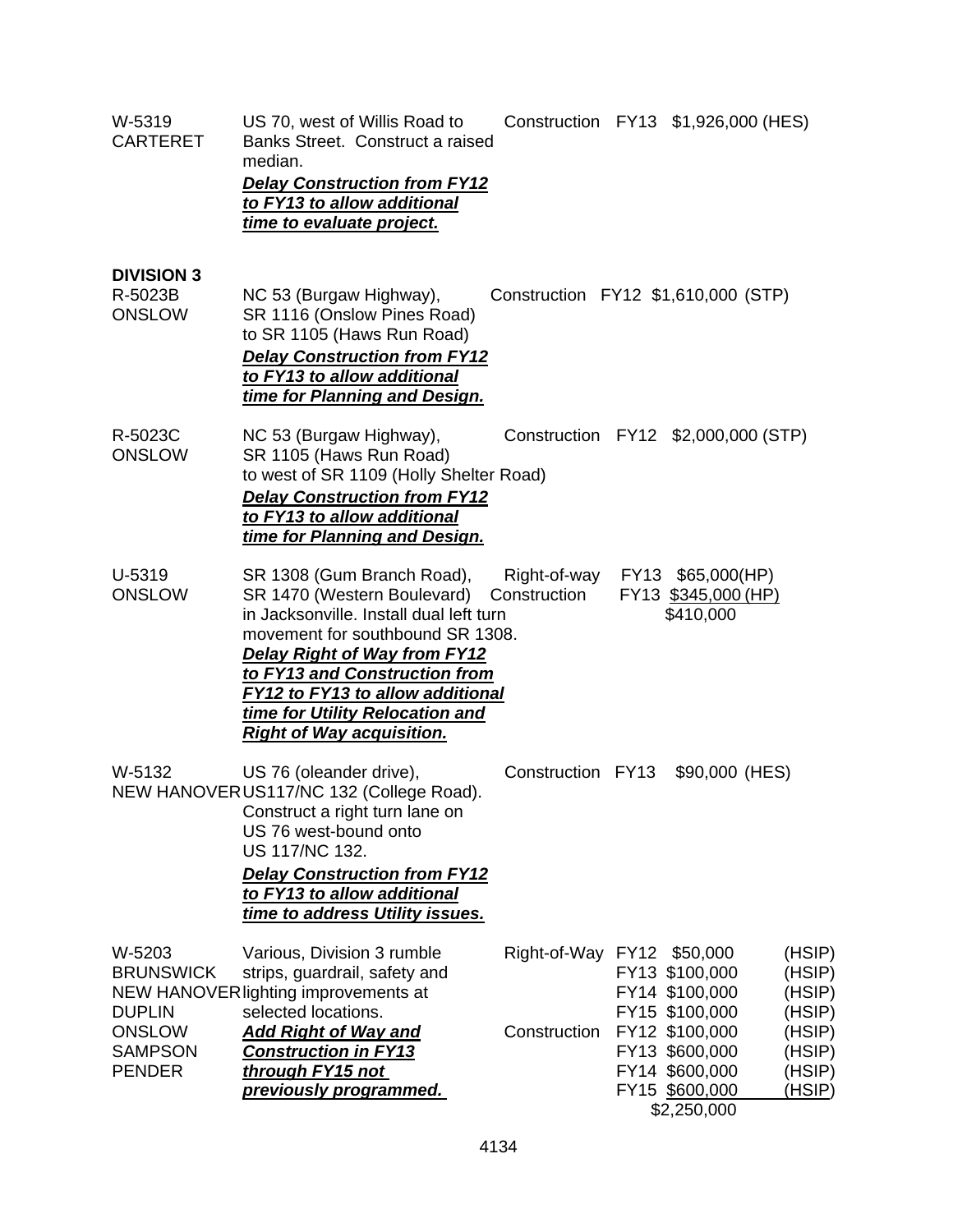| | | | | |
|---|---|---|---|---|
| W-5319<br>CARTERET | US 70, west of Willis Road to Banks Street. Construct a raised median.<br>***Delay Construction from FY12 to FY13 to allow additional time to evaluate project.*** | Construction | FY13 | $1,926,000 (HES) |

**DIVISION 3**

| | | | | |
|---|---|---|---|---|
| R-5023B<br>ONSLOW | NC 53 (Burgaw Highway), SR 1116 (Onslow Pines Road) to SR 1105 (Haws Run Road)<br>***Delay Construction from FY12 to FY13 to allow additional time for Planning and Design.*** | Construction | FY12 | $1,610,000 (STP) |
| R-5023C<br>ONSLOW | NC 53 (Burgaw Highway), SR 1105 (Haws Run Road) to west of SR 1109 (Holly Shelter Road)<br>***Delay Construction from FY12 to FY13 to allow additional time for Planning and Design.*** | Construction | FY12 | $2,000,000 (STP) |
| U-5319<br>ONSLOW | SR 1308 (Gum Branch Road), SR 1470 (Western Boulevard) in Jacksonville. Install dual left turn movement for southbound SR 1308.<br>***Delay Right of Way from FY12 to FY13 and Construction from FY12 to FY13 to allow additional time for Utility Relocation and Right of Way acquisition.*** | Right-of-way<br>Construction | FY13<br>FY13 | $65,000(HP)<br>$345,000 (HP)<br>$410,000 |
| W-5132<br>NEW HANOVER | US 76 (oleander drive), US117/NC 132 (College Road). Construct a right turn lane on US 76 west-bound onto US 117/NC 132.<br>***Delay Construction from FY12 to FY13 to allow additional time to address Utility issues.*** | Construction | FY13 | $90,000 (HES) |
| W-5203<br>BRUNSWICK<br>NEW HANOVER<br>DUPLIN<br>ONSLOW<br>SAMPSON<br>PENDER | Various, Division 3 rumble strips, guardrail, safety and lighting improvements at selected locations.<br>***Add Right of Way and Construction in FY13 through FY15 not previously programmed.*** | Right-of-Way<br><br><br><br>Construction | FY12<br>FY13<br>FY14<br>FY15<br>FY12<br>FY13<br>FY14<br>FY15 | $50,000 (HSIP)<br>$100,000 (HSIP)<br>$100,000 (HSIP)<br>$100,000 (HSIP)<br>$100,000 (HSIP)<br>$600,000 (HSIP)<br>$600,000 (HSIP)<br>$600,000 (HSIP)<br>$2,250,000 |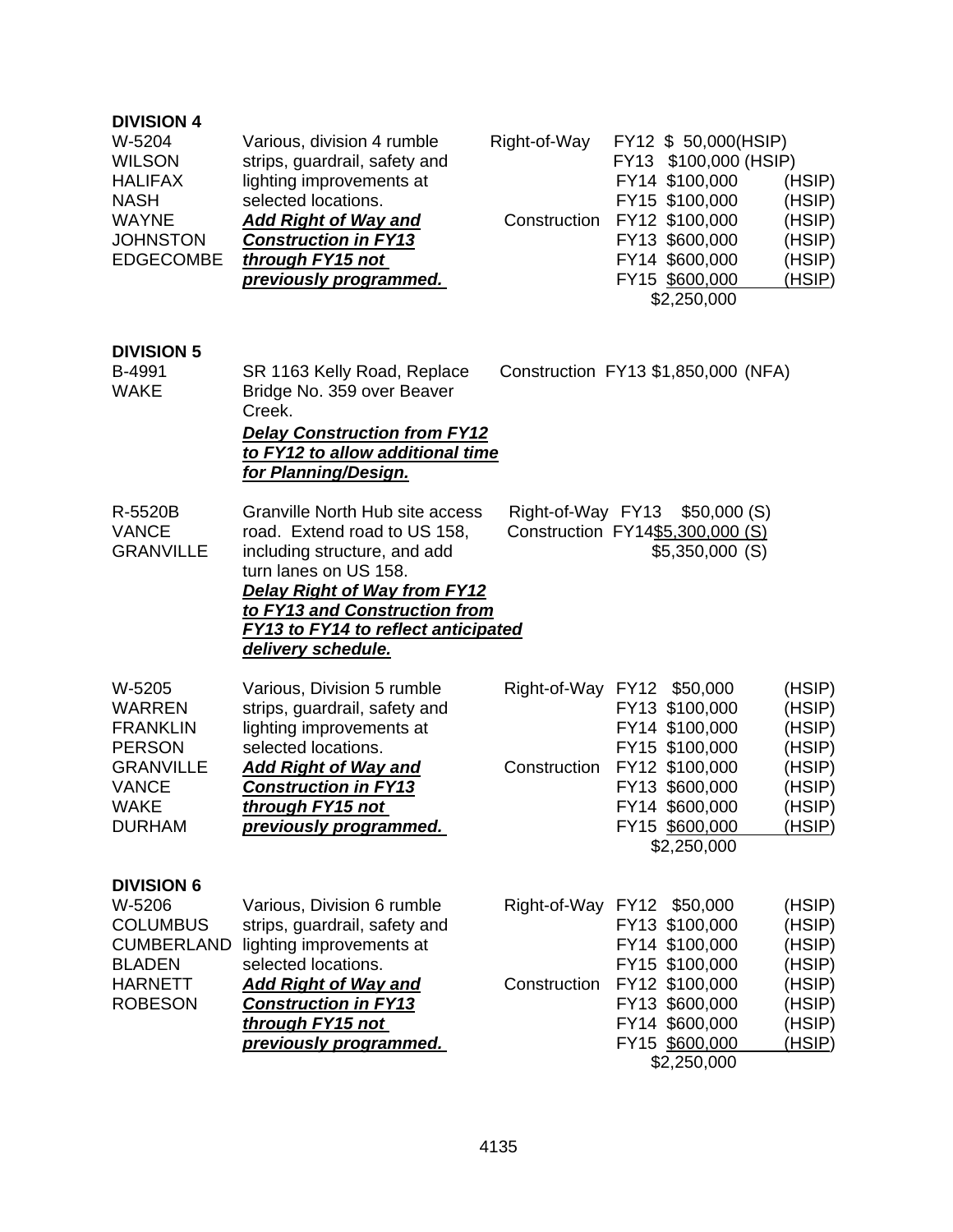**DIVISION 4**

| | | | |
|---|---|---|---|
| W-5204<br>WILSON<br>HALIFAX<br>NASH<br>WAYNE<br>JOHNSTON<br>EDGECOMBE | Various, division 4 rumble strips, guardrail, safety and lighting improvements at selected locations.<br>***Add Right of Way and Construction in FY13 through FY15 not previously programmed.*** | Right-of-Way<br><br><br><br>Construction | FY12 $ 50,000(HSIP)<br>FY13 $100,000 (HSIP)<br>FY14 $100,000 (HSIP)<br>FY15 $100,000 (HSIP)<br>FY12 $100,000 (HSIP)<br>FY13 $600,000 (HSIP)<br>FY14 $600,000 (HSIP)<br>FY15 $600,000 (HSIP)<br>$2,250,000 |

**DIVISION 5**

| | | | |
|---|---|---|---|
| B-4991<br>WAKE | SR 1163 Kelly Road, Replace Bridge No. 359 over Beaver Creek.<br>***Delay Construction from FY12 to FY12 to allow additional time for Planning/Design.*** | Construction | FY13 $1,850,000 (NFA) |
| R-5520B<br>VANCE<br>GRANVILLE | Granville North Hub site access road. Extend road to US 158, including structure, and add turn lanes on US 158.<br>***Delay Right of Way from FY12 to FY13 and Construction from FY13 to FY14 to reflect anticipated delivery schedule.*** | Right-of-Way<br>Construction | FY13 $50,000 (S)<br>FY14 $5,300,000 (S)<br>$5,350,000 (S) |
| W-5205<br>WARREN<br>FRANKLIN<br>PERSON<br>GRANVILLE<br>VANCE<br>WAKE<br>DURHAM | Various, Division 5 rumble strips, guardrail, safety and lighting improvements at selected locations.<br>***Add Right of Way and Construction in FY13 through FY15 not previously programmed.*** | Right-of-Way<br><br><br><br>Construction | FY12 $50,000 (HSIP)<br>FY13 $100,000 (HSIP)<br>FY14 $100,000 (HSIP)<br>FY15 $100,000 (HSIP)<br>FY12 $100,000 (HSIP)<br>FY13 $600,000 (HSIP)<br>FY14 $600,000 (HSIP)<br>FY15 $600,000 (HSIP)<br>$2,250,000 |

**DIVISION 6**

| | | | |
|---|---|---|---|
| W-5206<br>COLUMBUS<br>CUMBERLAND<br>BLADEN<br>HARNETT<br>ROBESON | Various, Division 6 rumble strips, guardrail, safety and lighting improvements at selected locations.<br>***Add Right of Way and Construction in FY13 through FY15 not previously programmed.*** | Right-of-Way<br><br><br><br>Construction | FY12 $50,000 (HSIP)<br>FY13 $100,000 (HSIP)<br>FY14 $100,000 (HSIP)<br>FY15 $100,000 (HSIP)<br>FY12 $100,000 (HSIP)<br>FY13 $600,000 (HSIP)<br>FY14 $600,000 (HSIP)<br>FY15 $600,000 (HSIP)<br>$2,250,000 |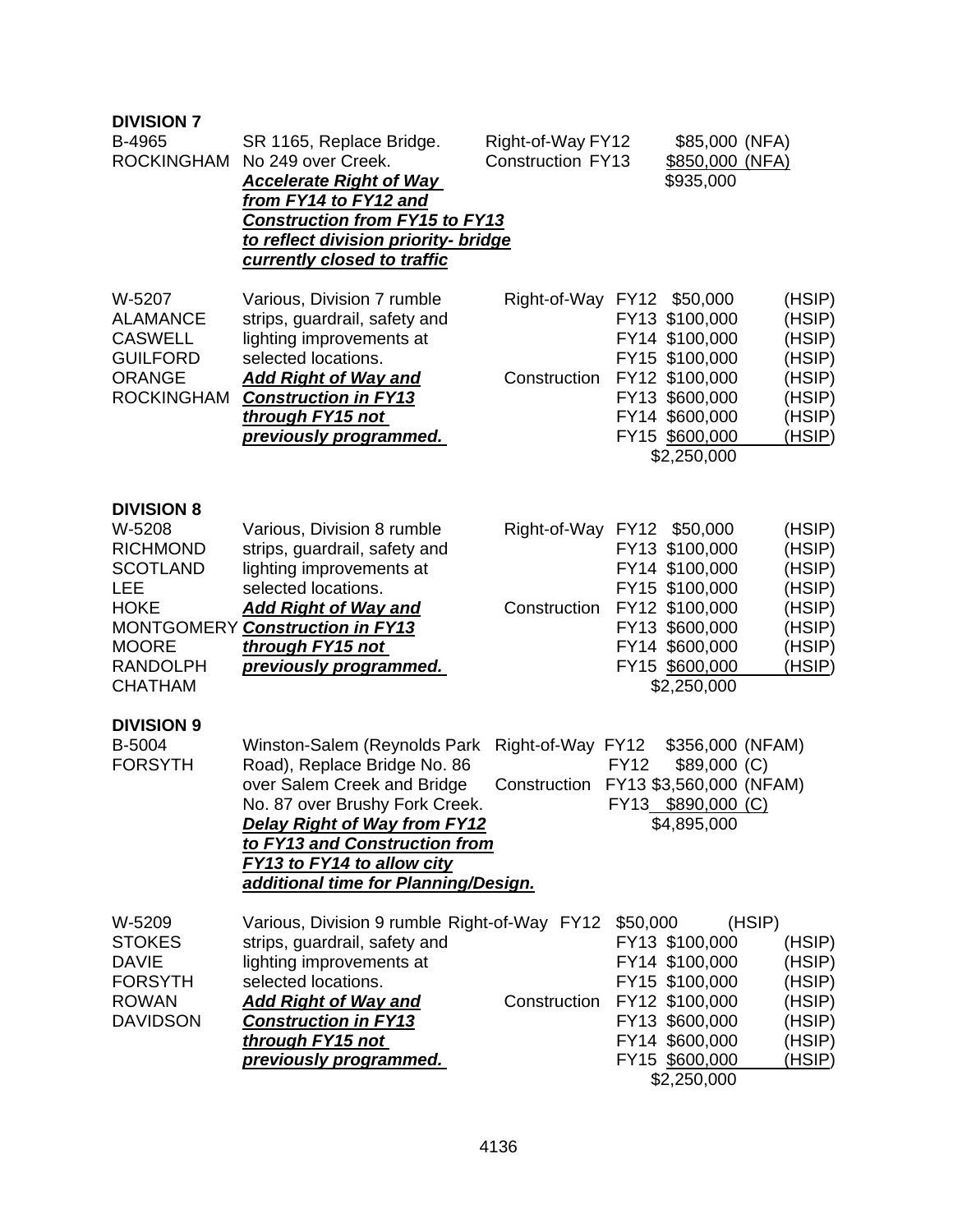**DIVISION 7**

| | | | | |
|---|---|---|---|---|
| B-4965<br>ROCKINGHAM | SR 1165, Replace Bridge. No 249 over Creek.<br>***Accelerate Right of Way from FY14 to FY12 and Construction from FY15 to FY13 to reflect division priority- bridge currently closed to traffic*** | Right-of-Way FY12<br>Construction FY13 | \$85,000<br>\$850,000<br>\$935,000 | (NFA)<br>(NFA) |
| W-5207<br>ALAMANCE<br>CASWELL<br>GUILFORD<br>ORANGE<br>ROCKINGHAM | Various, Division 7 rumble strips, guardrail, safety and lighting improvements at selected locations.<br>***Add Right of Way and Construction in FY13 through FY15 not previously programmed.*** | Right-of-Way FY12<br>FY13<br>FY14<br>FY15<br>Construction FY12<br>FY13<br>FY14<br>FY15 | \$50,000<br>\$100,000<br>\$100,000<br>\$100,000<br>\$100,000<br>\$600,000<br>\$600,000<br>\$600,000<br>\$2,250,000 | (HSIP)<br>(HSIP)<br>(HSIP)<br>(HSIP)<br>(HSIP)<br>(HSIP)<br>(HSIP)<br>(HSIP) |

**DIVISION 8**

| | | | | |
|---|---|---|---|---|
| W-5208<br>RICHMOND<br>SCOTLAND<br>LEE<br>HOKE<br>MONTGOMERY<br>MOORE<br>RANDOLPH<br>CHATHAM | Various, Division 8 rumble strips, guardrail, safety and lighting improvements at selected locations.<br>***Add Right of Way and Construction in FY13 through FY15 not previously programmed.*** | Right-of-Way FY12<br>FY13<br>FY14<br>FY15<br>Construction FY12<br>FY13<br>FY14<br>FY15 | \$50,000<br>\$100,000<br>\$100,000<br>\$100,000<br>\$100,000<br>\$600,000<br>\$600,000<br>\$600,000<br>\$2,250,000 | (HSIP)<br>(HSIP)<br>(HSIP)<br>(HSIP)<br>(HSIP)<br>(HSIP)<br>(HSIP)<br>(HSIP) |

**DIVISION 9**

| | | | | |
|---|---|---|---|---|
| B-5004<br>FORSYTH | Winston-Salem (Reynolds Park Road), Replace Bridge No. 86 over Salem Creek and Bridge No. 87 over Brushy Fork Creek.<br>***Delay Right of Way from FY12 to FY13 and Construction from FY13 to FY14 to allow city additional time for Planning/Design.*** | Right-of-Way FY12<br>FY12<br>Construction FY13<br>FY13 | \$356,000<br>\$89,000<br>\$3,560,000<br>\$890,000<br>\$4,895,000 | (NFAM)<br>(C)<br>(NFAM)<br>(C) |
| W-5209<br>STOKES<br>DAVIE<br>FORSYTH<br>ROWAN<br>DAVIDSON | Various, Division 9 rumble strips, guardrail, safety and lighting improvements at selected locations.<br>***Add Right of Way and Construction in FY13 through FY15 not previously programmed.*** | Right-of-Way FY12<br>FY13<br>FY14<br>FY15<br>Construction FY12<br>FY13<br>FY14<br>FY15 | \$50,000<br>\$100,000<br>\$100,000<br>\$100,000<br>\$100,000<br>\$600,000<br>\$600,000<br>\$600,000<br>\$2,250,000 | (HSIP)<br>(HSIP)<br>(HSIP)<br>(HSIP)<br>(HSIP)<br>(HSIP)<br>(HSIP)<br>(HSIP) |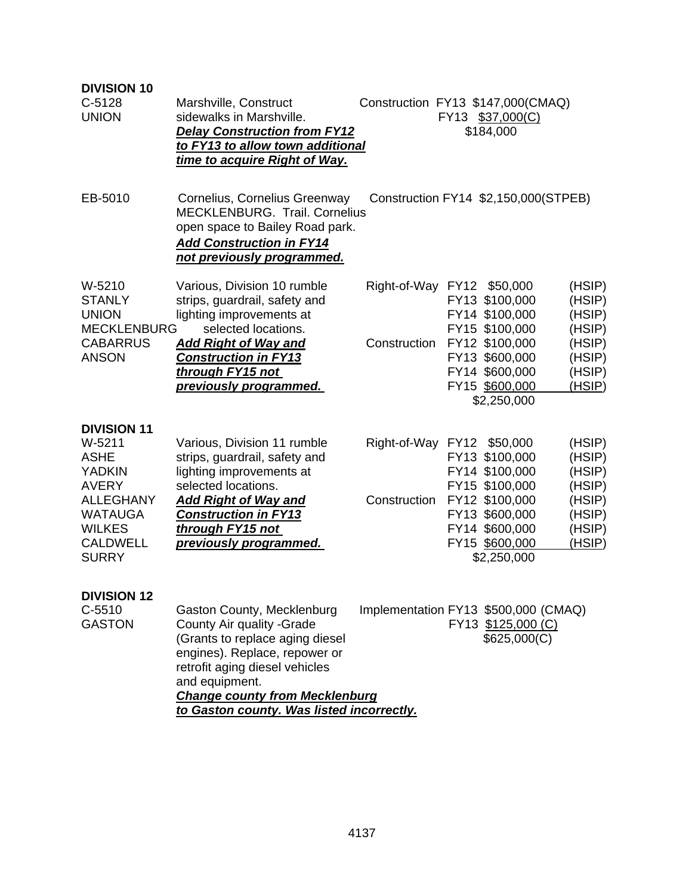**DIVISION 10**

| | | | |
|---|---|---|---|
| C-5128<br>UNION | Marshville, Construct sidewalks in Marshville.<br>***Delay Construction from FY12 to FY13 to allow town additional time to acquire Right of Way.*** | Construction | FY13 $147,000(CMAQ)<br>FY13 $37,000(C)<br>$184,000 |
| EB-5010 | Cornelius, Cornelius Greenway MECKLENBURG. Trail. Cornelius open space to Bailey Road park.<br>***Add Construction in FY14 not previously programmed.*** | Construction | FY14 $2,150,000(STPEB) |
| W-5210<br>STANLY<br>UNION<br>MECKLENBURG<br>CABARRUS<br>ANSON | Various, Division 10 rumble strips, guardrail, safety and lighting improvements at selected locations.<br>***Add Right of Way and Construction in FY13 through FY15 not previously programmed.*** | Right-of-Way<br><br><br><br>Construction | FY12 $50,000 (HSIP)<br>FY13 $100,000 (HSIP)<br>FY14 $100,000 (HSIP)<br>FY15 $100,000 (HSIP)<br>FY12 $100,000 (HSIP)<br>FY13 $600,000 (HSIP)<br>FY14 $600,000 (HSIP)<br>FY15 $600,000 (HSIP)<br>$2,250,000 |

**DIVISION 11**

| | | | |
|---|---|---|---|
| W-5211<br>ASHE<br>YADKIN<br>AVERY<br>ALLEGHANY<br>WATAUGA<br>WILKES<br>CALDWELL<br>SURRY | Various, Division 11 rumble strips, guardrail, safety and lighting improvements at selected locations.<br>***Add Right of Way and Construction in FY13 through FY15 not previously programmed.*** | Right-of-Way<br><br><br><br>Construction | FY12 $50,000 (HSIP)<br>FY13 $100,000 (HSIP)<br>FY14 $100,000 (HSIP)<br>FY15 $100,000 (HSIP)<br>FY12 $100,000 (HSIP)<br>FY13 $600,000 (HSIP)<br>FY14 $600,000 (HSIP)<br>FY15 $600,000 (HSIP)<br>$2,250,000 |

**DIVISION 12**

| | | | |
|---|---|---|---|
| C-5510<br>GASTON | Gaston County, Mecklenburg County Air quality -Grade (Grants to replace aging diesel engines). Replace, repower or retrofit aging diesel vehicles and equipment.<br>***Change county from Mecklenburg to Gaston county. Was listed incorrectly.*** | Implementation | FY13 $500,000 (CMAQ)<br>FY13 $125,000 (C)<br>$625,000(C) |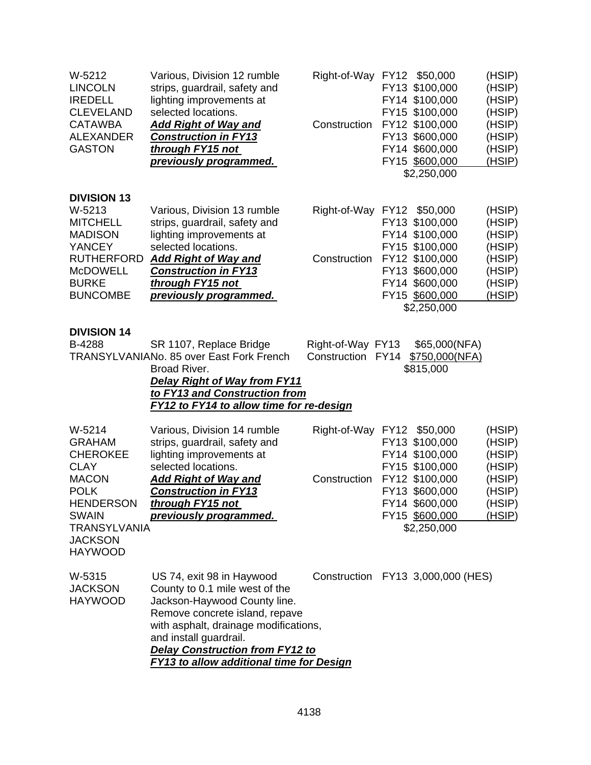| Project / Counties | Description | Phase | Fiscal Year / Amount | Funding |
|---|---|---|---|---|
| W-5212<br>LINCOLN<br>IREDELL<br>CLEVELAND<br>CATAWBA<br>ALEXANDER<br>GASTON | Various, Division 12 rumble strips, guardrail, safety and lighting improvements at selected locations.<br>***Add Right of Way and Construction in FY13 through FY15 not previously programmed.*** | Right-of-Way<br><br><br><br>Construction | FY12 $50,000<br>FY13 $100,000<br>FY14 $100,000<br>FY15 $100,000<br>FY12 $100,000<br>FY13 $600,000<br>FY14 $600,000<br>FY15 $600,000<br>$2,250,000 | (HSIP)<br>(HSIP)<br>(HSIP)<br>(HSIP)<br>(HSIP)<br>(HSIP)<br>(HSIP)<br>(HSIP) |

## DIVISION 13

| Project / Counties | Description | Phase | Fiscal Year / Amount | Funding |
|---|---|---|---|---|
| W-5213<br>MITCHELL<br>MADISON<br>YANCEY<br>RUTHERFORD<br>McDOWELL<br>BURKE<br>BUNCOMBE | Various, Division 13 rumble strips, guardrail, safety and lighting improvements at selected locations.<br>***Add Right of Way and Construction in FY13 through FY15 not previously programmed.*** | Right-of-Way<br><br><br><br>Construction | FY12 $50,000<br>FY13 $100,000<br>FY14 $100,000<br>FY15 $100,000<br>FY12 $100,000<br>FY13 $600,000<br>FY14 $600,000<br>FY15 $600,000<br>$2,250,000 | (HSIP)<br>(HSIP)<br>(HSIP)<br>(HSIP)<br>(HSIP)<br>(HSIP)<br>(HSIP)<br>(HSIP) |

## DIVISION 14

| Project / Counties | Description | Phase | Fiscal Year / Amount | Funding |
|---|---|---|---|---|
| B-4288<br>TRANSYLVANIA | SR 1107, Replace Bridge No. 85 over East Fork French Broad River.<br>***Delay Right of Way from FY11 to FY13 and Construction from FY12 to FY14 to allow time for re-design*** | Right-of-Way<br>Construction | FY13 $65,000<br>FY14 $750,000<br>$815,000 | (NFA)<br>(NFA) |
| W-5214<br>GRAHAM<br>CHEROKEE<br>CLAY<br>MACON<br>POLK<br>HENDERSON<br>SWAIN<br>TRANSYLVANIA<br>JACKSON<br>HAYWOOD | Various, Division 14 rumble strips, guardrail, safety and lighting improvements at selected locations.<br>***Add Right of Way and Construction in FY13 through FY15 not previously programmed.*** | Right-of-Way<br><br><br><br>Construction | FY12 $50,000<br>FY13 $100,000<br>FY14 $100,000<br>FY15 $100,000<br>FY12 $100,000<br>FY13 $600,000<br>FY14 $600,000<br>FY15 $600,000<br>$2,250,000 | (HSIP)<br>(HSIP)<br>(HSIP)<br>(HSIP)<br>(HSIP)<br>(HSIP)<br>(HSIP)<br>(HSIP) |
| W-5315<br>JACKSON<br>HAYWOOD | US 74, exit 98 in Haywood County to 0.1 mile west of the Jackson-Haywood County line. Remove concrete island, repave with asphalt, drainage modifications, and install guardrail.<br>***Delay Construction from FY12 to FY13 to allow additional time for Design*** | Construction | FY13 3,000,000 | (HES) |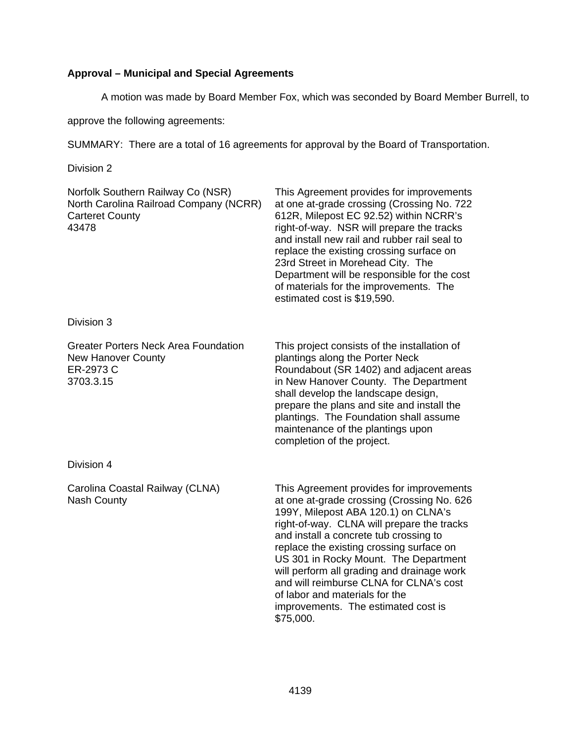**Approval – Municipal and Special Agreements**

A motion was made by Board Member Fox, which was seconded by Board Member Burrell, to approve the following agreements:

SUMMARY: There are a total of 16 agreements for approval by the Board of Transportation.

Division 2

| | |
|---|---|
| Norfolk Southern Railway Co (NSR)<br>North Carolina Railroad Company (NCRR)<br>Carteret County<br>43478 | This Agreement provides for improvements at one at-grade crossing (Crossing No. 722 612R, Milepost EC 92.52) within NCRR's right-of-way. NSR will prepare the tracks and install new rail and rubber rail seal to replace the existing crossing surface on 23rd Street in Morehead City. The Department will be responsible for the cost of materials for the improvements. The estimated cost is $19,590. |

Division 3

| | |
|---|---|
| Greater Porters Neck Area Foundation<br>New Hanover County<br>ER-2973 C<br>3703.3.15 | This project consists of the installation of plantings along the Porter Neck Roundabout (SR 1402) and adjacent areas in New Hanover County. The Department shall develop the landscape design, prepare the plans and site and install the plantings. The Foundation shall assume maintenance of the plantings upon completion of the project. |

Division 4

| | |
|---|---|
| Carolina Coastal Railway (CLNA)<br>Nash County | This Agreement provides for improvements at one at-grade crossing (Crossing No. 626 199Y, Milepost ABA 120.1) on CLNA's right-of-way. CLNA will prepare the tracks and install a concrete tub crossing to replace the existing crossing surface on US 301 in Rocky Mount. The Department will perform all grading and drainage work and will reimburse CLNA for CLNA's cost of labor and materials for the improvements. The estimated cost is $75,000. |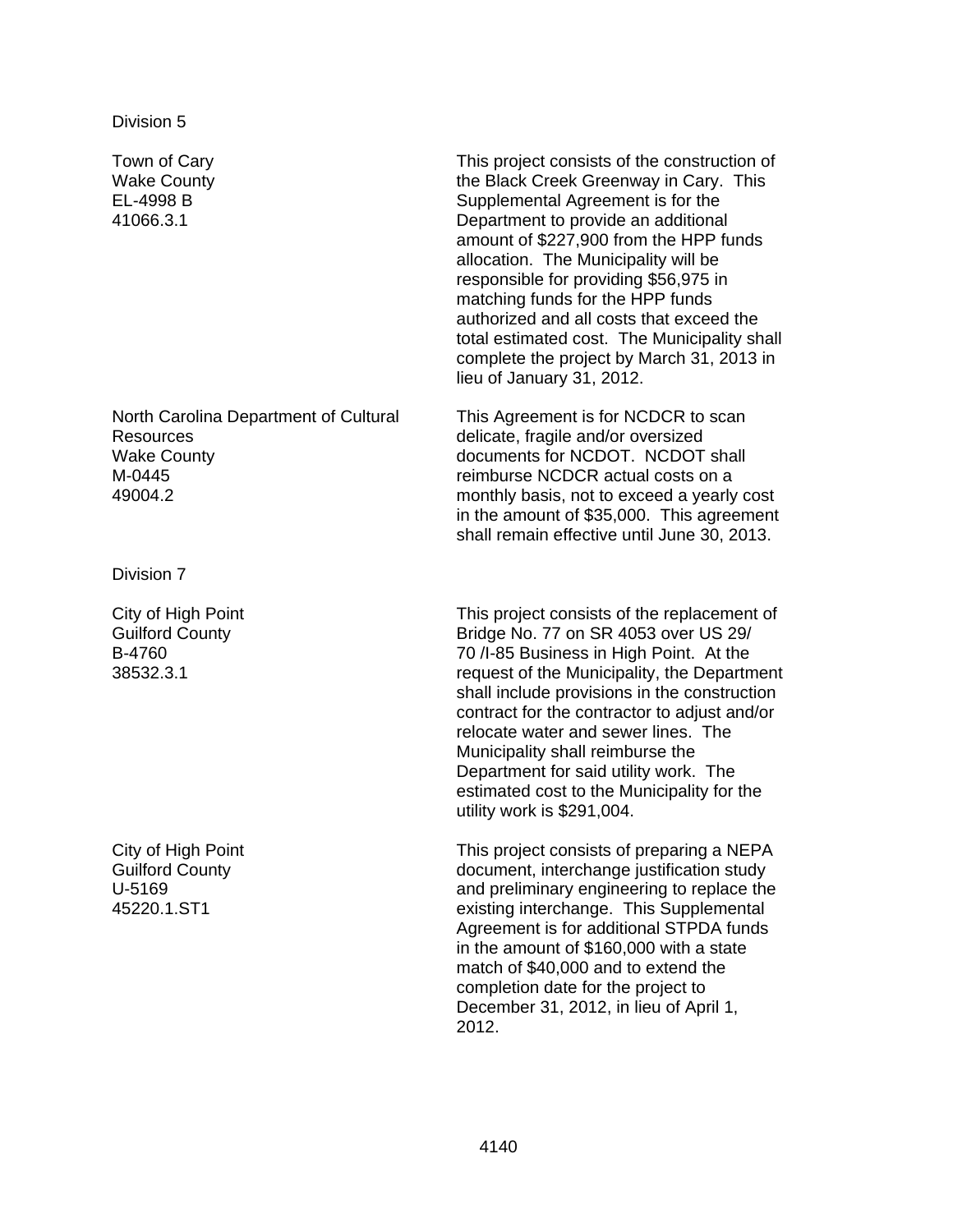Division 5

| | |
|---|---|
| Town of Cary<br>Wake County<br>EL-4998 B<br>41066.3.1 | This project consists of the construction of the Black Creek Greenway in Cary. This Supplemental Agreement is for the Department to provide an additional amount of $227,900 from the HPP funds allocation. The Municipality will be responsible for providing $56,975 in matching funds for the HPP funds authorized and all costs that exceed the total estimated cost. The Municipality shall complete the project by March 31, 2013 in lieu of January 31, 2012. |
| North Carolina Department of Cultural Resources<br>Wake County<br>M-0445<br>49004.2 | This Agreement is for NCDCR to scan delicate, fragile and/or oversized documents for NCDOT. NCDOT shall reimburse NCDCR actual costs on a monthly basis, not to exceed a yearly cost in the amount of $35,000. This agreement shall remain effective until June 30, 2013. |

Division 7

| | |
|---|---|
| City of High Point<br>Guilford County<br>B-4760<br>38532.3.1 | This project consists of the replacement of Bridge No. 77 on SR 4053 over US 29/ 70 /I-85 Business in High Point. At the request of the Municipality, the Department shall include provisions in the construction contract for the contractor to adjust and/or relocate water and sewer lines. The Municipality shall reimburse the Department for said utility work. The estimated cost to the Municipality for the utility work is $291,004. |
| City of High Point<br>Guilford County<br>U-5169<br>45220.1.ST1 | This project consists of preparing a NEPA document, interchange justification study and preliminary engineering to replace the existing interchange. This Supplemental Agreement is for additional STPDA funds in the amount of $160,000 with a state match of $40,000 and to extend the completion date for the project to December 31, 2012, in lieu of April 1, 2012. |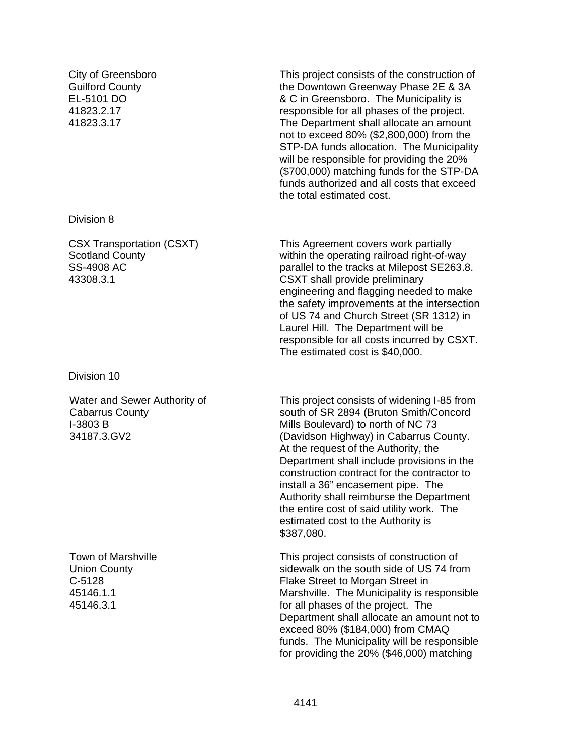City of Greensboro
Guilford County
EL-5101 DO
41823.2.17
41823.3.17

This project consists of the construction of the Downtown Greenway Phase 2E & 3A & C in Greensboro. The Municipality is responsible for all phases of the project. The Department shall allocate an amount not to exceed 80% ($2,800,000) from the STP-DA funds allocation. The Municipality will be responsible for providing the 20% ($700,000) matching funds for the STP-DA funds authorized and all costs that exceed the total estimated cost.

Division 8

CSX Transportation (CSXT)
Scotland County
SS-4908 AC
43308.3.1

This Agreement covers work partially within the operating railroad right-of-way parallel to the tracks at Milepost SE263.8. CSXT shall provide preliminary engineering and flagging needed to make the safety improvements at the intersection of US 74 and Church Street (SR 1312) in Laurel Hill. The Department will be responsible for all costs incurred by CSXT. The estimated cost is $40,000.

Division 10

Water and Sewer Authority of Cabarrus County
I-3803 B
34187.3.GV2

This project consists of widening I-85 from south of SR 2894 (Bruton Smith/Concord Mills Boulevard) to north of NC 73 (Davidson Highway) in Cabarrus County. At the request of the Authority, the Department shall include provisions in the construction contract for the contractor to install a 36" encasement pipe. The Authority shall reimburse the Department the entire cost of said utility work. The estimated cost to the Authority is $387,080.

Town of Marshville
Union County
C-5128
45146.1.1
45146.3.1

This project consists of construction of sidewalk on the south side of US 74 from Flake Street to Morgan Street in Marshville. The Municipality is responsible for all phases of the project. The Department shall allocate an amount not to exceed 80% ($184,000) from CMAQ funds. The Municipality will be responsible for providing the 20% ($46,000) matching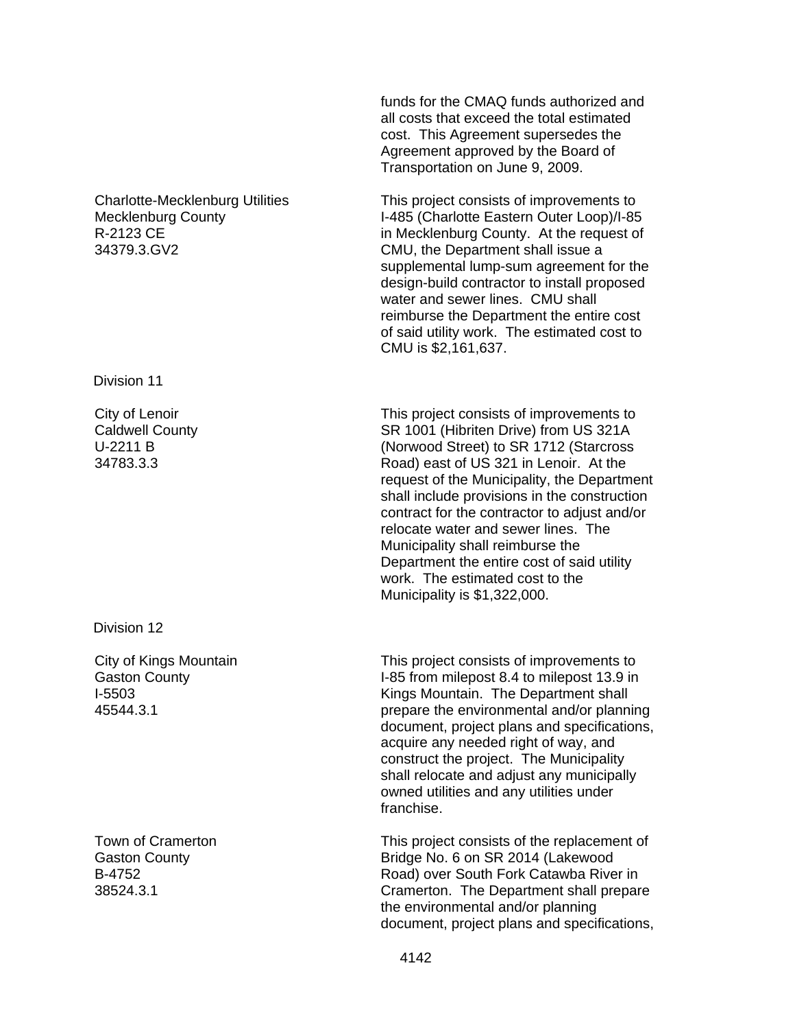funds for the CMAQ funds authorized and all costs that exceed the total estimated cost. This Agreement supersedes the Agreement approved by the Board of Transportation on June 9, 2009.

| | |
|---|---|
| Charlotte-Mecklenburg Utilities<br>Mecklenburg County<br>R-2123 CE<br>34379.3.GV2 | This project consists of improvements to I-485 (Charlotte Eastern Outer Loop)/I-85 in Mecklenburg County. At the request of CMU, the Department shall issue a supplemental lump-sum agreement for the design-build contractor to install proposed water and sewer lines. CMU shall reimburse the Department the entire cost of said utility work. The estimated cost to CMU is $2,161,637. |

Division 11

| | |
|---|---|
| City of Lenoir<br>Caldwell County<br>U-2211 B<br>34783.3.3 | This project consists of improvements to SR 1001 (Hibriten Drive) from US 321A (Norwood Street) to SR 1712 (Starcross Road) east of US 321 in Lenoir. At the request of the Municipality, the Department shall include provisions in the construction contract for the contractor to adjust and/or relocate water and sewer lines. The Municipality shall reimburse the Department the entire cost of said utility work. The estimated cost to the Municipality is $1,322,000. |

Division 12

| | |
|---|---|
| City of Kings Mountain<br>Gaston County<br>I-5503<br>45544.3.1 | This project consists of improvements to I-85 from milepost 8.4 to milepost 13.9 in Kings Mountain. The Department shall prepare the environmental and/or planning document, project plans and specifications, acquire any needed right of way, and construct the project. The Municipality shall relocate and adjust any municipally owned utilities and any utilities under franchise. |
| Town of Cramerton<br>Gaston County<br>B-4752<br>38524.3.1 | This project consists of the replacement of Bridge No. 6 on SR 2014 (Lakewood Road) over South Fork Catawba River in Cramerton. The Department shall prepare the environmental and/or planning document, project plans and specifications, |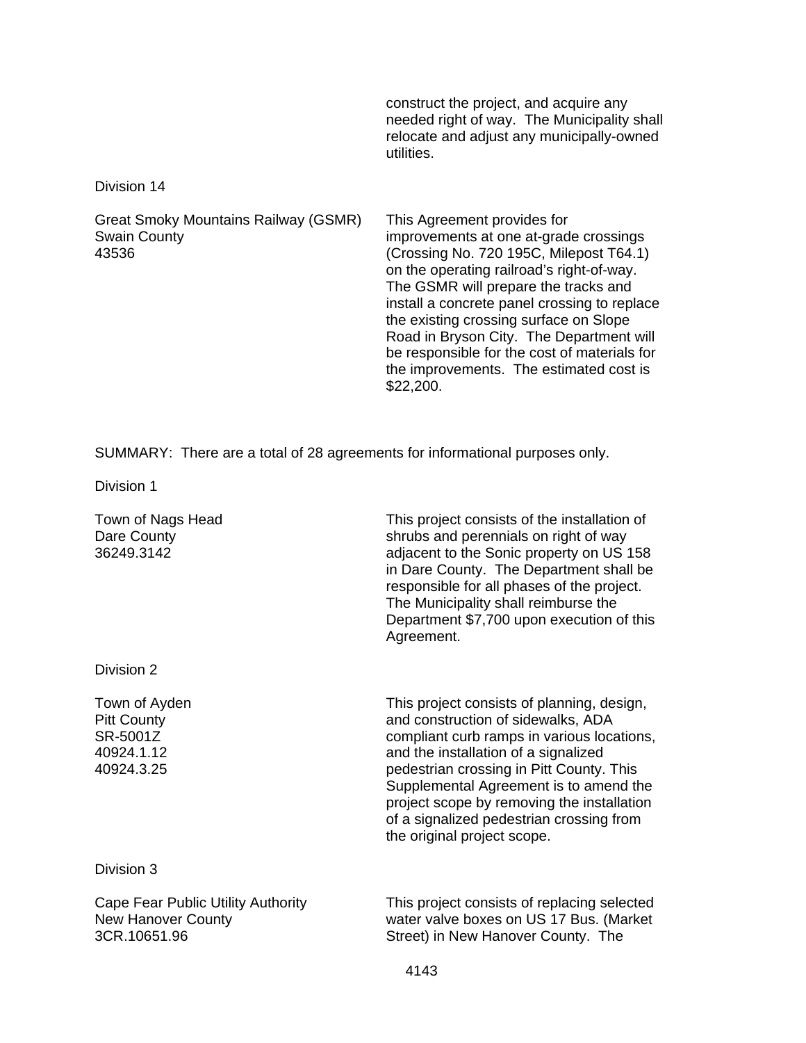construct the project, and acquire any needed right of way. The Municipality shall relocate and adjust any municipally-owned utilities.

Division 14

| | |
|---|---|
| Great Smoky Mountains Railway (GSMR)<br>Swain County<br>43536 | This Agreement provides for improvements at one at-grade crossings (Crossing No. 720 195C, Milepost T64.1) on the operating railroad's right-of-way. The GSMR will prepare the tracks and install a concrete panel crossing to replace the existing crossing surface on Slope Road in Bryson City. The Department will be responsible for the cost of materials for the improvements. The estimated cost is $22,200. |

SUMMARY: There are a total of 28 agreements for informational purposes only.

Division 1

| | |
|---|---|
| Town of Nags Head<br>Dare County<br>36249.3142 | This project consists of the installation of shrubs and perennials on right of way adjacent to the Sonic property on US 158 in Dare County. The Department shall be responsible for all phases of the project. The Municipality shall reimburse the Department $7,700 upon execution of this Agreement. |

Division 2

| | |
|---|---|
| Town of Ayden<br>Pitt County<br>SR-5001Z<br>40924.1.12<br>40924.3.25 | This project consists of planning, design, and construction of sidewalks, ADA compliant curb ramps in various locations, and the installation of a signalized pedestrian crossing in Pitt County. This Supplemental Agreement is to amend the project scope by removing the installation of a signalized pedestrian crossing from the original project scope. |

Division 3

| | |
|---|---|
| Cape Fear Public Utility Authority<br>New Hanover County<br>3CR.10651.96 | This project consists of replacing selected water valve boxes on US 17 Bus. (Market Street) in New Hanover County. The |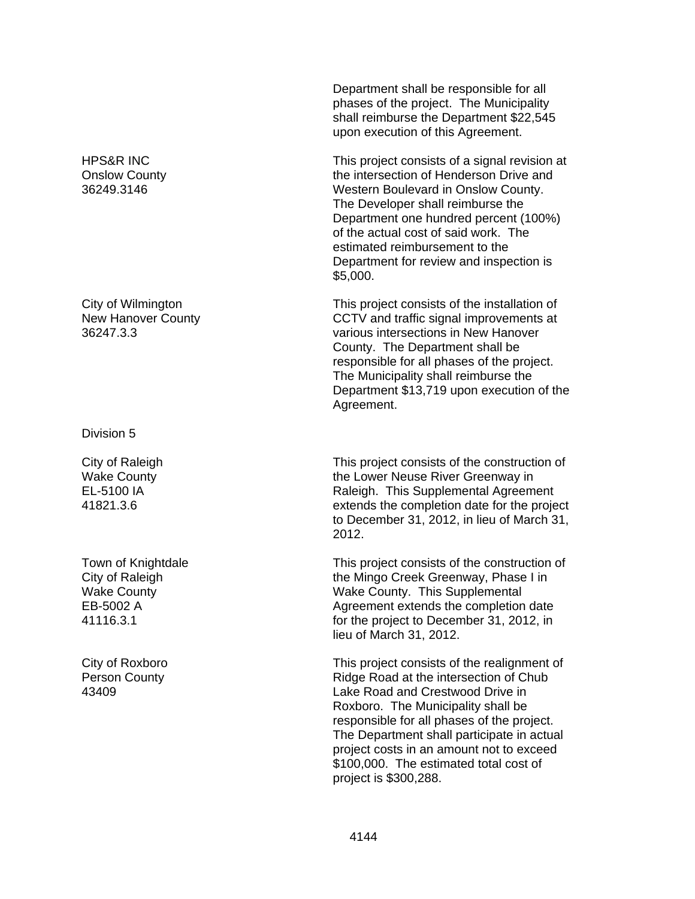Department shall be responsible for all phases of the project. The Municipality shall reimburse the Department $22,545 upon execution of this Agreement.

| | |
|---|---|
| HPS&R INC<br>Onslow County<br>36249.3146 | This project consists of a signal revision at the intersection of Henderson Drive and Western Boulevard in Onslow County. The Developer shall reimburse the Department one hundred percent (100%) of the actual cost of said work. The estimated reimbursement to the Department for review and inspection is $5,000. |
| City of Wilmington<br>New Hanover County<br>36247.3.3 | This project consists of the installation of CCTV and traffic signal improvements at various intersections in New Hanover County. The Department shall be responsible for all phases of the project. The Municipality shall reimburse the Department $13,719 upon execution of the Agreement. |

Division 5

| | |
|---|---|
| City of Raleigh<br>Wake County<br>EL-5100 IA<br>41821.3.6 | This project consists of the construction of the Lower Neuse River Greenway in Raleigh. This Supplemental Agreement extends the completion date for the project to December 31, 2012, in lieu of March 31, 2012. |
| Town of Knightdale<br>City of Raleigh<br>Wake County<br>EB-5002 A<br>41116.3.1 | This project consists of the construction of the Mingo Creek Greenway, Phase I in Wake County. This Supplemental Agreement extends the completion date for the project to December 31, 2012, in lieu of March 31, 2012. |
| City of Roxboro<br>Person County<br>43409 | This project consists of the realignment of Ridge Road at the intersection of Chub Lake Road and Crestwood Drive in Roxboro. The Municipality shall be responsible for all phases of the project. The Department shall participate in actual project costs in an amount not to exceed $100,000. The estimated total cost of project is $300,288. |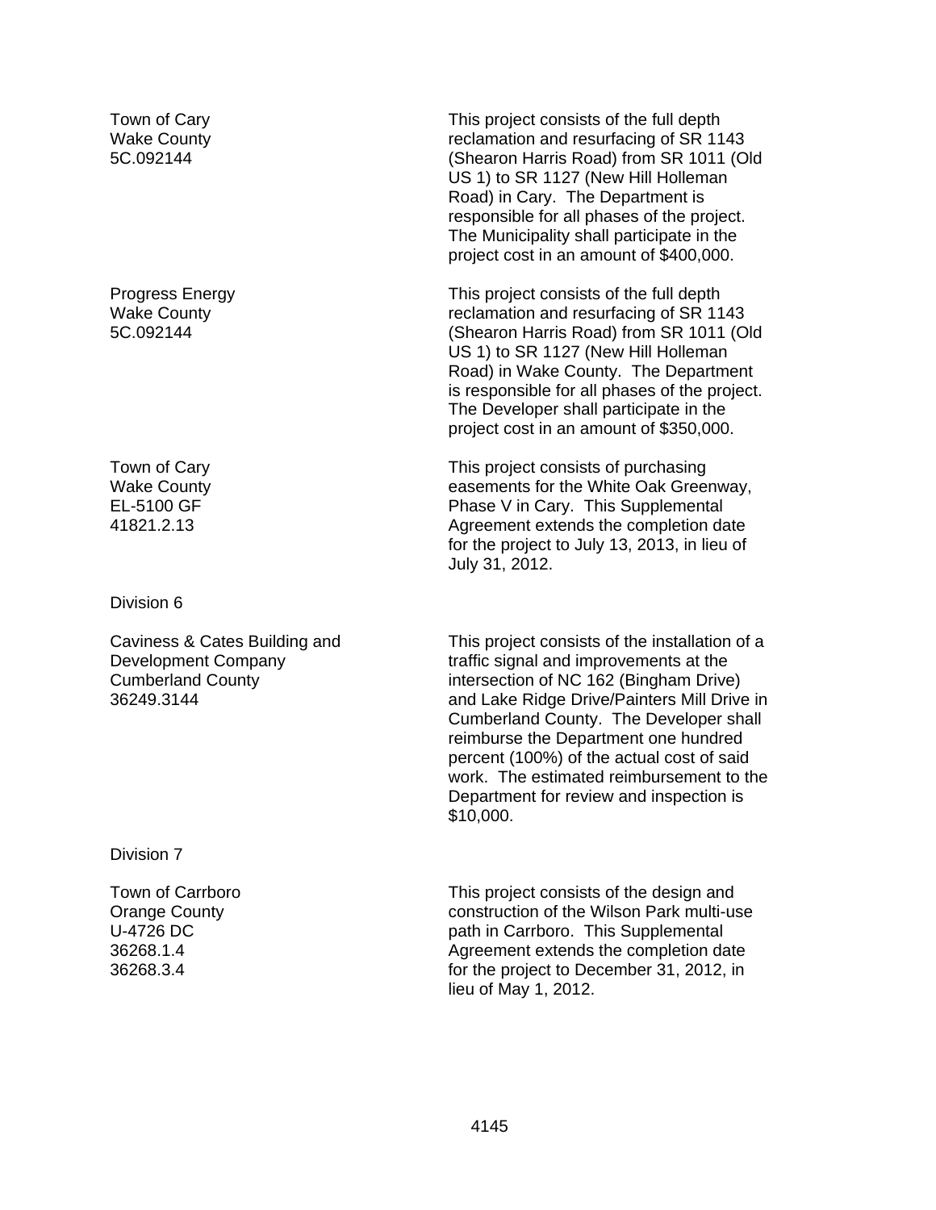| | |
|---|---|
| Town of Cary<br>Wake County<br>5C.092144 | This project consists of the full depth reclamation and resurfacing of SR 1143 (Shearon Harris Road) from SR 1011 (Old US 1) to SR 1127 (New Hill Holleman Road) in Cary. The Department is responsible for all phases of the project. The Municipality shall participate in the project cost in an amount of $400,000. |
| Progress Energy<br>Wake County<br>5C.092144 | This project consists of the full depth reclamation and resurfacing of SR 1143 (Shearon Harris Road) from SR 1011 (Old US 1) to SR 1127 (New Hill Holleman Road) in Wake County. The Department is responsible for all phases of the project. The Developer shall participate in the project cost in an amount of $350,000. |
| Town of Cary<br>Wake County<br>EL-5100 GF<br>41821.2.13 | This project consists of purchasing easements for the White Oak Greenway, Phase V in Cary. This Supplemental Agreement extends the completion date for the project to July 13, 2013, in lieu of July 31, 2012. |

Division 6

| | |
|---|---|
| Caviness & Cates Building and Development Company<br>Cumberland County<br>36249.3144 | This project consists of the installation of a traffic signal and improvements at the intersection of NC 162 (Bingham Drive) and Lake Ridge Drive/Painters Mill Drive in Cumberland County. The Developer shall reimburse the Department one hundred percent (100%) of the actual cost of said work. The estimated reimbursement to the Department for review and inspection is $10,000. |

Division 7

| | |
|---|---|
| Town of Carrboro<br>Orange County<br>U-4726 DC<br>36268.1.4<br>36268.3.4 | This project consists of the design and construction of the Wilson Park multi-use path in Carrboro. This Supplemental Agreement extends the completion date for the project to December 31, 2012, in lieu of May 1, 2012. |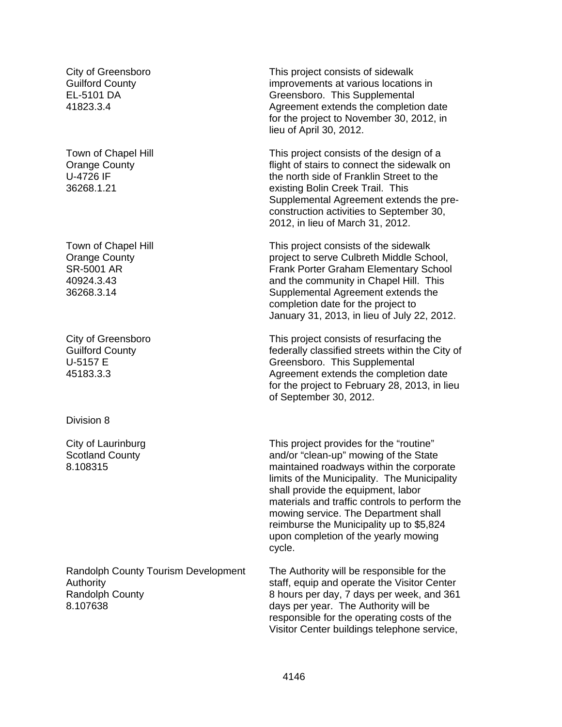City of Greensboro
Guilford County
EL-5101 DA
41823.3.4

This project consists of sidewalk improvements at various locations in Greensboro. This Supplemental Agreement extends the completion date for the project to November 30, 2012, in lieu of April 30, 2012.

Town of Chapel Hill
Orange County
U-4726 IF
36268.1.21

This project consists of the design of a flight of stairs to connect the sidewalk on the north side of Franklin Street to the existing Bolin Creek Trail. This Supplemental Agreement extends the pre-construction activities to September 30, 2012, in lieu of March 31, 2012.

Town of Chapel Hill
Orange County
SR-5001 AR
40924.3.43
36268.3.14

This project consists of the sidewalk project to serve Culbreth Middle School, Frank Porter Graham Elementary School and the community in Chapel Hill. This Supplemental Agreement extends the completion date for the project to January 31, 2013, in lieu of July 22, 2012.

City of Greensboro
Guilford County
U-5157 E
45183.3.3

This project consists of resurfacing the federally classified streets within the City of Greensboro. This Supplemental Agreement extends the completion date for the project to February 28, 2013, in lieu of September 30, 2012.

Division 8

City of Laurinburg
Scotland County
8.108315

This project provides for the "routine" and/or "clean-up" mowing of the State maintained roadways within the corporate limits of the Municipality. The Municipality shall provide the equipment, labor materials and traffic controls to perform the mowing service. The Department shall reimburse the Municipality up to $5,824 upon completion of the yearly mowing cycle.

Randolph County Tourism Development Authority
Randolph County
8.107638

The Authority will be responsible for the staff, equip and operate the Visitor Center 8 hours per day, 7 days per week, and 361 days per year. The Authority will be responsible for the operating costs of the Visitor Center buildings telephone service,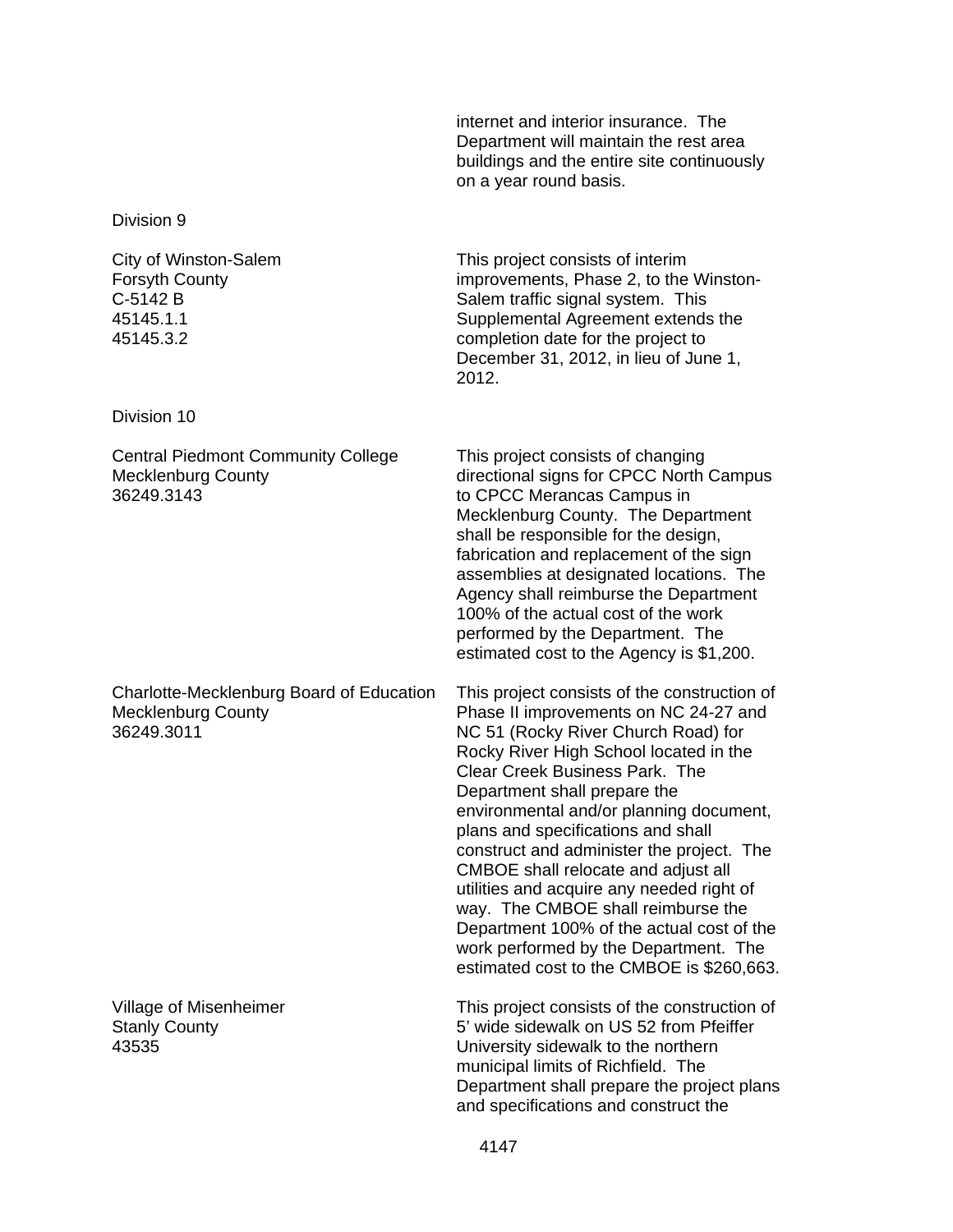internet and interior insurance. The Department will maintain the rest area buildings and the entire site continuously on a year round basis.

Division 9

| | |
|---|---|
| City of Winston-Salem<br>Forsyth County<br>C-5142 B<br>45145.1.1<br>45145.3.2 | This project consists of interim improvements, Phase 2, to the Winston-Salem traffic signal system. This Supplemental Agreement extends the completion date for the project to December 31, 2012, in lieu of June 1, 2012. |

Division 10

| | |
|---|---|
| Central Piedmont Community College<br>Mecklenburg County<br>36249.3143 | This project consists of changing directional signs for CPCC North Campus to CPCC Merancas Campus in Mecklenburg County. The Department shall be responsible for the design, fabrication and replacement of the sign assemblies at designated locations. The Agency shall reimburse the Department 100% of the actual cost of the work performed by the Department. The estimated cost to the Agency is $1,200. |
| Charlotte-Mecklenburg Board of Education<br>Mecklenburg County<br>36249.3011 | This project consists of the construction of Phase II improvements on NC 24-27 and NC 51 (Rocky River Church Road) for Rocky River High School located in the Clear Creek Business Park. The Department shall prepare the environmental and/or planning document, plans and specifications and shall construct and administer the project. The CMBOE shall relocate and adjust all utilities and acquire any needed right of way. The CMBOE shall reimburse the Department 100% of the actual cost of the work performed by the Department. The estimated cost to the CMBOE is $260,663. |
| Village of Misenheimer<br>Stanly County<br>43535 | This project consists of the construction of 5' wide sidewalk on US 52 from Pfeiffer University sidewalk to the northern municipal limits of Richfield. The Department shall prepare the project plans and specifications and construct the |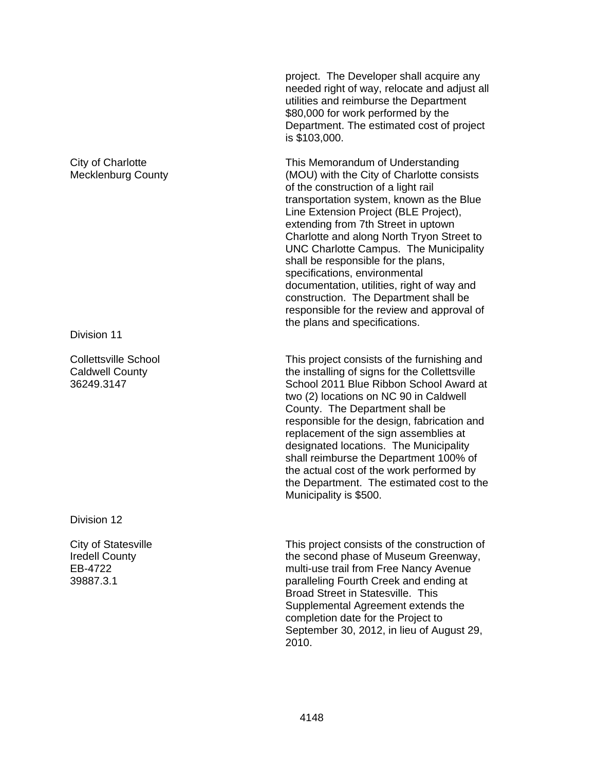project. The Developer shall acquire any needed right of way, relocate and adjust all utilities and reimburse the Department $80,000 for work performed by the Department. The estimated cost of project is $103,000.

| | |
|---|---|
| City of Charlotte<br>Mecklenburg County | This Memorandum of Understanding (MOU) with the City of Charlotte consists of the construction of a light rail transportation system, known as the Blue Line Extension Project (BLE Project), extending from 7th Street in uptown Charlotte and along North Tryon Street to UNC Charlotte Campus. The Municipality shall be responsible for the plans, specifications, environmental documentation, utilities, right of way and construction. The Department shall be responsible for the review and approval of the plans and specifications. |

Division 11

| | |
|---|---|
| Collettsville School<br>Caldwell County<br>36249.3147 | This project consists of the furnishing and the installing of signs for the Collettsville School 2011 Blue Ribbon School Award at two (2) locations on NC 90 in Caldwell County. The Department shall be responsible for the design, fabrication and replacement of the sign assemblies at designated locations. The Municipality shall reimburse the Department 100% of the actual cost of the work performed by the Department. The estimated cost to the Municipality is $500. |

Division 12

| | |
|---|---|
| City of Statesville<br>Iredell County<br>EB-4722<br>39887.3.1 | This project consists of the construction of the second phase of Museum Greenway, multi-use trail from Free Nancy Avenue paralleling Fourth Creek and ending at Broad Street in Statesville. This Supplemental Agreement extends the completion date for the Project to September 30, 2012, in lieu of August 29, 2010. |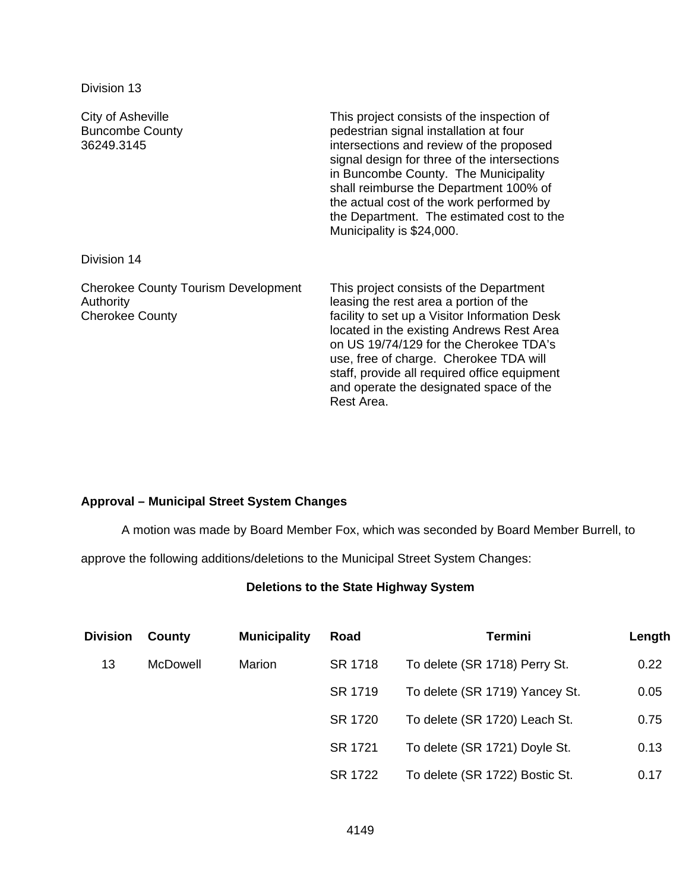Division 13

| | |
|---|---|
| City of Asheville<br>Buncombe County<br>36249.3145 | This project consists of the inspection of pedestrian signal installation at four intersections and review of the proposed signal design for three of the intersections in Buncombe County. The Municipality shall reimburse the Department 100% of the actual cost of the work performed by the Department. The estimated cost to the Municipality is $24,000. |

Division 14

| | |
|---|---|
| Cherokee County Tourism Development Authority<br>Cherokee County | This project consists of the Department leasing the rest area a portion of the facility to set up a Visitor Information Desk located in the existing Andrews Rest Area on US 19/74/129 for the Cherokee TDA's use, free of charge. Cherokee TDA will staff, provide all required office equipment and operate the designated space of the Rest Area. |

**Approval – Municipal Street System Changes**

A motion was made by Board Member Fox, which was seconded by Board Member Burrell, to approve the following additions/deletions to the Municipal Street System Changes:

**Deletions to the State Highway System**

| Division | County | Municipality | Road | Termini | Length |
|---|---|---|---|---|---|
| 13 | McDowell | Marion | SR 1718 | To delete (SR 1718) Perry St. | 0.22 |
| | | | SR 1719 | To delete (SR 1719) Yancey St. | 0.05 |
| | | | SR 1720 | To delete (SR 1720) Leach St. | 0.75 |
| | | | SR 1721 | To delete (SR 1721) Doyle St. | 0.13 |
| | | | SR 1722 | To delete (SR 1722) Bostic St. | 0.17 |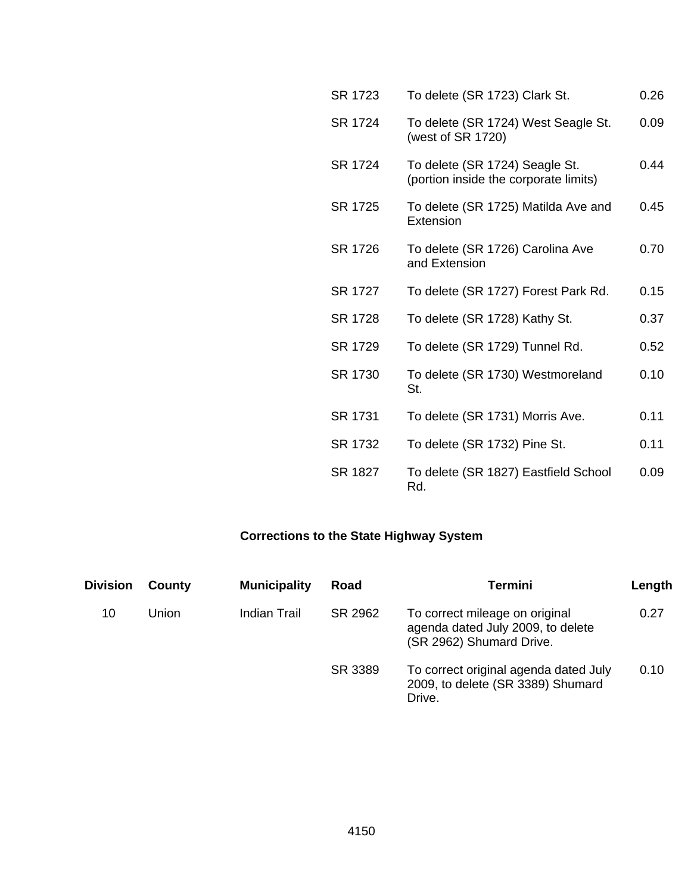| Division | County | Municipality | Road | Termini | Length |
|---|---|---|---|---|---|
| | | | SR 1723 | To delete (SR 1723) Clark St. | 0.26 |
| | | | SR 1724 | To delete (SR 1724) West Seagle St. (west of SR 1720) | 0.09 |
| | | | SR 1724 | To delete (SR 1724) Seagle St. (portion inside the corporate limits) | 0.44 |
| | | | SR 1725 | To delete (SR 1725) Matilda Ave and Extension | 0.45 |
| | | | SR 1726 | To delete (SR 1726) Carolina Ave and Extension | 0.70 |
| | | | SR 1727 | To delete (SR 1727) Forest Park Rd. | 0.15 |
| | | | SR 1728 | To delete (SR 1728) Kathy St. | 0.37 |
| | | | SR 1729 | To delete (SR 1729) Tunnel Rd. | 0.52 |
| | | | SR 1730 | To delete (SR 1730) Westmoreland St. | 0.10 |
| | | | SR 1731 | To delete (SR 1731) Morris Ave. | 0.11 |
| | | | SR 1732 | To delete (SR 1732) Pine St. | 0.11 |
| | | | SR 1827 | To delete (SR 1827) Eastfield School Rd. | 0.09 |

**Corrections to the State Highway System**

| Division | County | Municipality | Road | Termini | Length |
|---|---|---|---|---|---|
| 10 | Union | Indian Trail | SR 2962 | To correct mileage on original agenda dated July 2009, to delete (SR 2962) Shumard Drive. | 0.27 |
| | | | SR 3389 | To correct original agenda dated July 2009, to delete (SR 3389) Shumard Drive. | 0.10 |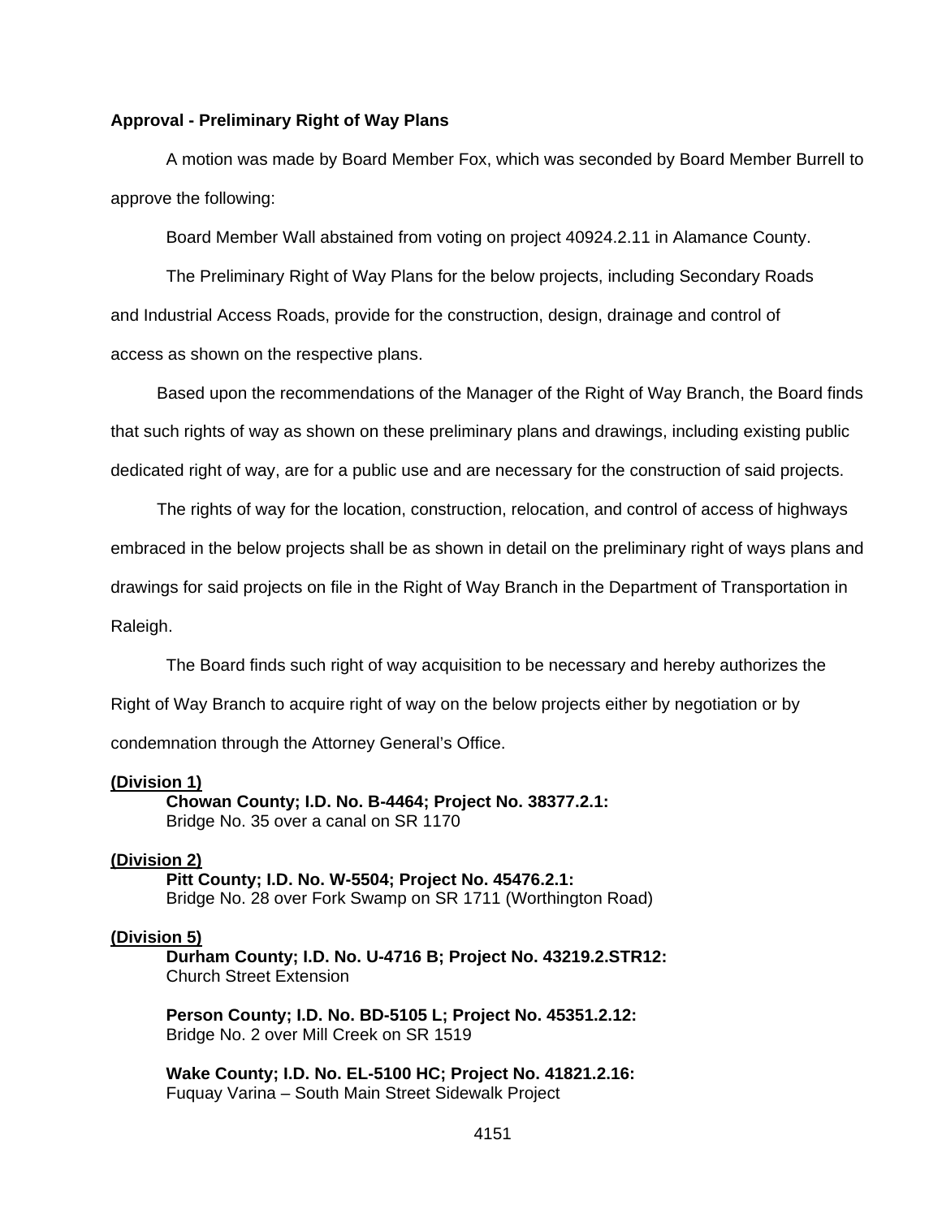**Approval - Preliminary Right of Way Plans**

A motion was made by Board Member Fox, which was seconded by Board Member Burrell to approve the following:

Board Member Wall abstained from voting on project 40924.2.11 in Alamance County.

The Preliminary Right of Way Plans for the below projects, including Secondary Roads and Industrial Access Roads, provide for the construction, design, drainage and control of access as shown on the respective plans.

Based upon the recommendations of the Manager of the Right of Way Branch, the Board finds that such rights of way as shown on these preliminary plans and drawings, including existing public dedicated right of way, are for a public use and are necessary for the construction of said projects.

The rights of way for the location, construction, relocation, and control of access of highways embraced in the below projects shall be as shown in detail on the preliminary right of ways plans and drawings for said projects on file in the Right of Way Branch in the Department of Transportation in Raleigh.

The Board finds such right of way acquisition to be necessary and hereby authorizes the Right of Way Branch to acquire right of way on the below projects either by negotiation or by condemnation through the Attorney General's Office.

**(Division 1)**

**Chowan County; I.D. No. B-4464; Project No. 38377.2.1:**
Bridge No. 35 over a canal on SR 1170

**(Division 2)**

**Pitt County; I.D. No. W-5504; Project No. 45476.2.1:**
Bridge No. 28 over Fork Swamp on SR 1711 (Worthington Road)

**(Division 5)**

**Durham County; I.D. No. U-4716 B; Project No. 43219.2.STR12:**
Church Street Extension

**Person County; I.D. No. BD-5105 L; Project No. 45351.2.12:**
Bridge No. 2 over Mill Creek on SR 1519

**Wake County; I.D. No. EL-5100 HC; Project No. 41821.2.16:**
Fuquay Varina – South Main Street Sidewalk Project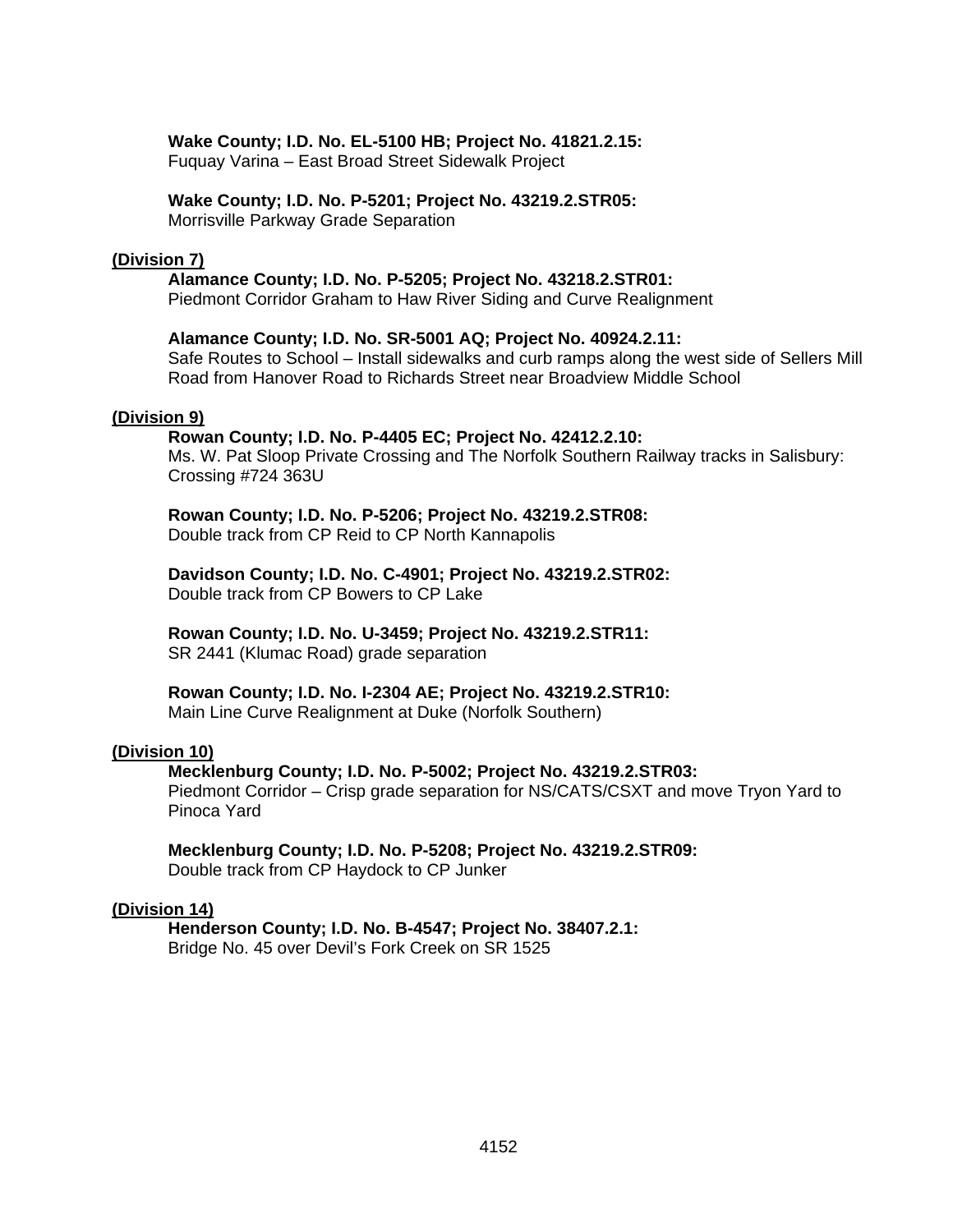**Wake County; I.D. No. EL-5100 HB; Project No. 41821.2.15:**
Fuquay Varina – East Broad Street Sidewalk Project

**Wake County; I.D. No. P-5201; Project No. 43219.2.STR05:**
Morrisville Parkway Grade Separation

**(Division 7)**

**Alamance County; I.D. No. P-5205; Project No. 43218.2.STR01:**
Piedmont Corridor Graham to Haw River Siding and Curve Realignment

**Alamance County; I.D. No. SR-5001 AQ; Project No. 40924.2.11:**
Safe Routes to School – Install sidewalks and curb ramps along the west side of Sellers Mill Road from Hanover Road to Richards Street near Broadview Middle School

**(Division 9)**

**Rowan County; I.D. No. P-4405 EC; Project No. 42412.2.10:**
Ms. W. Pat Sloop Private Crossing and The Norfolk Southern Railway tracks in Salisbury: Crossing #724 363U

**Rowan County; I.D. No. P-5206; Project No. 43219.2.STR08:**
Double track from CP Reid to CP North Kannapolis

**Davidson County; I.D. No. C-4901; Project No. 43219.2.STR02:**
Double track from CP Bowers to CP Lake

**Rowan County; I.D. No. U-3459; Project No. 43219.2.STR11:**
SR 2441 (Klumac Road) grade separation

**Rowan County; I.D. No. I-2304 AE; Project No. 43219.2.STR10:**
Main Line Curve Realignment at Duke (Norfolk Southern)

**(Division 10)**

**Mecklenburg County; I.D. No. P-5002; Project No. 43219.2.STR03:**
Piedmont Corridor – Crisp grade separation for NS/CATS/CSXT and move Tryon Yard to Pinoca Yard

**Mecklenburg County; I.D. No. P-5208; Project No. 43219.2.STR09:**
Double track from CP Haydock to CP Junker

**(Division 14)**

**Henderson County; I.D. No. B-4547; Project No. 38407.2.1:**
Bridge No. 45 over Devil's Fork Creek on SR 1525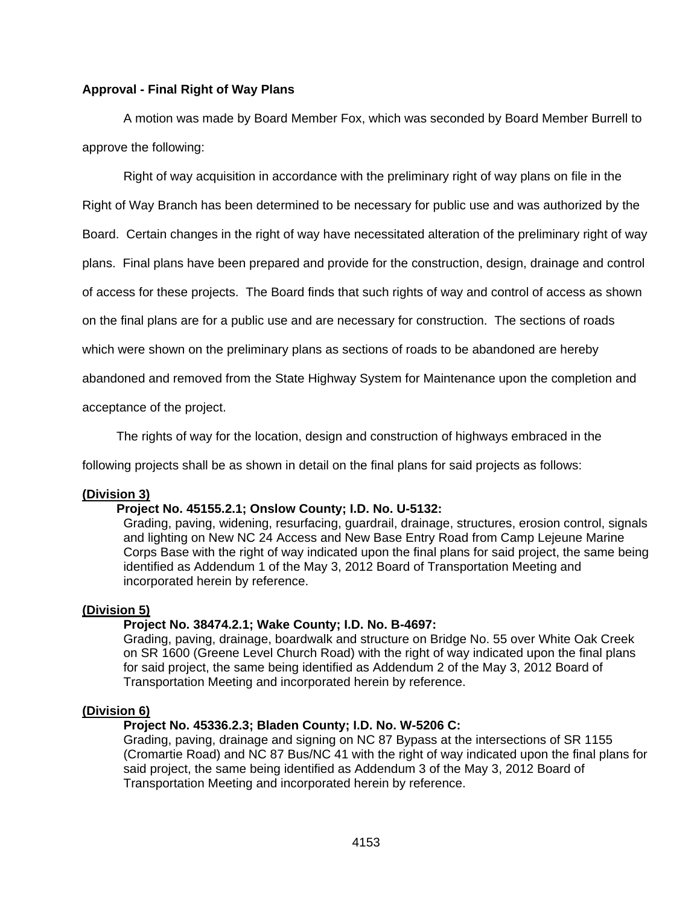**Approval - Final Right of Way Plans**

A motion was made by Board Member Fox, which was seconded by Board Member Burrell to approve the following:

Right of way acquisition in accordance with the preliminary right of way plans on file in the Right of Way Branch has been determined to be necessary for public use and was authorized by the Board. Certain changes in the right of way have necessitated alteration of the preliminary right of way plans. Final plans have been prepared and provide for the construction, design, drainage and control of access for these projects. The Board finds that such rights of way and control of access as shown on the final plans are for a public use and are necessary for construction. The sections of roads which were shown on the preliminary plans as sections of roads to be abandoned are hereby abandoned and removed from the State Highway System for Maintenance upon the completion and acceptance of the project.

The rights of way for the location, design and construction of highways embraced in the following projects shall be as shown in detail on the final plans for said projects as follows:

**(Division 3)**

**Project No. 45155.2.1; Onslow County; I.D. No. U-5132:**
Grading, paving, widening, resurfacing, guardrail, drainage, structures, erosion control, signals and lighting on New NC 24 Access and New Base Entry Road from Camp Lejeune Marine Corps Base with the right of way indicated upon the final plans for said project, the same being identified as Addendum 1 of the May 3, 2012 Board of Transportation Meeting and incorporated herein by reference.

**(Division 5)**

**Project No. 38474.2.1; Wake County; I.D. No. B-4697:**
Grading, paving, drainage, boardwalk and structure on Bridge No. 55 over White Oak Creek on SR 1600 (Greene Level Church Road) with the right of way indicated upon the final plans for said project, the same being identified as Addendum 2 of the May 3, 2012 Board of Transportation Meeting and incorporated herein by reference.

**(Division 6)**

**Project No. 45336.2.3; Bladen County; I.D. No. W-5206 C:**
Grading, paving, drainage and signing on NC 87 Bypass at the intersections of SR 1155 (Cromartie Road) and NC 87 Bus/NC 41 with the right of way indicated upon the final plans for said project, the same being identified as Addendum 3 of the May 3, 2012 Board of Transportation Meeting and incorporated herein by reference.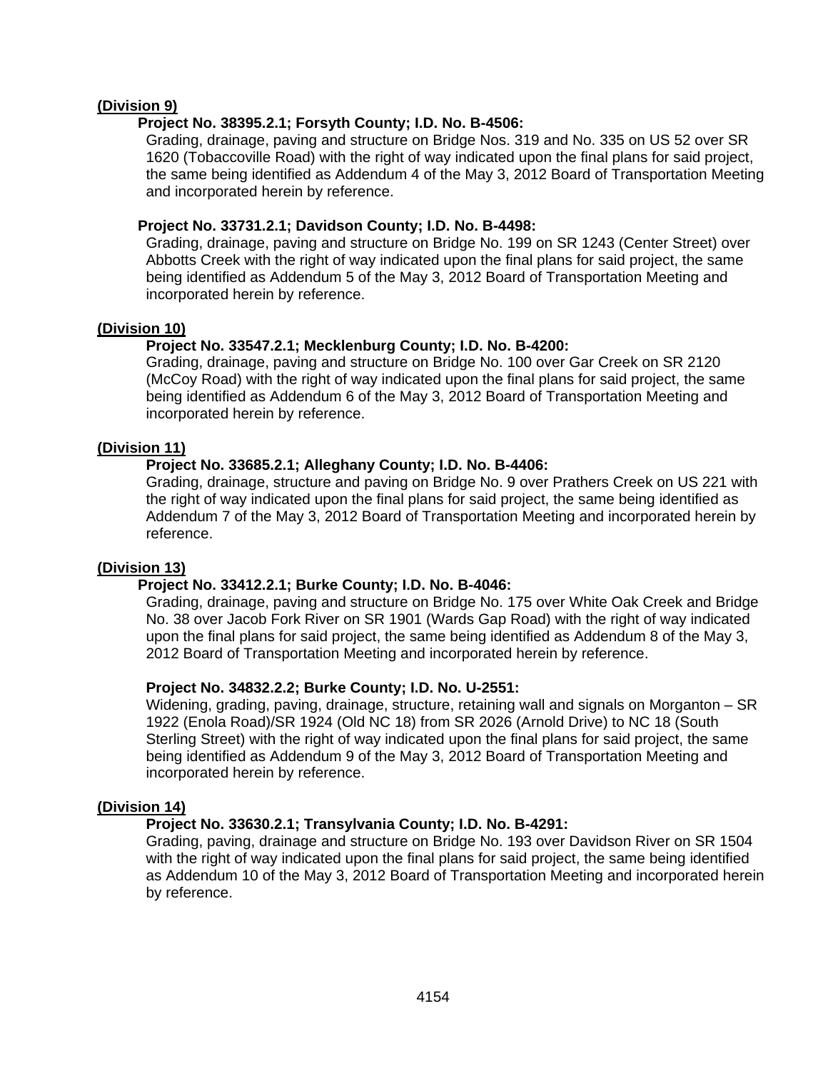**(Division 9)**

**Project No. 38395.2.1; Forsyth County; I.D. No. B-4506:**

Grading, drainage, paving and structure on Bridge Nos. 319 and No. 335 on US 52 over SR 1620 (Tobaccoville Road) with the right of way indicated upon the final plans for said project, the same being identified as Addendum 4 of the May 3, 2012 Board of Transportation Meeting and incorporated herein by reference.

**Project No. 33731.2.1; Davidson County; I.D. No. B-4498:**

Grading, drainage, paving and structure on Bridge No. 199 on SR 1243 (Center Street) over Abbotts Creek with the right of way indicated upon the final plans for said project, the same being identified as Addendum 5 of the May 3, 2012 Board of Transportation Meeting and incorporated herein by reference.

**(Division 10)**

**Project No. 33547.2.1; Mecklenburg County; I.D. No. B-4200:**

Grading, drainage, paving and structure on Bridge No. 100 over Gar Creek on SR 2120 (McCoy Road) with the right of way indicated upon the final plans for said project, the same being identified as Addendum 6 of the May 3, 2012 Board of Transportation Meeting and incorporated herein by reference.

**(Division 11)**

**Project No. 33685.2.1; Alleghany County; I.D. No. B-4406:**

Grading, drainage, structure and paving on Bridge No. 9 over Prathers Creek on US 221 with the right of way indicated upon the final plans for said project, the same being identified as Addendum 7 of the May 3, 2012 Board of Transportation Meeting and incorporated herein by reference.

**(Division 13)**

**Project No. 33412.2.1; Burke County; I.D. No. B-4046:**

Grading, drainage, paving and structure on Bridge No. 175 over White Oak Creek and Bridge No. 38 over Jacob Fork River on SR 1901 (Wards Gap Road) with the right of way indicated upon the final plans for said project, the same being identified as Addendum 8 of the May 3, 2012 Board of Transportation Meeting and incorporated herein by reference.

**Project No. 34832.2.2; Burke County; I.D. No. U-2551:**

Widening, grading, paving, drainage, structure, retaining wall and signals on Morganton – SR 1922 (Enola Road)/SR 1924 (Old NC 18) from SR 2026 (Arnold Drive) to NC 18 (South Sterling Street) with the right of way indicated upon the final plans for said project, the same being identified as Addendum 9 of the May 3, 2012 Board of Transportation Meeting and incorporated herein by reference.

**(Division 14)**

**Project No. 33630.2.1; Transylvania County; I.D. No. B-4291:**

Grading, paving, drainage and structure on Bridge No. 193 over Davidson River on SR 1504 with the right of way indicated upon the final plans for said project, the same being identified as Addendum 10 of the May 3, 2012 Board of Transportation Meeting and incorporated herein by reference.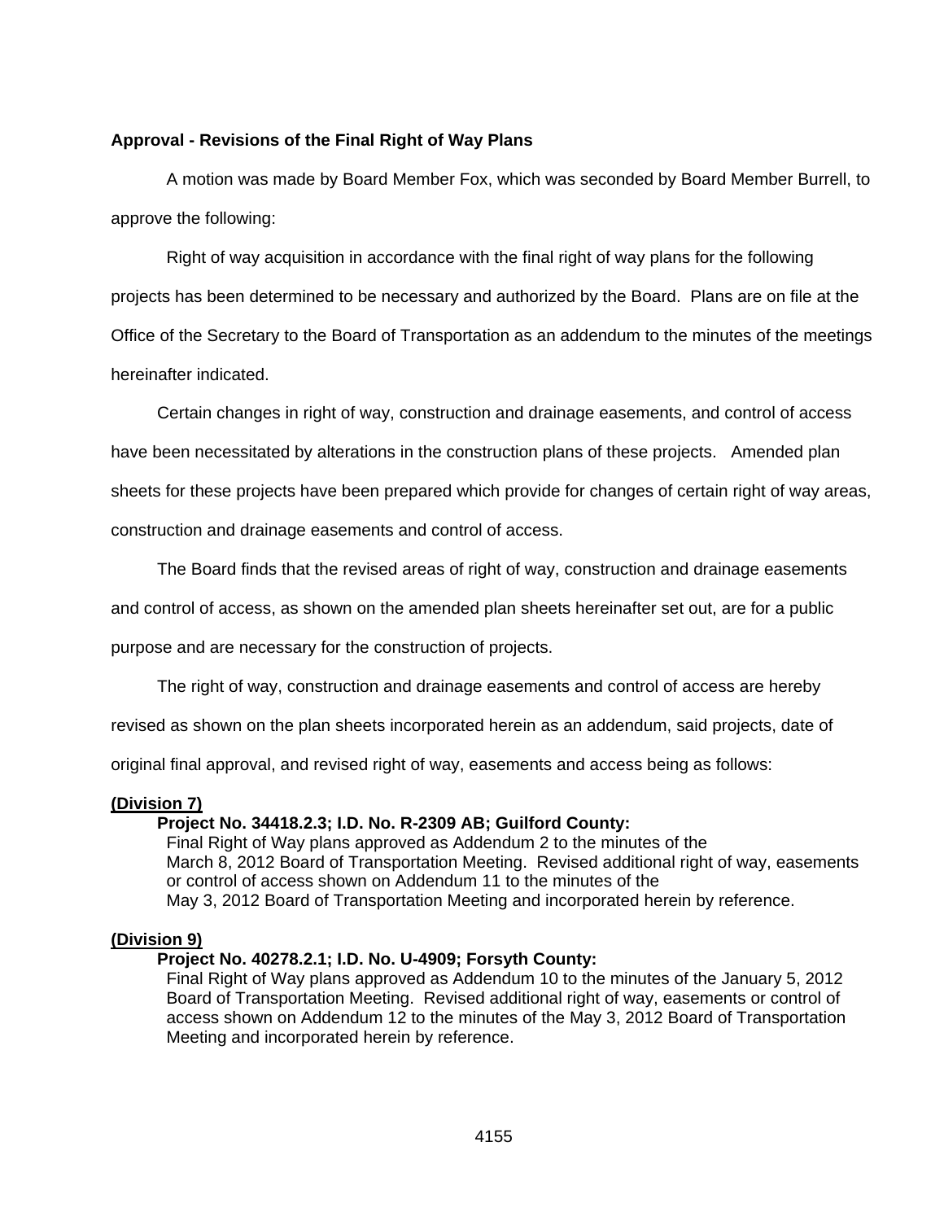**Approval - Revisions of the Final Right of Way Plans**

A motion was made by Board Member Fox, which was seconded by Board Member Burrell, to approve the following:

Right of way acquisition in accordance with the final right of way plans for the following projects has been determined to be necessary and authorized by the Board. Plans are on file at the Office of the Secretary to the Board of Transportation as an addendum to the minutes of the meetings hereinafter indicated.

Certain changes in right of way, construction and drainage easements, and control of access have been necessitated by alterations in the construction plans of these projects. Amended plan sheets for these projects have been prepared which provide for changes of certain right of way areas, construction and drainage easements and control of access.

The Board finds that the revised areas of right of way, construction and drainage easements and control of access, as shown on the amended plan sheets hereinafter set out, are for a public purpose and are necessary for the construction of projects.

The right of way, construction and drainage easements and control of access are hereby revised as shown on the plan sheets incorporated herein as an addendum, said projects, date of original final approval, and revised right of way, easements and access being as follows:

**(Division 7)**

**Project No. 34418.2.3; I.D. No. R-2309 AB; Guilford County:**
Final Right of Way plans approved as Addendum 2 to the minutes of the March 8, 2012 Board of Transportation Meeting. Revised additional right of way, easements or control of access shown on Addendum 11 to the minutes of the May 3, 2012 Board of Transportation Meeting and incorporated herein by reference.

**(Division 9)**

**Project No. 40278.2.1; I.D. No. U-4909; Forsyth County:**
Final Right of Way plans approved as Addendum 10 to the minutes of the January 5, 2012 Board of Transportation Meeting. Revised additional right of way, easements or control of access shown on Addendum 12 to the minutes of the May 3, 2012 Board of Transportation Meeting and incorporated herein by reference.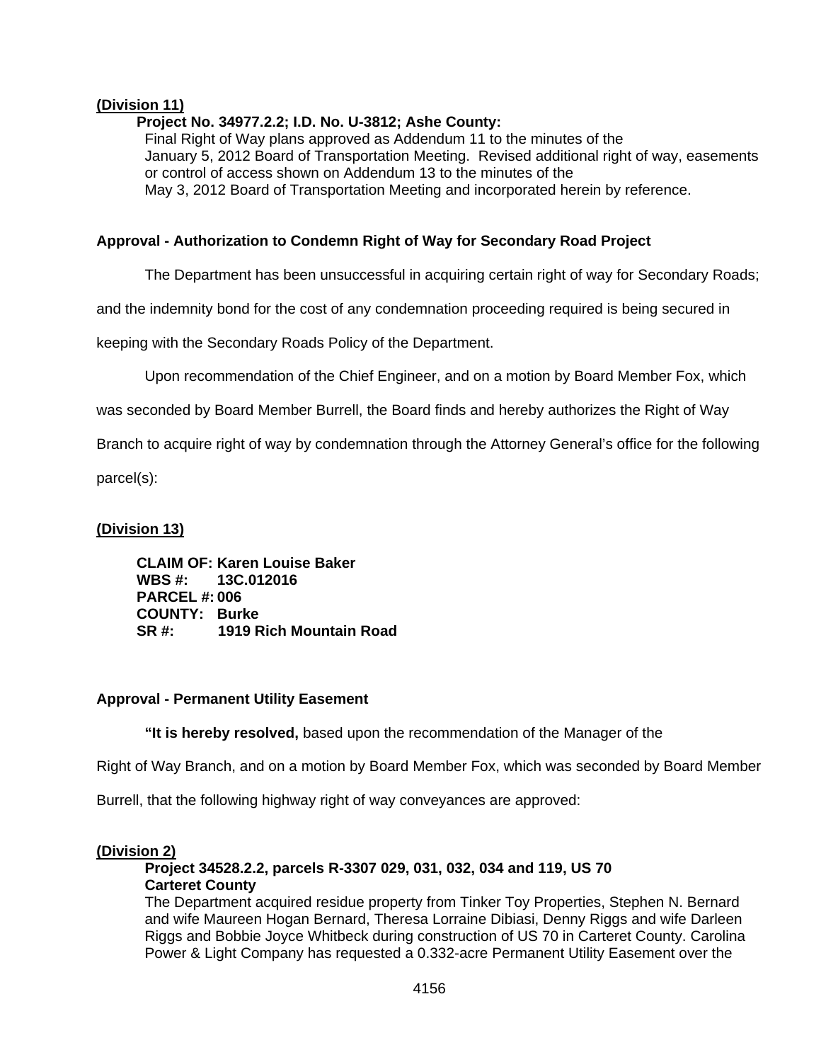**(Division 11)**

**Project No. 34977.2.2; I.D. No. U-3812; Ashe County:**

Final Right of Way plans approved as Addendum 11 to the minutes of the January 5, 2012 Board of Transportation Meeting. Revised additional right of way, easements or control of access shown on Addendum 13 to the minutes of the May 3, 2012 Board of Transportation Meeting and incorporated herein by reference.

**Approval - Authorization to Condemn Right of Way for Secondary Road Project**

The Department has been unsuccessful in acquiring certain right of way for Secondary Roads; and the indemnity bond for the cost of any condemnation proceeding required is being secured in keeping with the Secondary Roads Policy of the Department.

Upon recommendation of the Chief Engineer, and on a motion by Board Member Fox, which was seconded by Board Member Burrell, the Board finds and hereby authorizes the Right of Way Branch to acquire right of way by condemnation through the Attorney General's office for the following parcel(s):

**(Division 13)**

**CLAIM OF: Karen Louise Baker**
**WBS #: 13C.012016**
**PARCEL #: 006**
**COUNTY: Burke**
**SR #: 1919 Rich Mountain Road**

**Approval - Permanent Utility Easement**

**"It is hereby resolved,** based upon the recommendation of the Manager of the Right of Way Branch, and on a motion by Board Member Fox, which was seconded by Board Member Burrell, that the following highway right of way conveyances are approved:

**(Division 2)**

**Project 34528.2.2, parcels R-3307 029, 031, 032, 034 and 119, US 70**
**Carteret County**

The Department acquired residue property from Tinker Toy Properties, Stephen N. Bernard and wife Maureen Hogan Bernard, Theresa Lorraine Dibiasi, Denny Riggs and wife Darleen Riggs and Bobbie Joyce Whitbeck during construction of US 70 in Carteret County. Carolina Power & Light Company has requested a 0.332-acre Permanent Utility Easement over the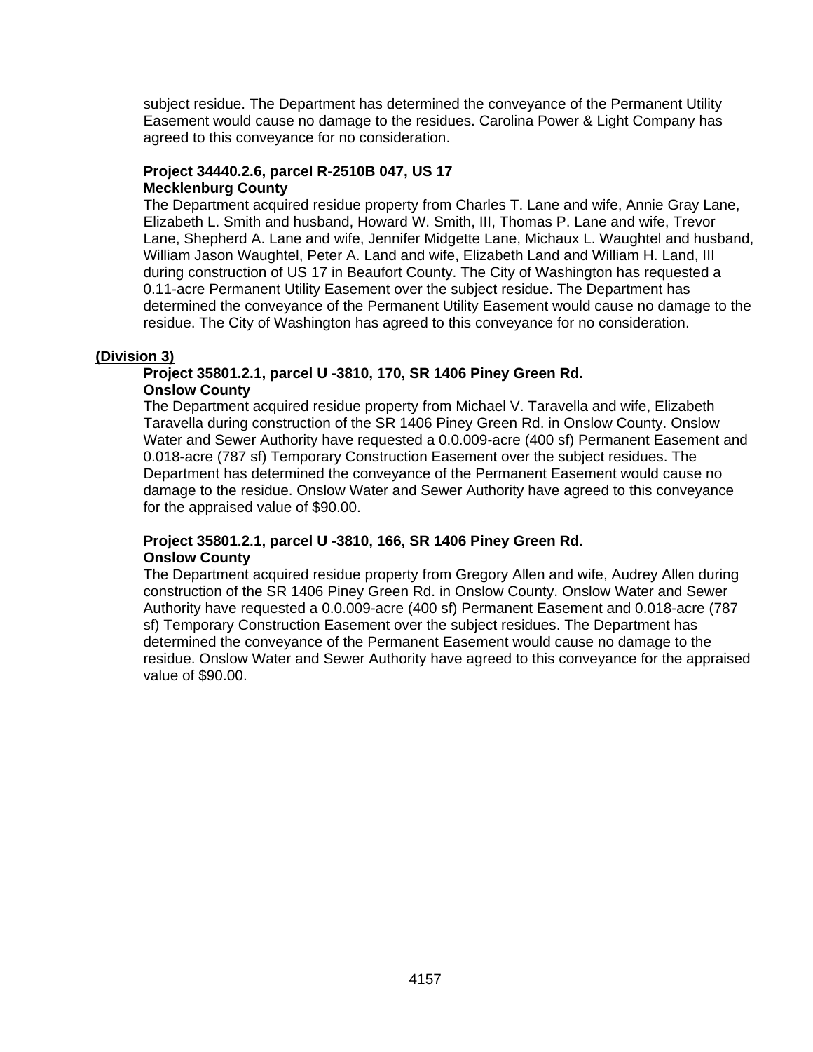subject residue. The Department has determined the conveyance of the Permanent Utility Easement would cause no damage to the residues. Carolina Power & Light Company has agreed to this conveyance for no consideration.

**Project 34440.2.6, parcel R-2510B 047, US 17**
**Mecklenburg County**
The Department acquired residue property from Charles T. Lane and wife, Annie Gray Lane, Elizabeth L. Smith and husband, Howard W. Smith, III, Thomas P. Lane and wife, Trevor Lane, Shepherd A. Lane and wife, Jennifer Midgette Lane, Michaux L. Waughtel and husband, William Jason Waughtel, Peter A. Land and wife, Elizabeth Land and William H. Land, III during construction of US 17 in Beaufort County. The City of Washington has requested a 0.11-acre Permanent Utility Easement over the subject residue. The Department has determined the conveyance of the Permanent Utility Easement would cause no damage to the residue. The City of Washington has agreed to this conveyance for no consideration.

**(Division 3)**

**Project 35801.2.1, parcel U -3810, 170, SR 1406 Piney Green Rd.**
**Onslow County**
The Department acquired residue property from Michael V. Taravella and wife, Elizabeth Taravella during construction of the SR 1406 Piney Green Rd. in Onslow County. Onslow Water and Sewer Authority have requested a 0.0.009-acre (400 sf) Permanent Easement and 0.018-acre (787 sf) Temporary Construction Easement over the subject residues. The Department has determined the conveyance of the Permanent Easement would cause no damage to the residue. Onslow Water and Sewer Authority have agreed to this conveyance for the appraised value of $90.00.

**Project 35801.2.1, parcel U -3810, 166, SR 1406 Piney Green Rd.**
**Onslow County**
The Department acquired residue property from Gregory Allen and wife, Audrey Allen during construction of the SR 1406 Piney Green Rd. in Onslow County. Onslow Water and Sewer Authority have requested a 0.0.009-acre (400 sf) Permanent Easement and 0.018-acre (787 sf) Temporary Construction Easement over the subject residues. The Department has determined the conveyance of the Permanent Easement would cause no damage to the residue. Onslow Water and Sewer Authority have agreed to this conveyance for the appraised value of $90.00.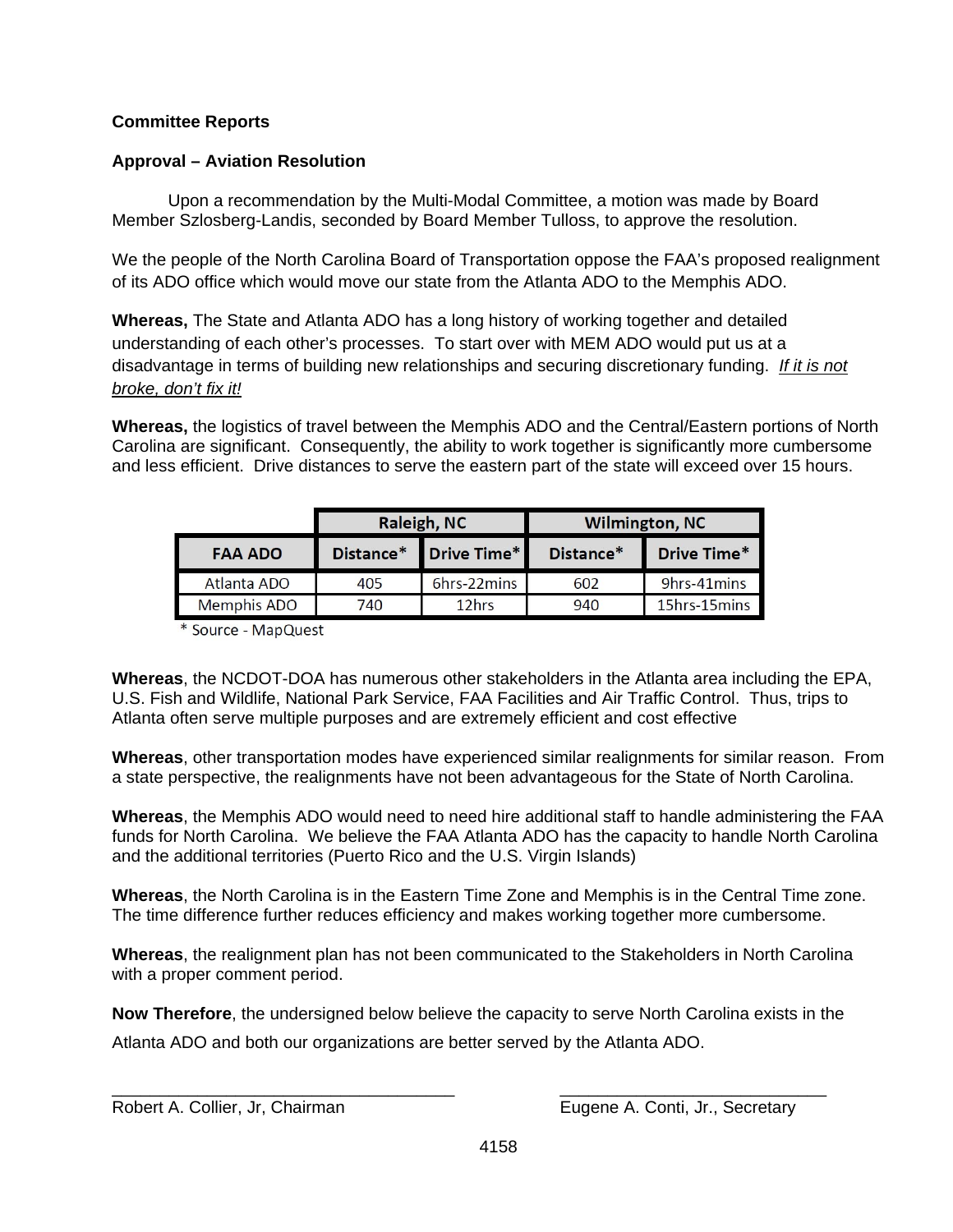**Committee Reports**

**Approval – Aviation Resolution**

Upon a recommendation by the Multi-Modal Committee, a motion was made by Board Member Szlosberg-Landis, seconded by Board Member Tulloss, to approve the resolution.

We the people of the North Carolina Board of Transportation oppose the FAA's proposed realignment of its ADO office which would move our state from the Atlanta ADO to the Memphis ADO.

**Whereas,** The State and Atlanta ADO has a long history of working together and detailed understanding of each other's processes. To start over with MEM ADO would put us at a disadvantage in terms of building new relationships and securing discretionary funding. *If it is not broke, don't fix it!*

**Whereas,** the logistics of travel between the Memphis ADO and the Central/Eastern portions of North Carolina are significant. Consequently, the ability to work together is significantly more cumbersome and less efficient. Drive distances to serve the eastern part of the state will exceed over 15 hours.

| | Raleigh, NC | | Wilmington, NC | |
|---|---|---|---|---|
| **FAA ADO** | **Distance*** | **Drive Time*** | **Distance*** | **Drive Time*** |
| Atlanta ADO | 405 | 6hrs-22mins | 602 | 9hrs-41mins |
| Memphis ADO | 740 | 12hrs | 940 | 15hrs-15mins |

* Source - MapQuest

**Whereas**, the NCDOT-DOA has numerous other stakeholders in the Atlanta area including the EPA, U.S. Fish and Wildlife, National Park Service, FAA Facilities and Air Traffic Control. Thus, trips to Atlanta often serve multiple purposes and are extremely efficient and cost effective

**Whereas**, other transportation modes have experienced similar realignments for similar reason. From a state perspective, the realignments have not been advantageous for the State of North Carolina.

**Whereas**, the Memphis ADO would need to need hire additional staff to handle administering the FAA funds for North Carolina. We believe the FAA Atlanta ADO has the capacity to handle North Carolina and the additional territories (Puerto Rico and the U.S. Virgin Islands)

**Whereas**, the North Carolina is in the Eastern Time Zone and Memphis is in the Central Time zone. The time difference further reduces efficiency and makes working together more cumbersome.

**Whereas**, the realignment plan has not been communicated to the Stakeholders in North Carolina with a proper comment period.

**Now Therefore**, the undersigned below believe the capacity to serve North Carolina exists in the Atlanta ADO and both our organizations are better served by the Atlanta ADO.

\_\_\_\_\_\_\_\_\_\_\_\_\_\_\_\_\_\_\_\_\_\_\_\_\_\_\_\_\_\_\_\_\_\_\_\_
Robert A. Collier, Jr, Chairman

\_\_\_\_\_\_\_\_\_\_\_\_\_\_\_\_\_\_\_\_\_\_\_\_\_\_\_\_\_\_
Eugene A. Conti, Jr., Secretary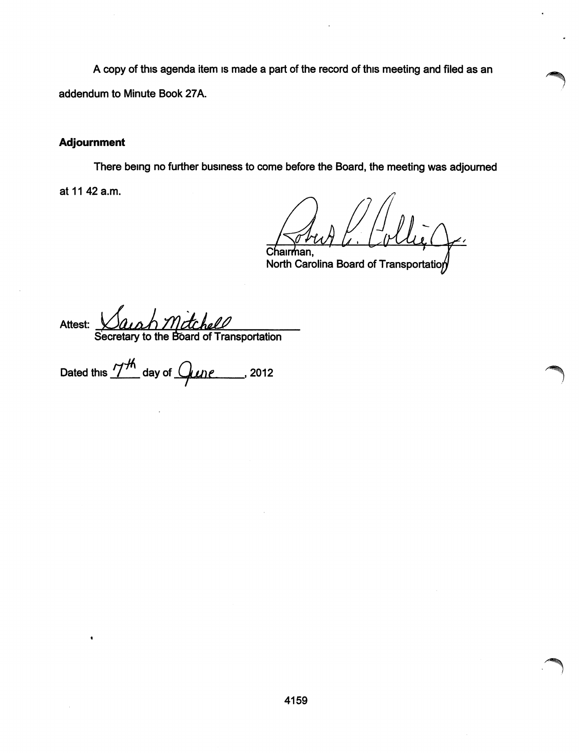A copy of this agenda item is made a part of the record of this meeting and filed as an addendum to Minute Book 27A.

**Adjournment**

There being no further business to come before the Board, the meeting was adjourned at 11 42 a.m.

Chairman,
North Carolina Board of Transportation

Attest: Sarah Mitchell
Secretary to the Board of Transportation

Dated this 7th day of June, 2012